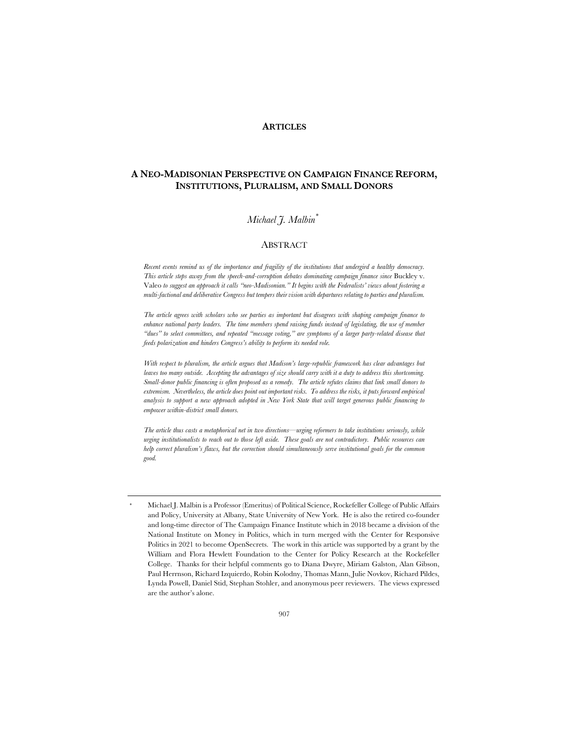**ARTICLES**

# A NEO-MADISONIAN PERSPECTIVE ON CAMPAIGN FINANCE REFORM, INSTITUTIONS, PLURALISM, AND SMALL DONORS

*Michael J. Malbin*[*]

## ABSTRACT

*Recent events remind us of the importance and fragility of the institutions that undergird a healthy democracy. This article steps away from the speech-and-corruption debates dominating campaign finance since* Buckley v. Valeo *to suggest an approach it calls "neo-Madisonian." It begins with the Federalists' views about fostering a multi-factional and deliberative Congress but tempers their vision with departures relating to parties and pluralism.*

*The article agrees with scholars who see parties as important but disagrees with shaping campaign finance to enhance national party leaders. The time members spend raising funds instead of legislating, the use of member "dues" to select committees, and repeated "message voting," are symptoms of a larger party-related disease that feeds polarization and hinders Congress's ability to perform its needed role.*

*With respect to pluralism, the article argues that Madison's large-republic framework has clear advantages but leaves too many outside. Accepting the advantages of size should carry with it a duty to address this shortcoming. Small-donor public financing is often proposed as a remedy. The article refutes claims that link small donors to extremism. Nevertheless, the article does point out important risks. To address the risks, it puts forward empirical analysis to support a new approach adopted in New York State that will target generous public financing to empower within-district small donors.*

*The article thus casts a metaphorical net in two directions—urging reformers to take institutions seriously, while urging institutionalists to reach out to those left aside. These goals are not contradictory. Public resources can help correct pluralism's flaws, but the correction should simultaneously serve institutional goals for the common good.*

---

[*] Michael J. Malbin is a Professor (Emeritus) of Political Science, Rockefeller College of Public Affairs and Policy, University at Albany, State University of New York. He is also the retired co-founder and long-time director of The Campaign Finance Institute which in 2018 became a division of the National Institute on Money in Politics, which in turn merged with the Center for Responsive Politics in 2021 to become OpenSecrets. The work in this article was supported by a grant by the William and Flora Hewlett Foundation to the Center for Policy Research at the Rockefeller College. Thanks for their helpful comments go to Diana Dwyre, Miriam Galston, Alan Gibson, Paul Herrnson, Richard Izquierdo, Robin Kolodny, Thomas Mann, Julie Novkov, Richard Pildes, Lynda Powell, Daniel Stid, Stephan Stohler, and anonymous peer reviewers. The views expressed are the author's alone.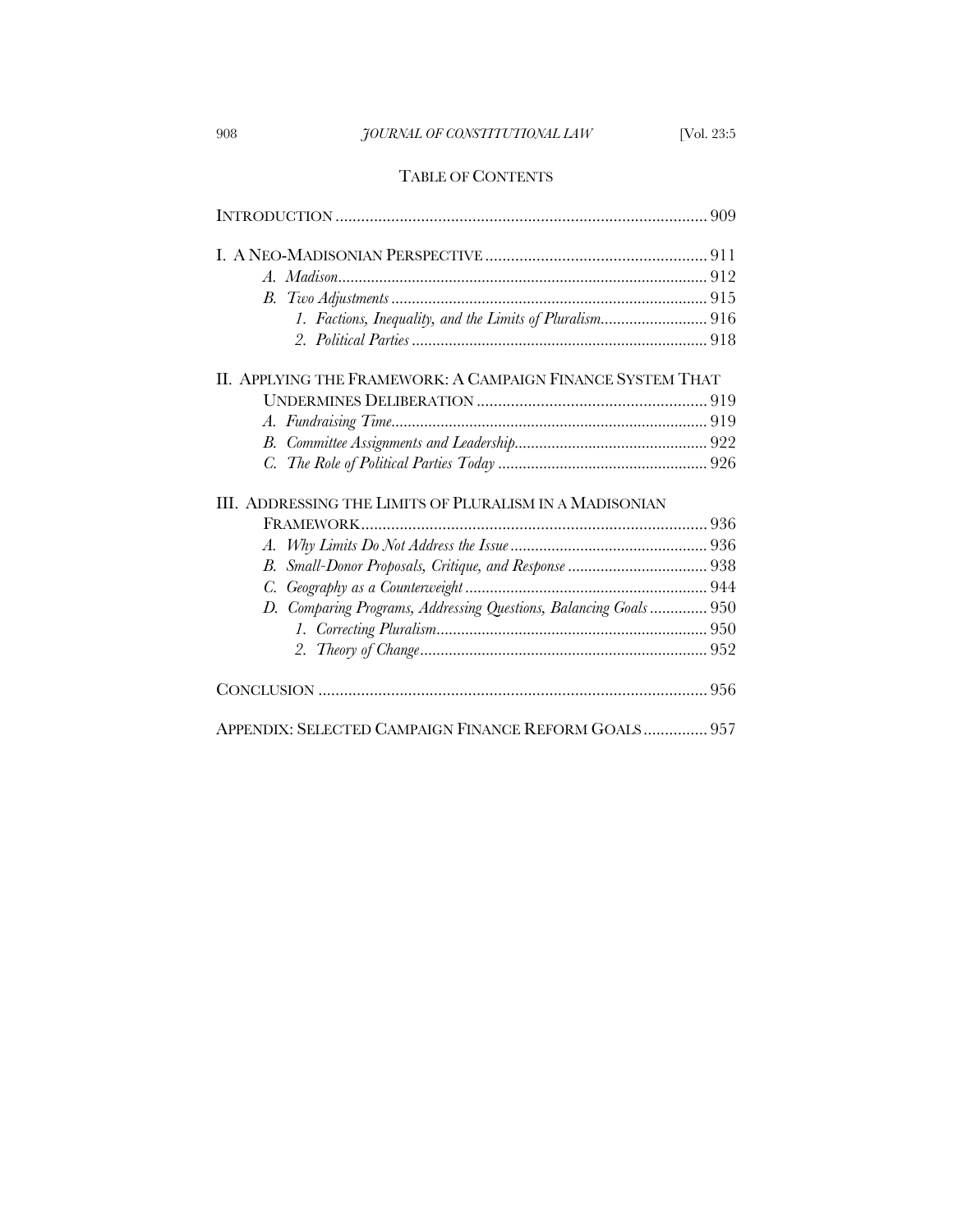## TABLE OF CONTENTS

INTRODUCTION ........................................................................................ 909

I. A NEO-MADISONIAN PERSPECTIVE .................................................... 911
   *A. Madison* ......................................................................................... 912
   *B. Two Adjustments* ............................................................................ 915
      *1. Factions, Inequality, and the Limits of Pluralism* .......................... 916
      *2. Political Parties* ........................................................................ 918

II. APPLYING THE FRAMEWORK: A CAMPAIGN FINANCE SYSTEM THAT UNDERMINES DELIBERATION ...................................................... 919
   *A. Fundraising Time* ............................................................................ 919
   *B. Committee Assignments and Leadership* .............................................. 922
   *C. The Role of Political Parties Today* .................................................. 926

III. ADDRESSING THE LIMITS OF PLURALISM IN A MADISONIAN FRAMEWORK ................................................................................. 936
   *A. Why Limits Do Not Address the Issue* ................................................ 936
   *B. Small-Donor Proposals, Critique, and Response* .................................. 938
   *C. Geography as a Counterweight* ........................................................... 944
   *D. Comparing Programs, Addressing Questions, Balancing Goals* .............. 950
      *1. Correcting Pluralism* .................................................................. 950
      *2. Theory of Change* ...................................................................... 952

CONCLUSION ........................................................................................... 956

APPENDIX: SELECTED CAMPAIGN FINANCE REFORM GOALS ............... 957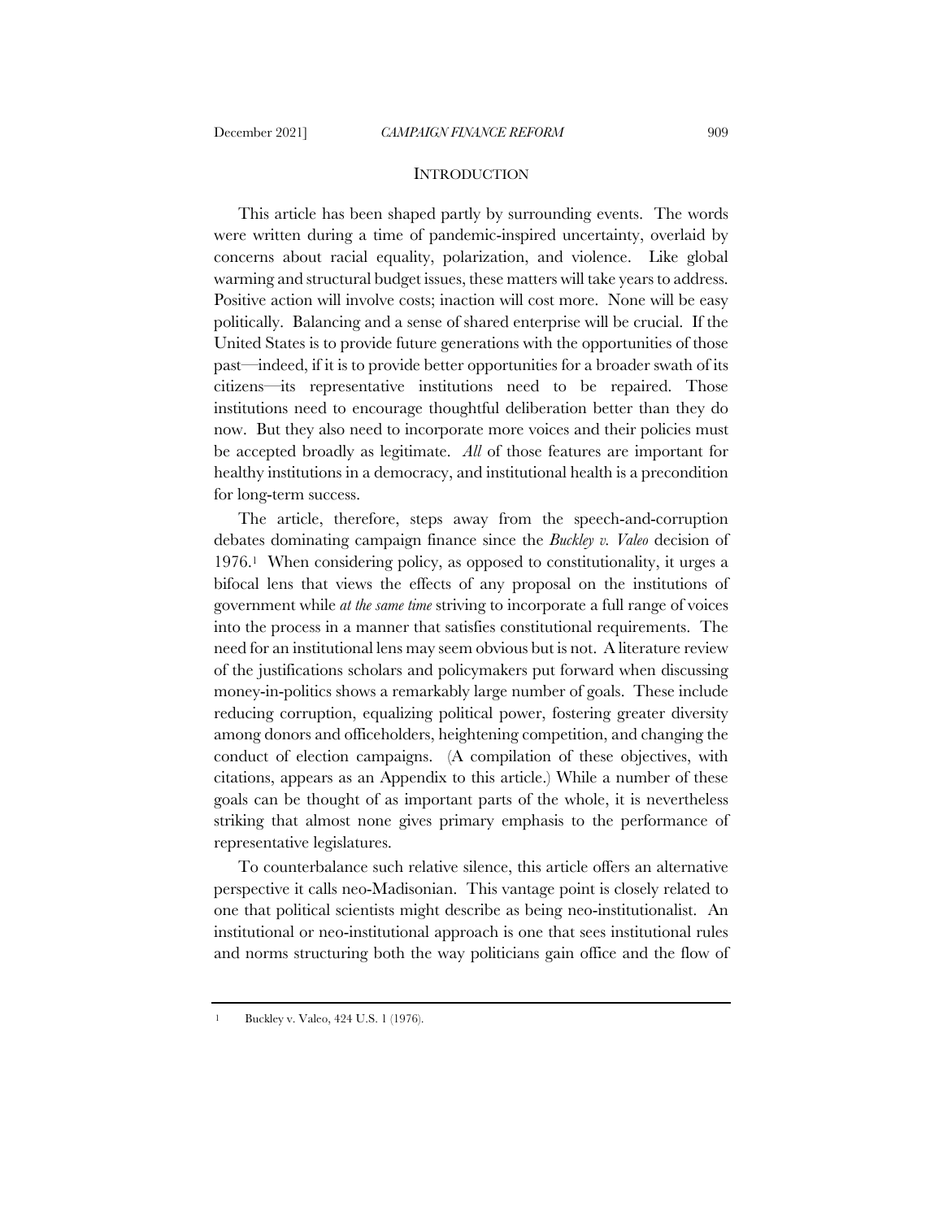## INTRODUCTION

This article has been shaped partly by surrounding events. The words were written during a time of pandemic-inspired uncertainty, overlaid by concerns about racial equality, polarization, and violence. Like global warming and structural budget issues, these matters will take years to address. Positive action will involve costs; inaction will cost more. None will be easy politically. Balancing and a sense of shared enterprise will be crucial. If the United States is to provide future generations with the opportunities of those past—indeed, if it is to provide better opportunities for a broader swath of its citizens—its representative institutions need to be repaired. Those institutions need to encourage thoughtful deliberation better than they do now. But they also need to incorporate more voices and their policies must be accepted broadly as legitimate. *All* of those features are important for healthy institutions in a democracy, and institutional health is a precondition for long-term success.

The article, therefore, steps away from the speech-and-corruption debates dominating campaign finance since the *Buckley v. Valeo* decision of 1976.[1] When considering policy, as opposed to constitutionality, it urges a bifocal lens that views the effects of any proposal on the institutions of government while *at the same time* striving to incorporate a full range of voices into the process in a manner that satisfies constitutional requirements. The need for an institutional lens may seem obvious but is not. A literature review of the justifications scholars and policymakers put forward when discussing money-in-politics shows a remarkably large number of goals. These include reducing corruption, equalizing political power, fostering greater diversity among donors and officeholders, heightening competition, and changing the conduct of election campaigns. (A compilation of these objectives, with citations, appears as an Appendix to this article.) While a number of these goals can be thought of as important parts of the whole, it is nevertheless striking that almost none gives primary emphasis to the performance of representative legislatures.

To counterbalance such relative silence, this article offers an alternative perspective it calls neo-Madisonian. This vantage point is closely related to one that political scientists might describe as being neo-institutionalist. An institutional or neo-institutional approach is one that sees institutional rules and norms structuring both the way politicians gain office and the flow of

---

[1] Buckley v. Valeo, 424 U.S. 1 (1976).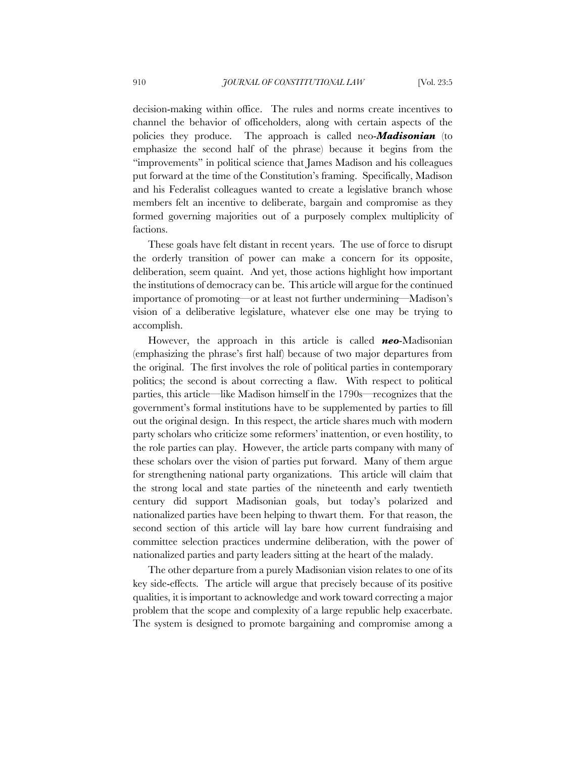decision-making within office. The rules and norms create incentives to channel the behavior of officeholders, along with certain aspects of the policies they produce. The approach is called neo-***Madisonian*** (to emphasize the second half of the phrase) because it begins from the "improvements" in political science that James Madison and his colleagues put forward at the time of the Constitution's framing. Specifically, Madison and his Federalist colleagues wanted to create a legislative branch whose members felt an incentive to deliberate, bargain and compromise as they formed governing majorities out of a purposely complex multiplicity of factions.

These goals have felt distant in recent years. The use of force to disrupt the orderly transition of power can make a concern for its opposite, deliberation, seem quaint. And yet, those actions highlight how important the institutions of democracy can be. This article will argue for the continued importance of promoting—or at least not further undermining—Madison's vision of a deliberative legislature, whatever else one may be trying to accomplish.

However, the approach in this article is called ***neo***-Madisonian (emphasizing the phrase's first half) because of two major departures from the original. The first involves the role of political parties in contemporary politics; the second is about correcting a flaw. With respect to political parties, this article—like Madison himself in the 1790s—recognizes that the government's formal institutions have to be supplemented by parties to fill out the original design. In this respect, the article shares much with modern party scholars who criticize some reformers' inattention, or even hostility, to the role parties can play. However, the article parts company with many of these scholars over the vision of parties put forward. Many of them argue for strengthening national party organizations. This article will claim that the strong local and state parties of the nineteenth and early twentieth century did support Madisonian goals, but today's polarized and nationalized parties have been helping to thwart them. For that reason, the second section of this article will lay bare how current fundraising and committee selection practices undermine deliberation, with the power of nationalized parties and party leaders sitting at the heart of the malady.

The other departure from a purely Madisonian vision relates to one of its key side-effects. The article will argue that precisely because of its positive qualities, it is important to acknowledge and work toward correcting a major problem that the scope and complexity of a large republic help exacerbate. The system is designed to promote bargaining and compromise among a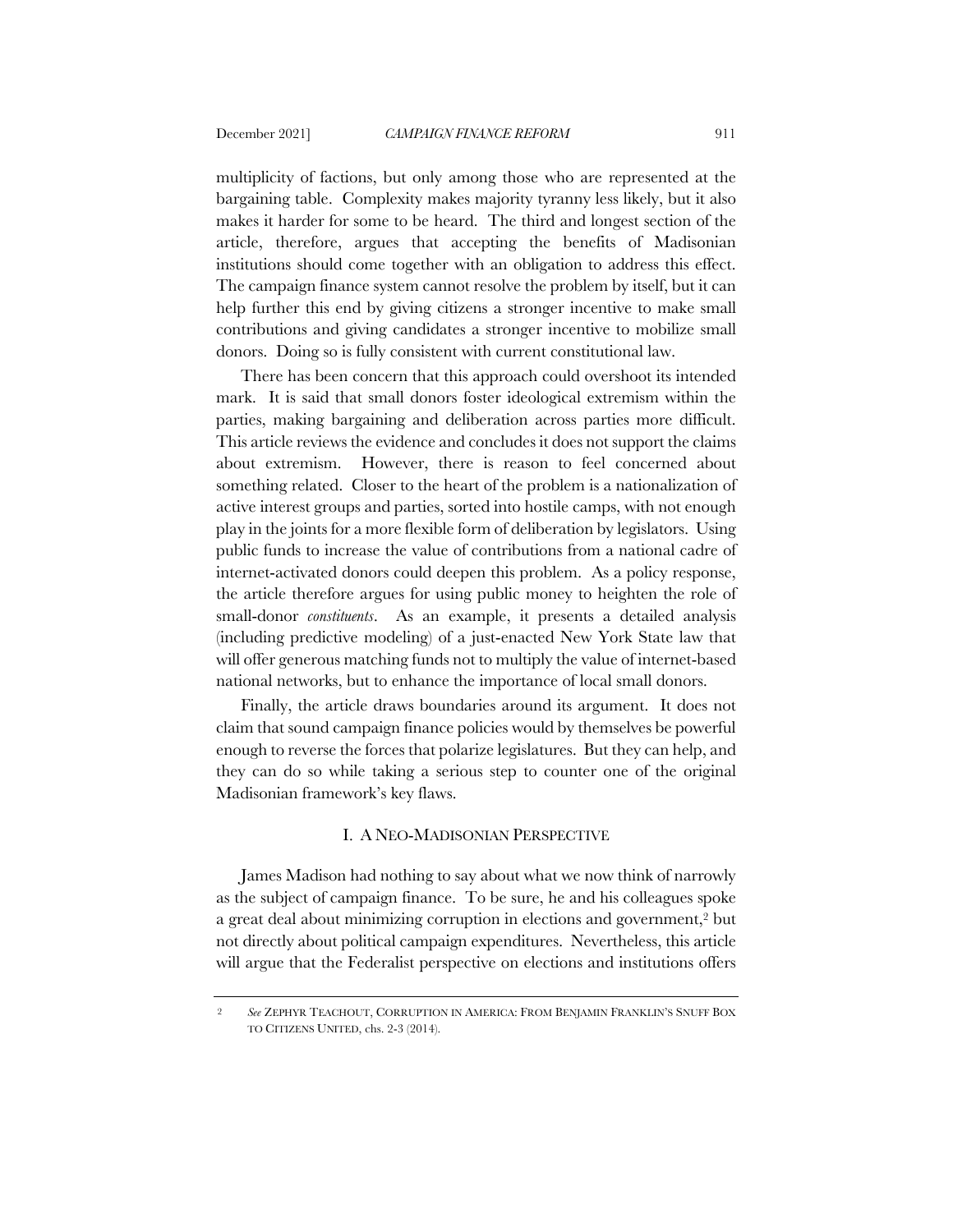multiplicity of factions, but only among those who are represented at the bargaining table. Complexity makes majority tyranny less likely, but it also makes it harder for some to be heard. The third and longest section of the article, therefore, argues that accepting the benefits of Madisonian institutions should come together with an obligation to address this effect. The campaign finance system cannot resolve the problem by itself, but it can help further this end by giving citizens a stronger incentive to make small contributions and giving candidates a stronger incentive to mobilize small donors. Doing so is fully consistent with current constitutional law.

There has been concern that this approach could overshoot its intended mark. It is said that small donors foster ideological extremism within the parties, making bargaining and deliberation across parties more difficult. This article reviews the evidence and concludes it does not support the claims about extremism. However, there is reason to feel concerned about something related. Closer to the heart of the problem is a nationalization of active interest groups and parties, sorted into hostile camps, with not enough play in the joints for a more flexible form of deliberation by legislators. Using public funds to increase the value of contributions from a national cadre of internet-activated donors could deepen this problem. As a policy response, the article therefore argues for using public money to heighten the role of small-donor *constituents*. As an example, it presents a detailed analysis (including predictive modeling) of a just-enacted New York State law that will offer generous matching funds not to multiply the value of internet-based national networks, but to enhance the importance of local small donors.

Finally, the article draws boundaries around its argument. It does not claim that sound campaign finance policies would by themselves be powerful enough to reverse the forces that polarize legislatures. But they can help, and they can do so while taking a serious step to counter one of the original Madisonian framework's key flaws.

## I. A NEO-MADISONIAN PERSPECTIVE

James Madison had nothing to say about what we now think of narrowly as the subject of campaign finance. To be sure, he and his colleagues spoke a great deal about minimizing corruption in elections and government,[2] but not directly about political campaign expenditures. Nevertheless, this article will argue that the Federalist perspective on elections and institutions offers

[2] *See* ZEPHYR TEACHOUT, CORRUPTION IN AMERICA: FROM BENJAMIN FRANKLIN'S SNUFF BOX TO CITIZENS UNITED, chs. 2-3 (2014).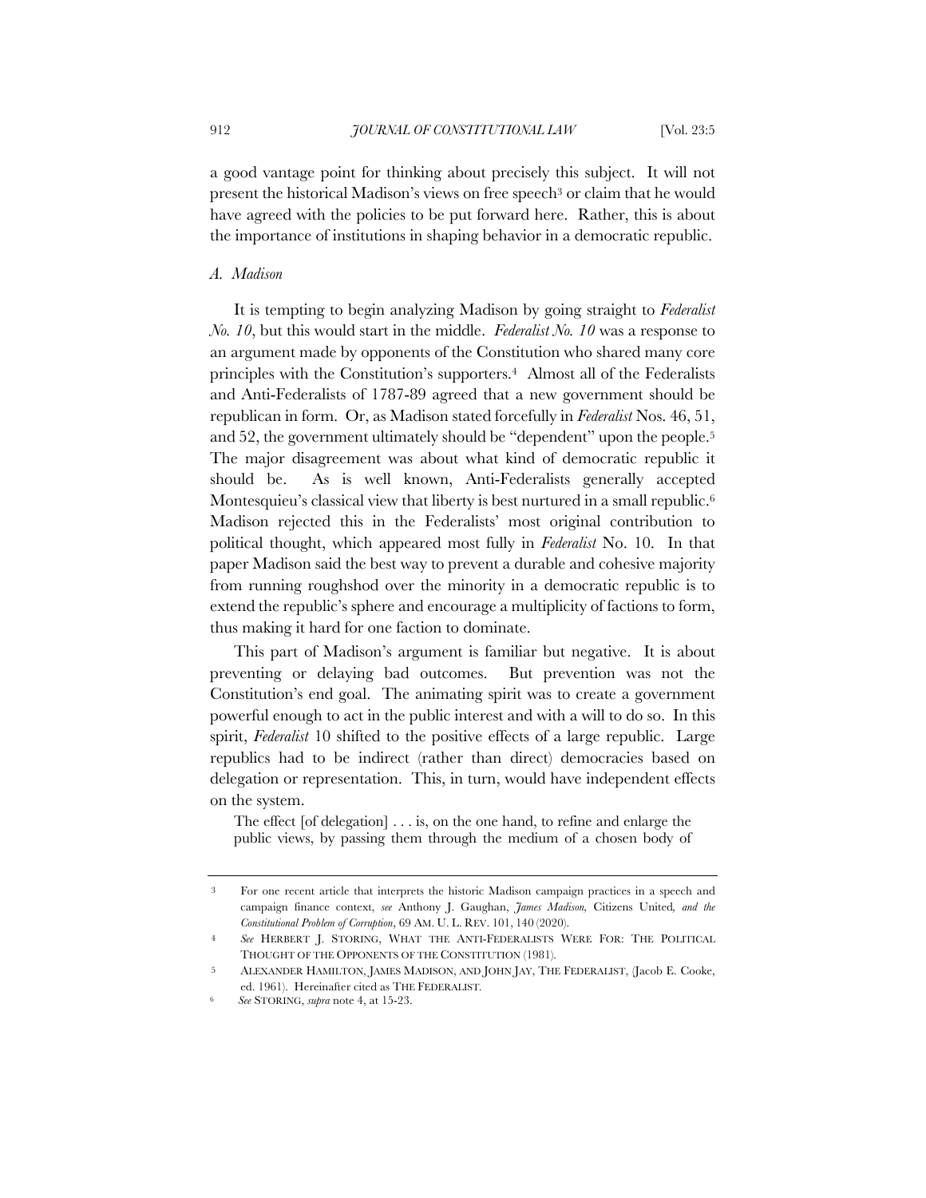a good vantage point for thinking about precisely this subject. It will not present the historical Madison's views on free speech[3] or claim that he would have agreed with the policies to be put forward here. Rather, this is about the importance of institutions in shaping behavior in a democratic republic.

### *A. Madison*

It is tempting to begin analyzing Madison by going straight to *Federalist No. 10*, but this would start in the middle. *Federalist No. 10* was a response to an argument made by opponents of the Constitution who shared many core principles with the Constitution's supporters.[4] Almost all of the Federalists and Anti-Federalists of 1787-89 agreed that a new government should be republican in form. Or, as Madison stated forcefully in *Federalist* Nos. 46, 51, and 52, the government ultimately should be "dependent" upon the people.[5] The major disagreement was about what kind of democratic republic it should be. As is well known, Anti-Federalists generally accepted Montesquieu's classical view that liberty is best nurtured in a small republic.[6] Madison rejected this in the Federalists' most original contribution to political thought, which appeared most fully in *Federalist* No. 10. In that paper Madison said the best way to prevent a durable and cohesive majority from running roughshod over the minority in a democratic republic is to extend the republic's sphere and encourage a multiplicity of factions to form, thus making it hard for one faction to dominate.

This part of Madison's argument is familiar but negative. It is about preventing or delaying bad outcomes. But prevention was not the Constitution's end goal. The animating spirit was to create a government powerful enough to act in the public interest and with a will to do so. In this spirit, *Federalist* 10 shifted to the positive effects of a large republic. Large republics had to be indirect (rather than direct) democracies based on delegation or representation. This, in turn, would have independent effects on the system.

> The effect [of delegation] . . . is, on the one hand, to refine and enlarge the public views, by passing them through the medium of a chosen body of

---

3 For one recent article that interprets the historic Madison campaign practices in a speech and campaign finance context, *see* Anthony J. Gaughan, *James Madison,* Citizens United*, and the Constitutional Problem of Corruption*, 69 AM. U. L. REV. 101, 140 (2020).

4 *See* HERBERT J. STORING, WHAT THE ANTI-FEDERALISTS WERE FOR: THE POLITICAL THOUGHT OF THE OPPONENTS OF THE CONSTITUTION (1981).

5 ALEXANDER HAMILTON, JAMES MADISON, AND JOHN JAY, THE FEDERALIST, (Jacob E. Cooke, ed. 1961). Hereinafter cited as THE FEDERALIST.

6 *See* STORING, *supra* note 4, at 15-23.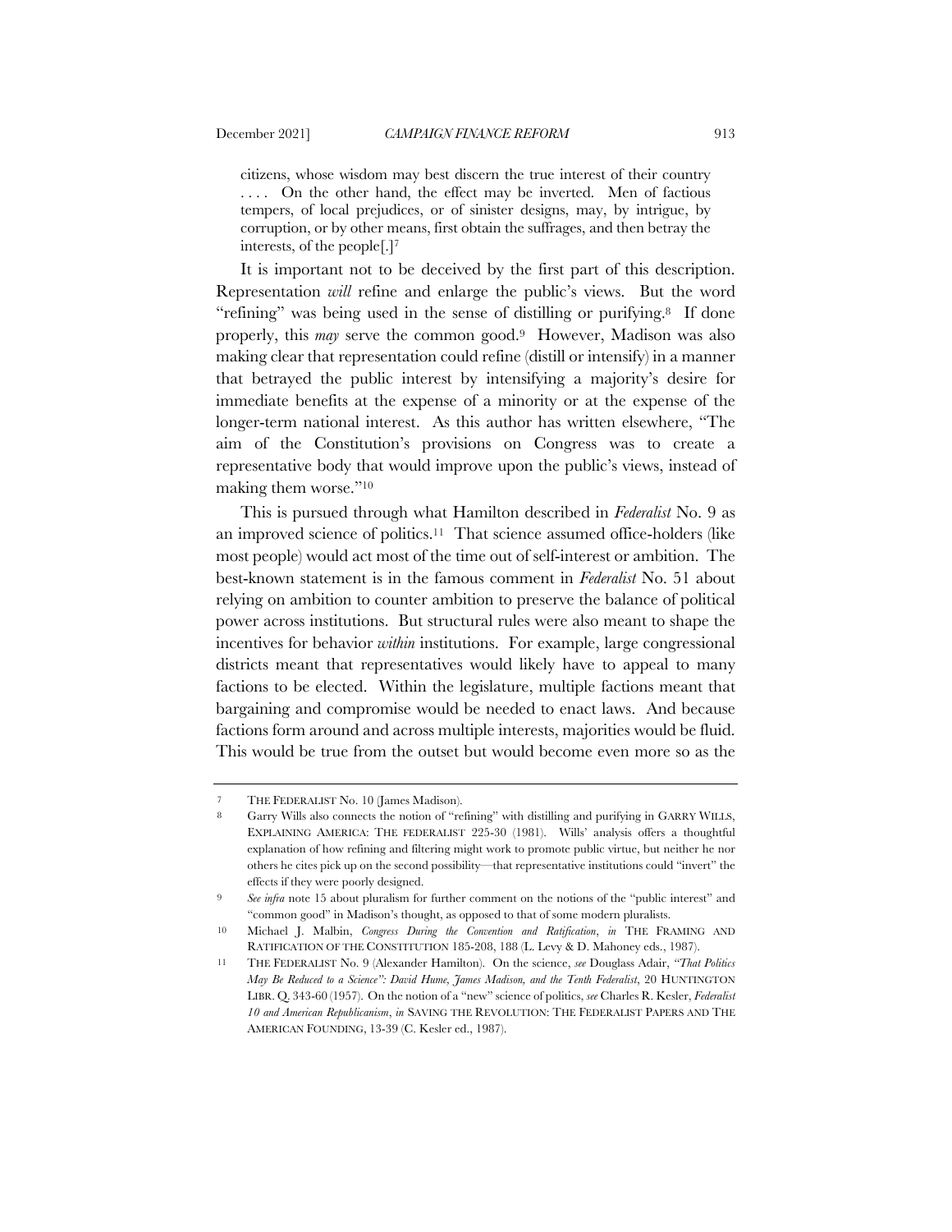citizens, whose wisdom may best discern the true interest of their country . . . . On the other hand, the effect may be inverted. Men of factious tempers, of local prejudices, or of sinister designs, may, by intrigue, by corruption, or by other means, first obtain the suffrages, and then betray the interests, of the people[.][7]

It is important not to be deceived by the first part of this description. Representation *will* refine and enlarge the public's views. But the word "refining" was being used in the sense of distilling or purifying.[8] If done properly, this *may* serve the common good.[9] However, Madison was also making clear that representation could refine (distill or intensify) in a manner that betrayed the public interest by intensifying a majority's desire for immediate benefits at the expense of a minority or at the expense of the longer-term national interest. As this author has written elsewhere, "The aim of the Constitution's provisions on Congress was to create a representative body that would improve upon the public's views, instead of making them worse."[10]

This is pursued through what Hamilton described in *Federalist* No. 9 as an improved science of politics.[11] That science assumed office-holders (like most people) would act most of the time out of self-interest or ambition. The best-known statement is in the famous comment in *Federalist* No. 51 about relying on ambition to counter ambition to preserve the balance of political power across institutions. But structural rules were also meant to shape the incentives for behavior *within* institutions. For example, large congressional districts meant that representatives would likely have to appeal to many factions to be elected. Within the legislature, multiple factions meant that bargaining and compromise would be needed to enact laws. And because factions form around and across multiple interests, majorities would be fluid. This would be true from the outset but would become even more so as the

---

7 THE FEDERALIST No. 10 (James Madison).

8 Garry Wills also connects the notion of "refining" with distilling and purifying in GARRY WILLS, EXPLAINING AMERICA: THE FEDERALIST 225-30 (1981). Wills' analysis offers a thoughtful explanation of how refining and filtering might work to promote public virtue, but neither he nor others he cites pick up on the second possibility—that representative institutions could "invert" the effects if they were poorly designed.

9 *See infra* note 15 about pluralism for further comment on the notions of the "public interest" and "common good" in Madison's thought, as opposed to that of some modern pluralists.

10 Michael J. Malbin, *Congress During the Convention and Ratification*, *in* THE FRAMING AND RATIFICATION OF THE CONSTITUTION 185-208, 188 (L. Levy & D. Mahoney eds., 1987).

11 THE FEDERALIST No. 9 (Alexander Hamilton). On the science, *see* Douglass Adair, *"That Politics May Be Reduced to a Science": David Hume, James Madison, and the Tenth Federalist*, 20 HUNTINGTON LIBR. Q. 343-60 (1957). On the notion of a "new" science of politics, *see* Charles R. Kesler, *Federalist 10 and American Republicanism*, *in* SAVING THE REVOLUTION: THE FEDERALIST PAPERS AND THE AMERICAN FOUNDING, 13-39 (C. Kesler ed., 1987).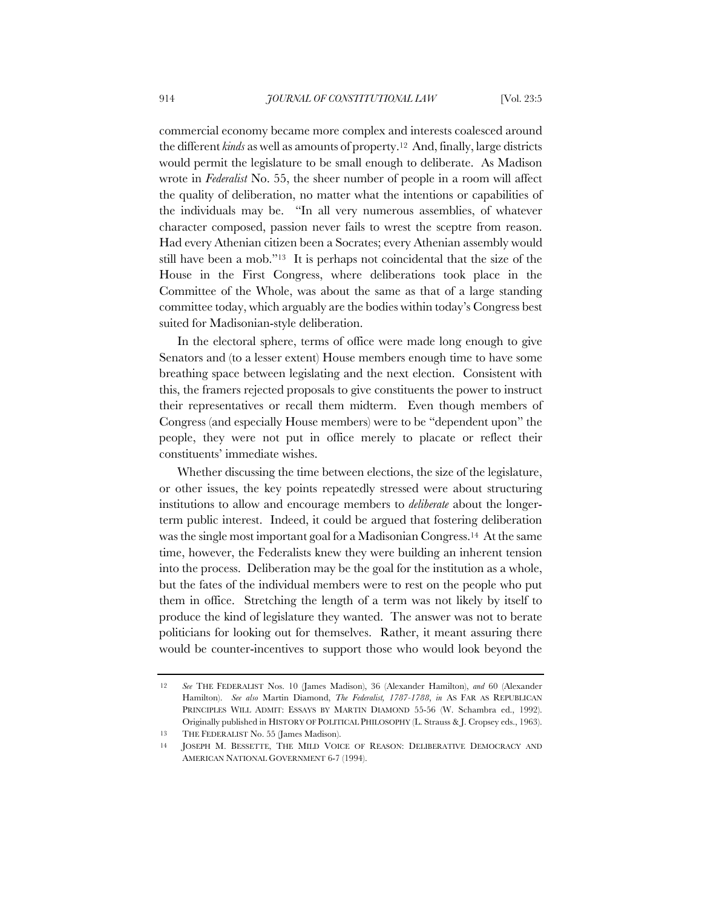commercial economy became more complex and interests coalesced around the different *kinds* as well as amounts of property.[12] And, finally, large districts would permit the legislature to be small enough to deliberate. As Madison wrote in *Federalist* No. 55, the sheer number of people in a room will affect the quality of deliberation, no matter what the intentions or capabilities of the individuals may be. "In all very numerous assemblies, of whatever character composed, passion never fails to wrest the sceptre from reason. Had every Athenian citizen been a Socrates; every Athenian assembly would still have been a mob."[13] It is perhaps not coincidental that the size of the House in the First Congress, where deliberations took place in the Committee of the Whole, was about the same as that of a large standing committee today, which arguably are the bodies within today's Congress best suited for Madisonian-style deliberation.

In the electoral sphere, terms of office were made long enough to give Senators and (to a lesser extent) House members enough time to have some breathing space between legislating and the next election. Consistent with this, the framers rejected proposals to give constituents the power to instruct their representatives or recall them midterm. Even though members of Congress (and especially House members) were to be "dependent upon" the people, they were not put in office merely to placate or reflect their constituents' immediate wishes.

Whether discussing the time between elections, the size of the legislature, or other issues, the key points repeatedly stressed were about structuring institutions to allow and encourage members to *deliberate* about the longer-term public interest. Indeed, it could be argued that fostering deliberation was the single most important goal for a Madisonian Congress.[14] At the same time, however, the Federalists knew they were building an inherent tension into the process. Deliberation may be the goal for the institution as a whole, but the fates of the individual members were to rest on the people who put them in office. Stretching the length of a term was not likely by itself to produce the kind of legislature they wanted. The answer was not to berate politicians for looking out for themselves. Rather, it meant assuring there would be counter-incentives to support those who would look beyond the

---

12 *See* THE FEDERALIST Nos. 10 (James Madison), 36 (Alexander Hamilton), *and* 60 (Alexander Hamilton). *See also* Martin Diamond, *The Federalist, 1787-1788*, *in* AS FAR AS REPUBLICAN PRINCIPLES WILL ADMIT: ESSAYS BY MARTIN DIAMOND 55-56 (W. Schambra ed., 1992). Originally published in HISTORY OF POLITICAL PHILOSOPHY (L. Strauss & J. Cropsey eds., 1963).

13 THE FEDERALIST No. 55 (James Madison).

14 JOSEPH M. BESSETTE, THE MILD VOICE OF REASON: DELIBERATIVE DEMOCRACY AND AMERICAN NATIONAL GOVERNMENT 6-7 (1994).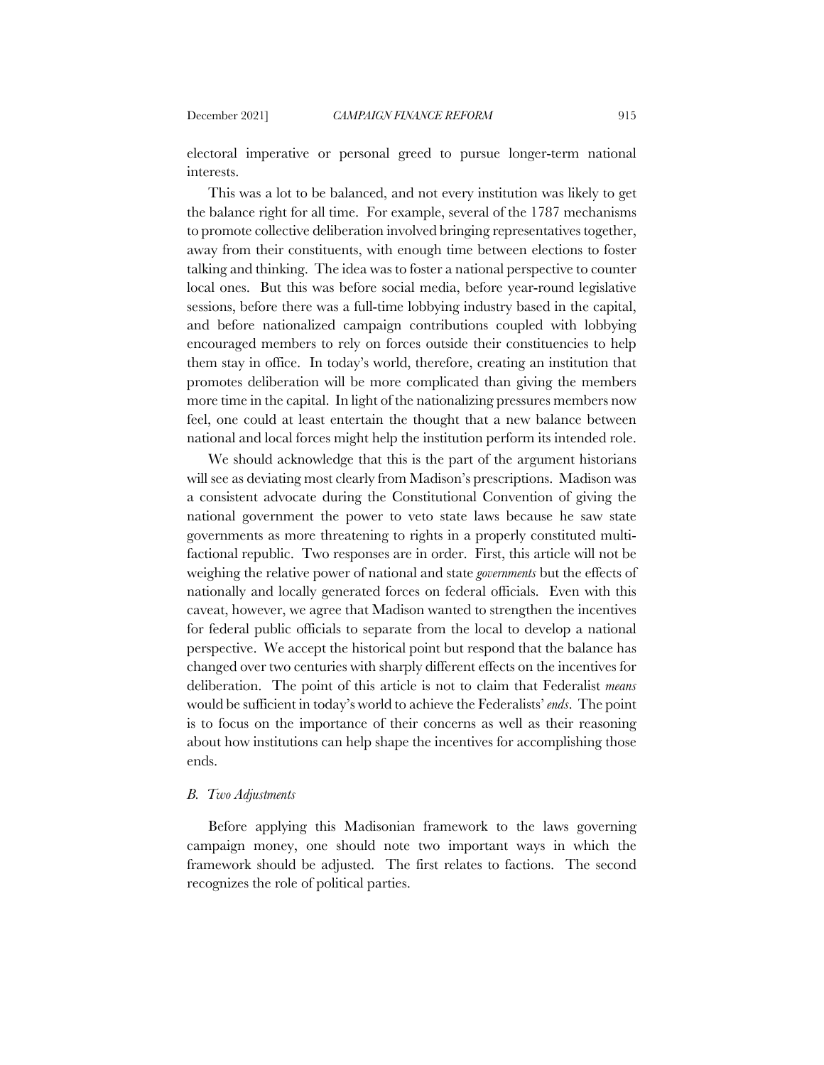electoral imperative or personal greed to pursue longer-term national interests.

This was a lot to be balanced, and not every institution was likely to get the balance right for all time. For example, several of the 1787 mechanisms to promote collective deliberation involved bringing representatives together, away from their constituents, with enough time between elections to foster talking and thinking. The idea was to foster a national perspective to counter local ones. But this was before social media, before year-round legislative sessions, before there was a full-time lobbying industry based in the capital, and before nationalized campaign contributions coupled with lobbying encouraged members to rely on forces outside their constituencies to help them stay in office. In today's world, therefore, creating an institution that promotes deliberation will be more complicated than giving the members more time in the capital. In light of the nationalizing pressures members now feel, one could at least entertain the thought that a new balance between national and local forces might help the institution perform its intended role.

We should acknowledge that this is the part of the argument historians will see as deviating most clearly from Madison's prescriptions. Madison was a consistent advocate during the Constitutional Convention of giving the national government the power to veto state laws because he saw state governments as more threatening to rights in a properly constituted multi-factional republic. Two responses are in order. First, this article will not be weighing the relative power of national and state *governments* but the effects of nationally and locally generated forces on federal officials. Even with this caveat, however, we agree that Madison wanted to strengthen the incentives for federal public officials to separate from the local to develop a national perspective. We accept the historical point but respond that the balance has changed over two centuries with sharply different effects on the incentives for deliberation. The point of this article is not to claim that Federalist *means* would be sufficient in today's world to achieve the Federalists' *ends*. The point is to focus on the importance of their concerns as well as their reasoning about how institutions can help shape the incentives for accomplishing those ends.

### *B. Two Adjustments*

Before applying this Madisonian framework to the laws governing campaign money, one should note two important ways in which the framework should be adjusted. The first relates to factions. The second recognizes the role of political parties.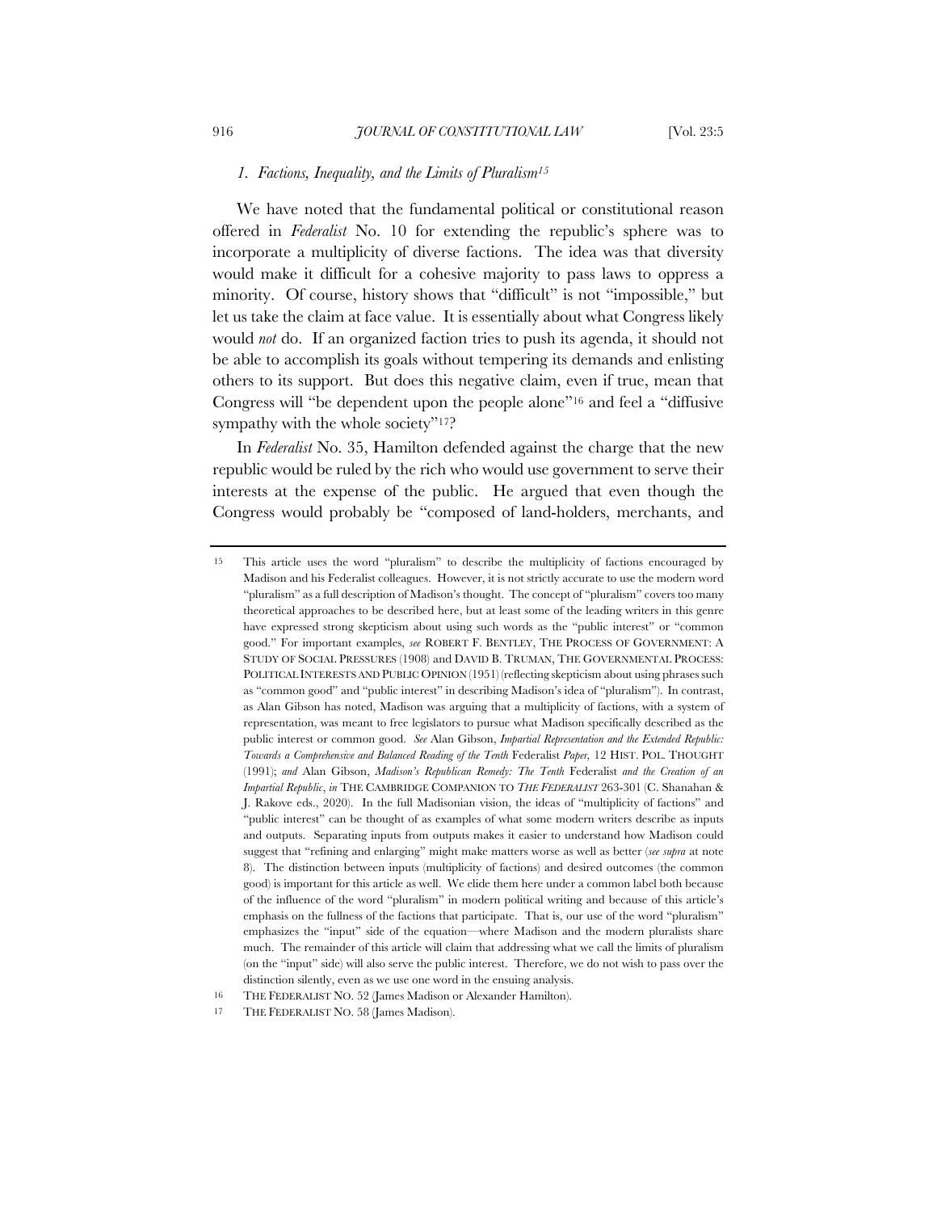### *1. Factions, Inequality, and the Limits of Pluralism*[15]

We have noted that the fundamental political or constitutional reason offered in *Federalist* No. 10 for extending the republic's sphere was to incorporate a multiplicity of diverse factions. The idea was that diversity would make it difficult for a cohesive majority to pass laws to oppress a minority. Of course, history shows that "difficult" is not "impossible," but let us take the claim at face value. It is essentially about what Congress likely would *not* do. If an organized faction tries to push its agenda, it should not be able to accomplish its goals without tempering its demands and enlisting others to its support. But does this negative claim, even if true, mean that Congress will "be dependent upon the people alone"[16] and feel a "diffusive sympathy with the whole society"[17]?

In *Federalist* No. 35, Hamilton defended against the charge that the new republic would be ruled by the rich who would use government to serve their interests at the expense of the public. He argued that even though the Congress would probably be "composed of land-holders, merchants, and

---

[15] This article uses the word "pluralism" to describe the multiplicity of factions encouraged by Madison and his Federalist colleagues. However, it is not strictly accurate to use the modern word "pluralism" as a full description of Madison's thought. The concept of "pluralism" covers too many theoretical approaches to be described here, but at least some of the leading writers in this genre have expressed strong skepticism about using such words as the "public interest" or "common good." For important examples, *see* ROBERT F. BENTLEY, THE PROCESS OF GOVERNMENT: A STUDY OF SOCIAL PRESSURES (1908) and DAVID B. TRUMAN, THE GOVERNMENTAL PROCESS: POLITICAL INTERESTS AND PUBLIC OPINION (1951) (reflecting skepticism about using phrases such as "common good" and "public interest" in describing Madison's idea of "pluralism"). In contrast, as Alan Gibson has noted, Madison was arguing that a multiplicity of factions, with a system of representation, was meant to free legislators to pursue what Madison specifically described as the public interest or common good. *See* Alan Gibson, *Impartial Representation and the Extended Republic: Towards a Comprehensive and Balanced Reading of the Tenth* Federalist *Paper,* 12 HIST. POL. THOUGHT (1991); *and* Alan Gibson, *Madison's Republican Remedy: The Tenth* Federalist *and the Creation of an Impartial Republic*, *in* THE CAMBRIDGE COMPANION TO *THE FEDERALIST* 263-301 (C. Shanahan & J. Rakove eds., 2020). In the full Madisonian vision, the ideas of "multiplicity of factions" and "public interest" can be thought of as examples of what some modern writers describe as inputs and outputs. Separating inputs from outputs makes it easier to understand how Madison could suggest that "refining and enlarging" might make matters worse as well as better (*see supra* at note 8). The distinction between inputs (multiplicity of factions) and desired outcomes (the common good) is important for this article as well. We elide them here under a common label both because of the influence of the word "pluralism" in modern political writing and because of this article's emphasis on the fullness of the factions that participate. That is, our use of the word "pluralism" emphasizes the "input" side of the equation—where Madison and the modern pluralists share much. The remainder of this article will claim that addressing what we call the limits of pluralism (on the "input" side) will also serve the public interest. Therefore, we do not wish to pass over the distinction silently, even as we use one word in the ensuing analysis.

[16] THE FEDERALIST NO. 52 (James Madison or Alexander Hamilton).

[17] THE FEDERALIST NO. 58 (James Madison).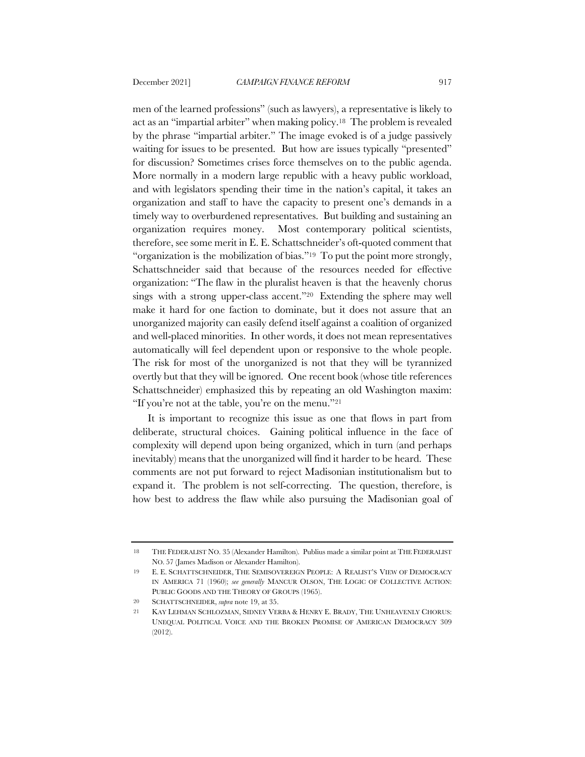men of the learned professions" (such as lawyers), a representative is likely to act as an "impartial arbiter" when making policy.[18] The problem is revealed by the phrase "impartial arbiter." The image evoked is of a judge passively waiting for issues to be presented. But how are issues typically "presented" for discussion? Sometimes crises force themselves on to the public agenda. More normally in a modern large republic with a heavy public workload, and with legislators spending their time in the nation's capital, it takes an organization and staff to have the capacity to present one's demands in a timely way to overburdened representatives. But building and sustaining an organization requires money. Most contemporary political scientists, therefore, see some merit in E. E. Schattschneider's oft-quoted comment that "organization is the mobilization of bias."[19] To put the point more strongly, Schattschneider said that because of the resources needed for effective organization: "The flaw in the pluralist heaven is that the heavenly chorus sings with a strong upper-class accent."[20] Extending the sphere may well make it hard for one faction to dominate, but it does not assure that an unorganized majority can easily defend itself against a coalition of organized and well-placed minorities. In other words, it does not mean representatives automatically will feel dependent upon or responsive to the whole people. The risk for most of the unorganized is not that they will be tyrannized overtly but that they will be ignored. One recent book (whose title references Schattschneider) emphasized this by repeating an old Washington maxim: "If you're not at the table, you're on the menu."[21]

It is important to recognize this issue as one that flows in part from deliberate, structural choices. Gaining political influence in the face of complexity will depend upon being organized, which in turn (and perhaps inevitably) means that the unorganized will find it harder to be heard. These comments are not put forward to reject Madisonian institutionalism but to expand it. The problem is not self-correcting. The question, therefore, is how best to address the flaw while also pursuing the Madisonian goal of

---

18 THE FEDERALIST NO. 35 (Alexander Hamilton). Publius made a similar point at THE FEDERALIST NO. 57 (James Madison or Alexander Hamilton).

19 E. E. SCHATTSCHNEIDER, THE SEMISOVEREIGN PEOPLE: A REALIST'S VIEW OF DEMOCRACY IN AMERICA 71 (1960); *see generally* MANCUR OLSON, THE LOGIC OF COLLECTIVE ACTION: PUBLIC GOODS AND THE THEORY OF GROUPS (1965).

20 SCHATTSCHNEIDER, *supra* note 19, at 35.

21 KAY LEHMAN SCHLOZMAN, SIDNEY VERBA & HENRY E. BRADY, THE UNHEAVENLY CHORUS: UNEQUAL POLITICAL VOICE AND THE BROKEN PROMISE OF AMERICAN DEMOCRACY 309 (2012).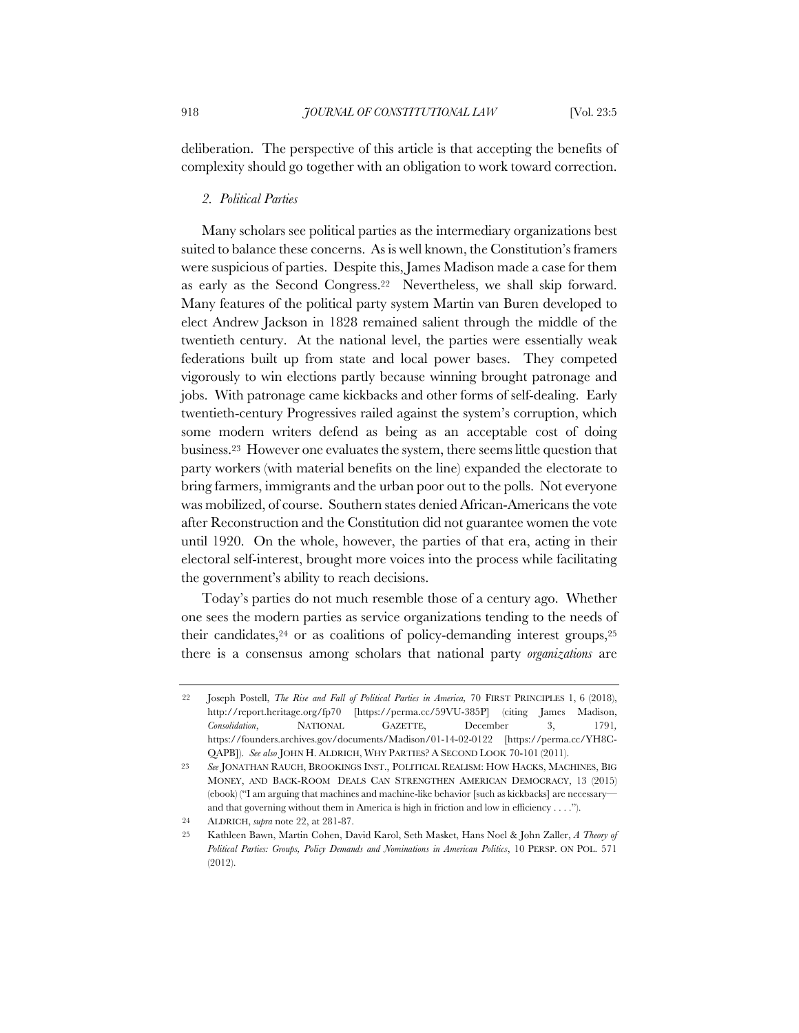deliberation. The perspective of this article is that accepting the benefits of complexity should go together with an obligation to work toward correction.

### *2. Political Parties*

Many scholars see political parties as the intermediary organizations best suited to balance these concerns. As is well known, the Constitution's framers were suspicious of parties. Despite this, James Madison made a case for them as early as the Second Congress.[22] Nevertheless, we shall skip forward. Many features of the political party system Martin van Buren developed to elect Andrew Jackson in 1828 remained salient through the middle of the twentieth century. At the national level, the parties were essentially weak federations built up from state and local power bases. They competed vigorously to win elections partly because winning brought patronage and jobs. With patronage came kickbacks and other forms of self-dealing. Early twentieth-century Progressives railed against the system's corruption, which some modern writers defend as being as an acceptable cost of doing business.[23] However one evaluates the system, there seems little question that party workers (with material benefits on the line) expanded the electorate to bring farmers, immigrants and the urban poor out to the polls. Not everyone was mobilized, of course. Southern states denied African-Americans the vote after Reconstruction and the Constitution did not guarantee women the vote until 1920. On the whole, however, the parties of that era, acting in their electoral self-interest, brought more voices into the process while facilitating the government's ability to reach decisions.

Today's parties do not much resemble those of a century ago. Whether one sees the modern parties as service organizations tending to the needs of their candidates,[24] or as coalitions of policy-demanding interest groups,[25] there is a consensus among scholars that national party *organizations* are

---

22 Joseph Postell, *The Rise and Fall of Political Parties in America,* 70 FIRST PRINCIPLES 1, 6 (2018), http://report.heritage.org/fp70 [https://perma.cc/59VU-385P] (citing James Madison, *Consolidation*, NATIONAL GAZETTE, December 3, 1791, https://founders.archives.gov/documents/Madison/01-14-02-0122 [https://perma.cc/YH8C-QAPB]). *See also* JOHN H. ALDRICH, WHY PARTIES? A SECOND LOOK 70-101 (2011).

23 *See* JONATHAN RAUCH, BROOKINGS INST., POLITICAL REALISM: HOW HACKS, MACHINES, BIG MONEY, AND BACK-ROOM DEALS CAN STRENGTHEN AMERICAN DEMOCRACY, 13 (2015) (ebook) ("I am arguing that machines and machine-like behavior [such as kickbacks] are necessary—and that governing without them in America is high in friction and low in efficiency . . . .").

24 ALDRICH, *supra* note 22, at 281-87.

25 Kathleen Bawn, Martin Cohen, David Karol, Seth Masket, Hans Noel & John Zaller, *A Theory of Political Parties: Groups, Policy Demands and Nominations in American Politics*, 10 PERSP. ON POL. 571 (2012).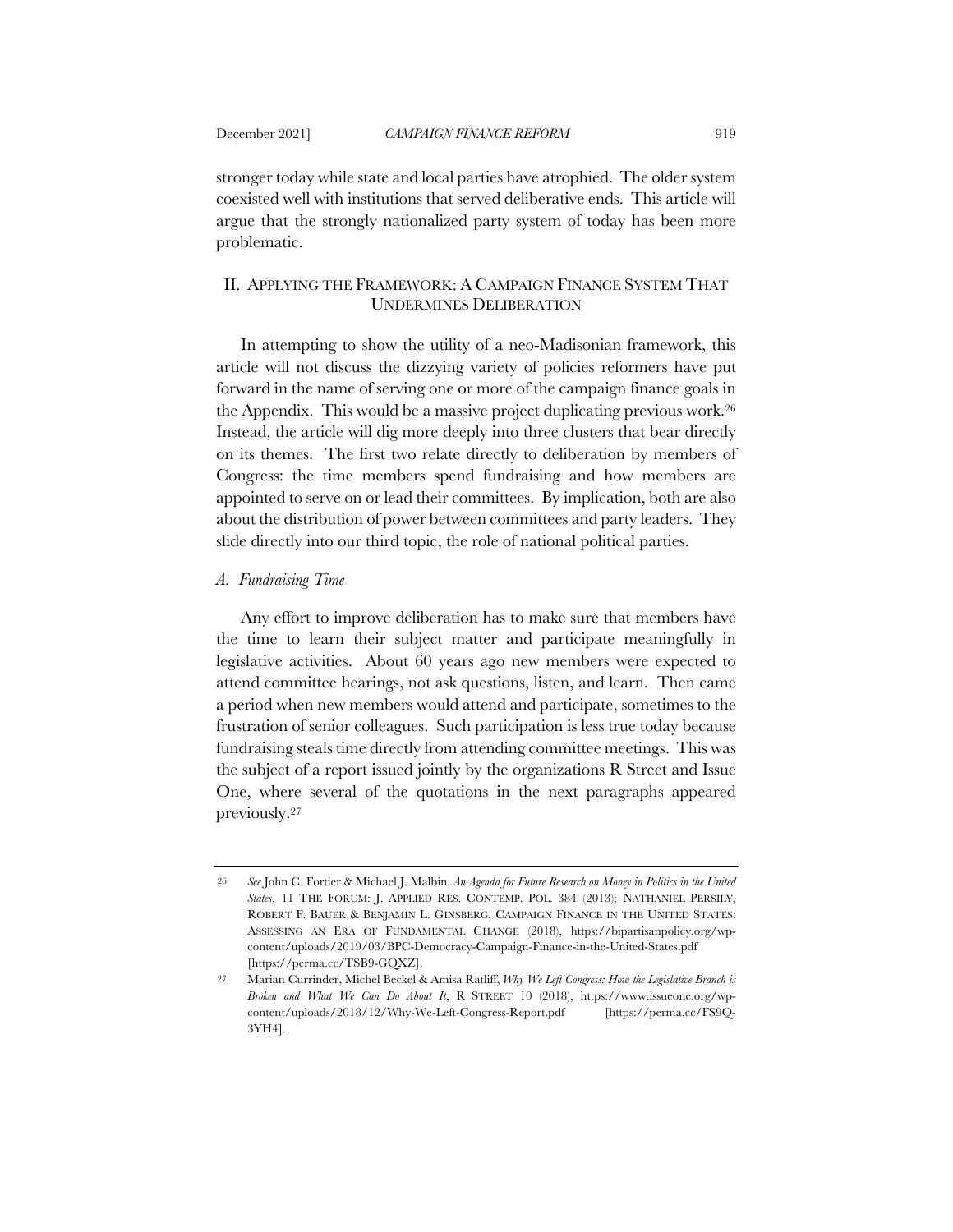stronger today while state and local parties have atrophied. The older system coexisted well with institutions that served deliberative ends. This article will argue that the strongly nationalized party system of today has been more problematic.

## II. APPLYING THE FRAMEWORK: A CAMPAIGN FINANCE SYSTEM THAT UNDERMINES DELIBERATION

In attempting to show the utility of a neo-Madisonian framework, this article will not discuss the dizzying variety of policies reformers have put forward in the name of serving one or more of the campaign finance goals in the Appendix. This would be a massive project duplicating previous work.[26] Instead, the article will dig more deeply into three clusters that bear directly on its themes. The first two relate directly to deliberation by members of Congress: the time members spend fundraising and how members are appointed to serve on or lead their committees. By implication, both are also about the distribution of power between committees and party leaders. They slide directly into our third topic, the role of national political parties.

### *A. Fundraising Time*

Any effort to improve deliberation has to make sure that members have the time to learn their subject matter and participate meaningfully in legislative activities. About 60 years ago new members were expected to attend committee hearings, not ask questions, listen, and learn. Then came a period when new members would attend and participate, sometimes to the frustration of senior colleagues. Such participation is less true today because fundraising steals time directly from attending committee meetings. This was the subject of a report issued jointly by the organizations R Street and Issue One, where several of the quotations in the next paragraphs appeared previously.[27]

---

[26] *See* John C. Fortier & Michael J. Malbin, *An Agenda for Future Research on Money in Politics in the United States*, 11 THE FORUM: J. APPLIED RES. CONTEMP. POL. 384 (2013); NATHANIEL PERSILY, ROBERT F. BAUER & BENJAMIN L. GINSBERG, CAMPAIGN FINANCE IN THE UNITED STATES: ASSESSING AN ERA OF FUNDAMENTAL CHANGE (2018), https://bipartisanpolicy.org/wp-content/uploads/2019/03/BPC-Democracy-Campaign-Finance-in-the-United-States.pdf [https://perma.cc/TSB9-GQXZ].

[27] Marian Currinder, Michel Beckel & Amisa Ratliff, *Why We Left Congress: How the Legislative Branch is Broken and What We Can Do About It*, R STREET 10 (2018), https://www.issueone.org/wp-content/uploads/2018/12/Why-We-Left-Congress-Report.pdf [https://perma.cc/FS9Q-3YH4].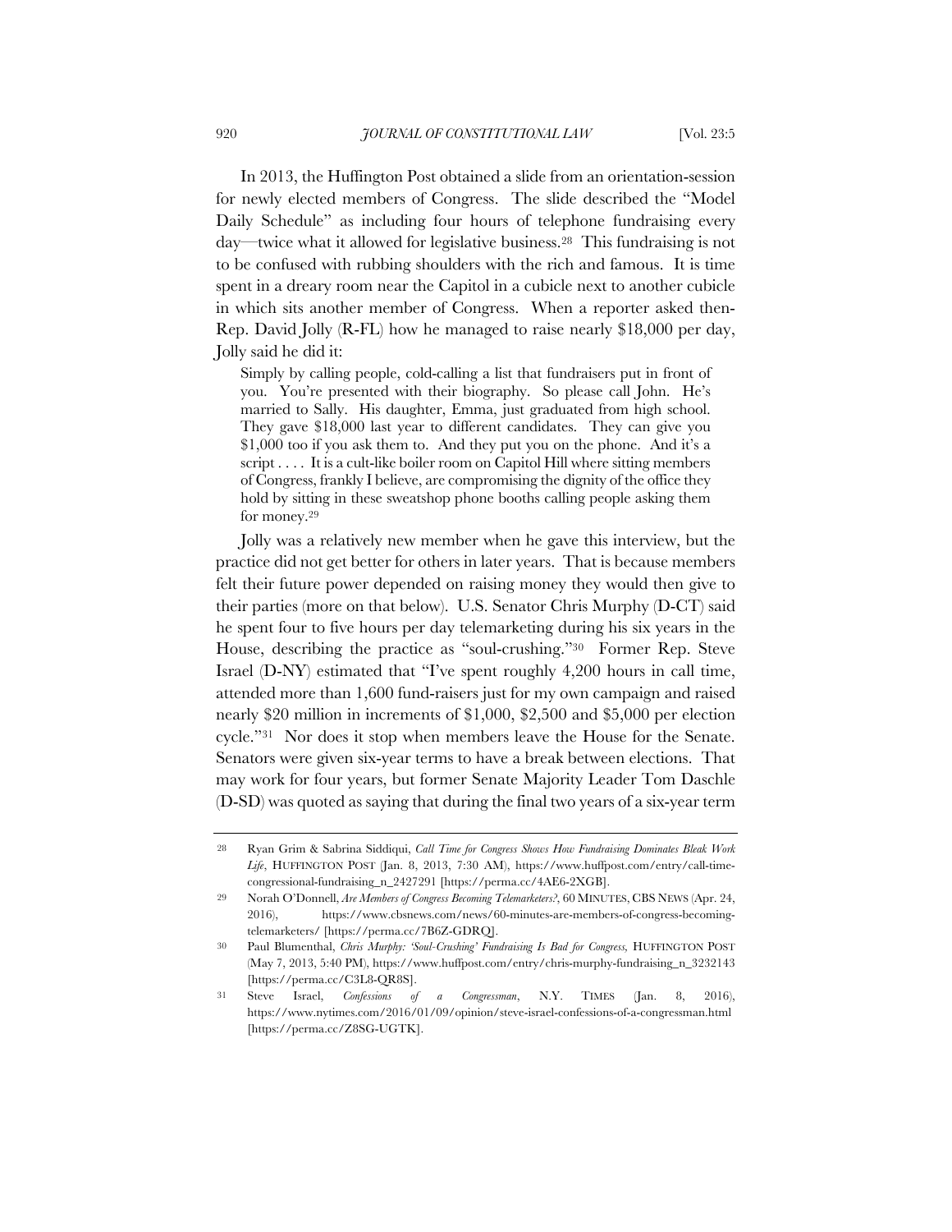In 2013, the Huffington Post obtained a slide from an orientation-session for newly elected members of Congress. The slide described the "Model Daily Schedule" as including four hours of telephone fundraising every day—twice what it allowed for legislative business.[28] This fundraising is not to be confused with rubbing shoulders with the rich and famous. It is time spent in a dreary room near the Capitol in a cubicle next to another cubicle in which sits another member of Congress. When a reporter asked then-Rep. David Jolly (R-FL) how he managed to raise nearly $18,000 per day, Jolly said he did it:

> Simply by calling people, cold-calling a list that fundraisers put in front of you. You're presented with their biography. So please call John. He's married to Sally. His daughter, Emma, just graduated from high school. They gave $18,000 last year to different candidates. They can give you $1,000 too if you ask them to. And they put you on the phone. And it's a script . . . . It is a cult-like boiler room on Capitol Hill where sitting members of Congress, frankly I believe, are compromising the dignity of the office they hold by sitting in these sweatshop phone booths calling people asking them for money.[29]

Jolly was a relatively new member when he gave this interview, but the practice did not get better for others in later years. That is because members felt their future power depended on raising money they would then give to their parties (more on that below). U.S. Senator Chris Murphy (D-CT) said he spent four to five hours per day telemarketing during his six years in the House, describing the practice as "soul-crushing."[30] Former Rep. Steve Israel (D-NY) estimated that "I've spent roughly 4,200 hours in call time, attended more than 1,600 fund-raisers just for my own campaign and raised nearly $20 million in increments of $1,000, $2,500 and $5,000 per election cycle."[31] Nor does it stop when members leave the House for the Senate. Senators were given six-year terms to have a break between elections. That may work for four years, but former Senate Majority Leader Tom Daschle (D-SD) was quoted as saying that during the final two years of a six-year term

---

28 Ryan Grim & Sabrina Siddiqui, *Call Time for Congress Shows How Fundraising Dominates Bleak Work Life*, HUFFINGTON POST (Jan. 8, 2013, 7:30 AM), https://www.huffpost.com/entry/call-time-congressional-fundraising_n_2427291 [https://perma.cc/4AE6-2XGB].

29 Norah O'Donnell, *Are Members of Congress Becoming Telemarketers?*, 60 MINUTES, CBS NEWS (Apr. 24, 2016), https://www.cbsnews.com/news/60-minutes-are-members-of-congress-becoming-telemarketers/ [https://perma.cc/7B6Z-GDRQ].

30 Paul Blumenthal, *Chris Murphy: 'Soul-Crushing' Fundraising Is Bad for Congress*, HUFFINGTON POST (May 7, 2013, 5:40 PM), https://www.huffpost.com/entry/chris-murphy-fundraising_n_3232143 [https://perma.cc/C3L8-QR8S].

31 Steve Israel, *Confessions of a Congressman*, N.Y. TIMES (Jan. 8, 2016), https://www.nytimes.com/2016/01/09/opinion/steve-israel-confessions-of-a-congressman.html [https://perma.cc/Z8SG-UGTK].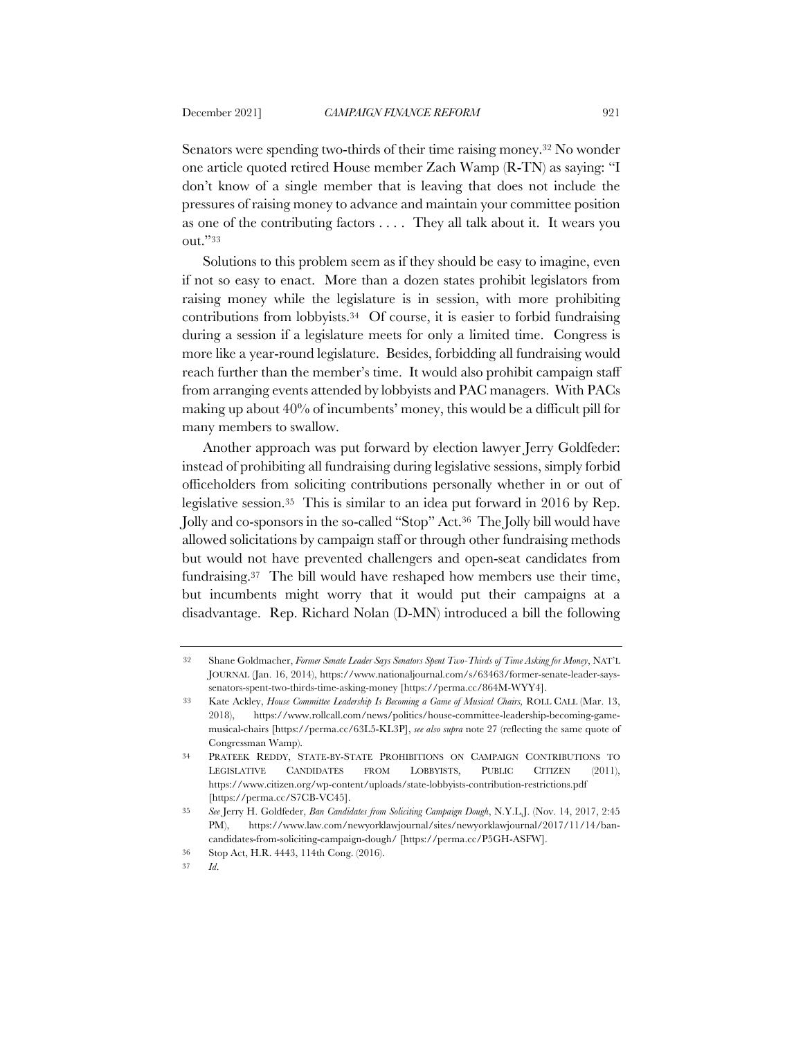Senators were spending two-thirds of their time raising money.[32] No wonder one article quoted retired House member Zach Wamp (R-TN) as saying: "I don't know of a single member that is leaving that does not include the pressures of raising money to advance and maintain your committee position as one of the contributing factors . . . . They all talk about it. It wears you out."[33]

Solutions to this problem seem as if they should be easy to imagine, even if not so easy to enact. More than a dozen states prohibit legislators from raising money while the legislature is in session, with more prohibiting contributions from lobbyists.[34] Of course, it is easier to forbid fundraising during a session if a legislature meets for only a limited time. Congress is more like a year-round legislature. Besides, forbidding all fundraising would reach further than the member's time. It would also prohibit campaign staff from arranging events attended by lobbyists and PAC managers. With PACs making up about 40% of incumbents' money, this would be a difficult pill for many members to swallow.

Another approach was put forward by election lawyer Jerry Goldfeder: instead of prohibiting all fundraising during legislative sessions, simply forbid officeholders from soliciting contributions personally whether in or out of legislative session.[35] This is similar to an idea put forward in 2016 by Rep. Jolly and co-sponsors in the so-called "Stop" Act.[36] The Jolly bill would have allowed solicitations by campaign staff or through other fundraising methods but would not have prevented challengers and open-seat candidates from fundraising.[37] The bill would have reshaped how members use their time, but incumbents might worry that it would put their campaigns at a disadvantage. Rep. Richard Nolan (D-MN) introduced a bill the following

---

32 Shane Goldmacher, *Former Senate Leader Says Senators Spent Two-Thirds of Time Asking for Money*, NAT'L JOURNAL (Jan. 16, 2014), https://www.nationaljournal.com/s/63463/former-senate-leader-says-senators-spent-two-thirds-time-asking-money [https://perma.cc/864M-WYY4].

33 Kate Ackley, *House Committee Leadership Is Becoming a Game of Musical Chairs,* ROLL CALL (Mar. 13, 2018), https://www.rollcall.com/news/politics/house-committee-leadership-becoming-game-musical-chairs [https://perma.cc/63L5-KL3P], *see also supra* note 27 (reflecting the same quote of Congressman Wamp).

34 PRATEEK REDDY, STATE-BY-STATE PROHIBITIONS ON CAMPAIGN CONTRIBUTIONS TO LEGISLATIVE CANDIDATES FROM LOBBYISTS, PUBLIC CITIZEN (2011), https://www.citizen.org/wp-content/uploads/state-lobbyists-contribution-restrictions.pdf [https://perma.cc/S7CB-VC45].

35 *See* Jerry H. Goldfeder, *Ban Candidates from Soliciting Campaign Dough*, N.Y.L.J. (Nov. 14, 2017, 2:45 PM), https://www.law.com/newyorklawjournal/sites/newyorklawjournal/2017/11/14/ban-candidates-from-soliciting-campaign-dough/ [https://perma.cc/P5GH-ASFW].

36 Stop Act, H.R. 4443, 114th Cong. (2016).

37 *Id.*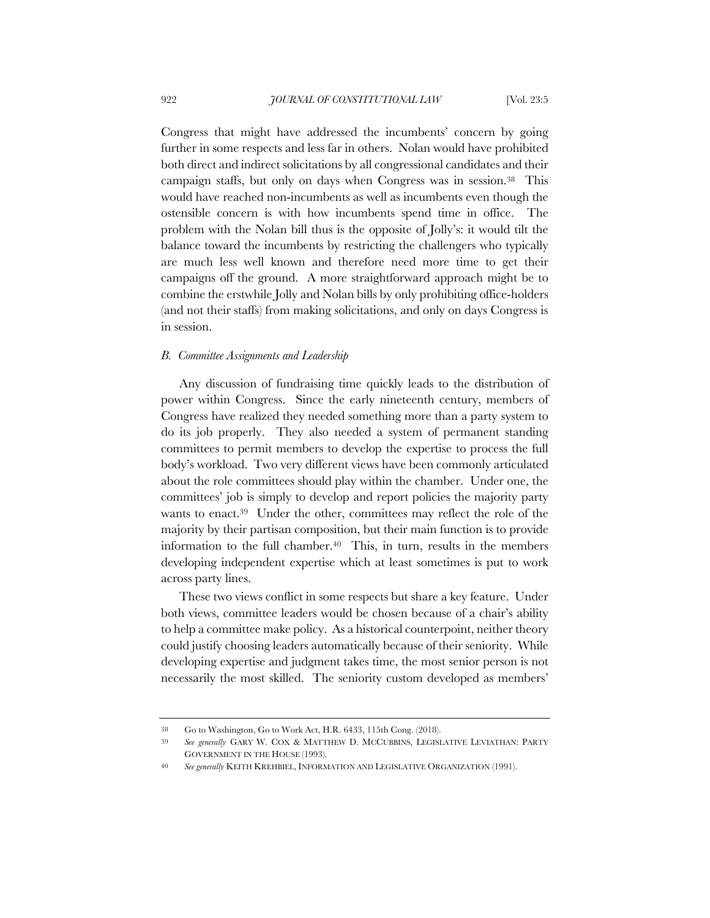Congress that might have addressed the incumbents' concern by going further in some respects and less far in others. Nolan would have prohibited both direct and indirect solicitations by all congressional candidates and their campaign staffs, but only on days when Congress was in session.[38] This would have reached non-incumbents as well as incumbents even though the ostensible concern is with how incumbents spend time in office. The problem with the Nolan bill thus is the opposite of Jolly's: it would tilt the balance toward the incumbents by restricting the challengers who typically are much less well known and therefore need more time to get their campaigns off the ground. A more straightforward approach might be to combine the erstwhile Jolly and Nolan bills by only prohibiting office-holders (and not their staffs) from making solicitations, and only on days Congress is in session.

### *B. Committee Assignments and Leadership*

Any discussion of fundraising time quickly leads to the distribution of power within Congress. Since the early nineteenth century, members of Congress have realized they needed something more than a party system to do its job properly. They also needed a system of permanent standing committees to permit members to develop the expertise to process the full body's workload. Two very different views have been commonly articulated about the role committees should play within the chamber. Under one, the committees' job is simply to develop and report policies the majority party wants to enact.[39] Under the other, committees may reflect the role of the majority by their partisan composition, but their main function is to provide information to the full chamber.[40] This, in turn, results in the members developing independent expertise which at least sometimes is put to work across party lines.

These two views conflict in some respects but share a key feature. Under both views, committee leaders would be chosen because of a chair's ability to help a committee make policy. As a historical counterpoint, neither theory could justify choosing leaders automatically because of their seniority. While developing expertise and judgment takes time, the most senior person is not necessarily the most skilled. The seniority custom developed as members'

---

[38] Go to Washington, Go to Work Act, H.R. 6433, 115th Cong. (2018).

[39] *See generally* GARY W. COX & MATTHEW D. MCCUBBINS, LEGISLATIVE LEVIATHAN: PARTY GOVERNMENT IN THE HOUSE (1993).

[40] *See generally* KEITH KREHBIEL, INFORMATION AND LEGISLATIVE ORGANIZATION (1991).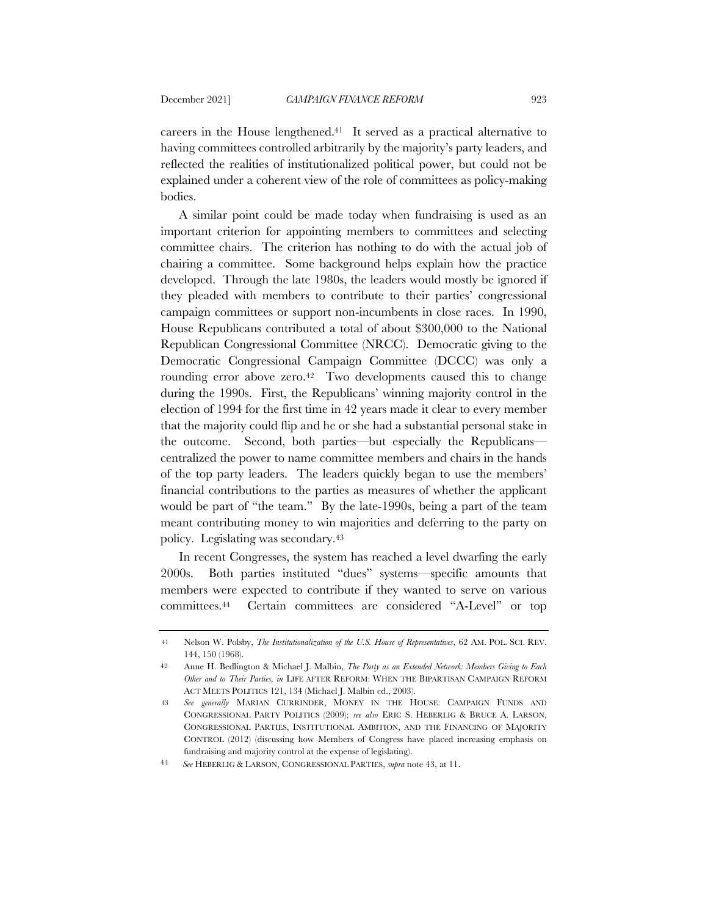careers in the House lengthened.[41] It served as a practical alternative to having committees controlled arbitrarily by the majority's party leaders, and reflected the realities of institutionalized political power, but could not be explained under a coherent view of the role of committees as policy-making bodies.

A similar point could be made today when fundraising is used as an important criterion for appointing members to committees and selecting committee chairs. The criterion has nothing to do with the actual job of chairing a committee. Some background helps explain how the practice developed. Through the late 1980s, the leaders would mostly be ignored if they pleaded with members to contribute to their parties' congressional campaign committees or support non-incumbents in close races. In 1990, House Republicans contributed a total of about $300,000 to the National Republican Congressional Committee (NRCC). Democratic giving to the Democratic Congressional Campaign Committee (DCCC) was only a rounding error above zero.[42] Two developments caused this to change during the 1990s. First, the Republicans' winning majority control in the election of 1994 for the first time in 42 years made it clear to every member that the majority could flip and he or she had a substantial personal stake in the outcome. Second, both parties—but especially the Republicans—centralized the power to name committee members and chairs in the hands of the top party leaders. The leaders quickly began to use the members' financial contributions to the parties as measures of whether the applicant would be part of "the team." By the late-1990s, being a part of the team meant contributing money to win majorities and deferring to the party on policy. Legislating was secondary.[43]

In recent Congresses, the system has reached a level dwarfing the early 2000s. Both parties instituted "dues" systems—specific amounts that members were expected to contribute if they wanted to serve on various committees.[44] Certain committees are considered "A-Level" or top

---

41 Nelson W. Polsby, *The Institutionalization of the U.S. House of Representatives*, 62 AM. POL. SCI. REV. 144, 150 (1968).

42 Anne H. Bedlington & Michael J. Malbin, *The Party as an Extended Network: Members Giving to Each Other and to Their Parties, in* LIFE AFTER REFORM: WHEN THE BIPARTISAN CAMPAIGN REFORM ACT MEETS POLITICS 121, 134 (Michael J. Malbin ed., 2003).

43 *See generally* MARIAN CURRINDER, MONEY IN THE HOUSE: CAMPAIGN FUNDS AND CONGRESSIONAL PARTY POLITICS (2009); *see also* ERIC S. HEBERLIG & BRUCE A. LARSON, CONGRESSIONAL PARTIES, INSTITUTIONAL AMBITION, AND THE FINANCING OF MAJORITY CONTROL (2012) (discussing how Members of Congress have placed increasing emphasis on fundraising and majority control at the expense of legislating).

44 *See* HEBERLIG & LARSON, CONGRESSIONAL PARTIES, *supra* note 43, at 11.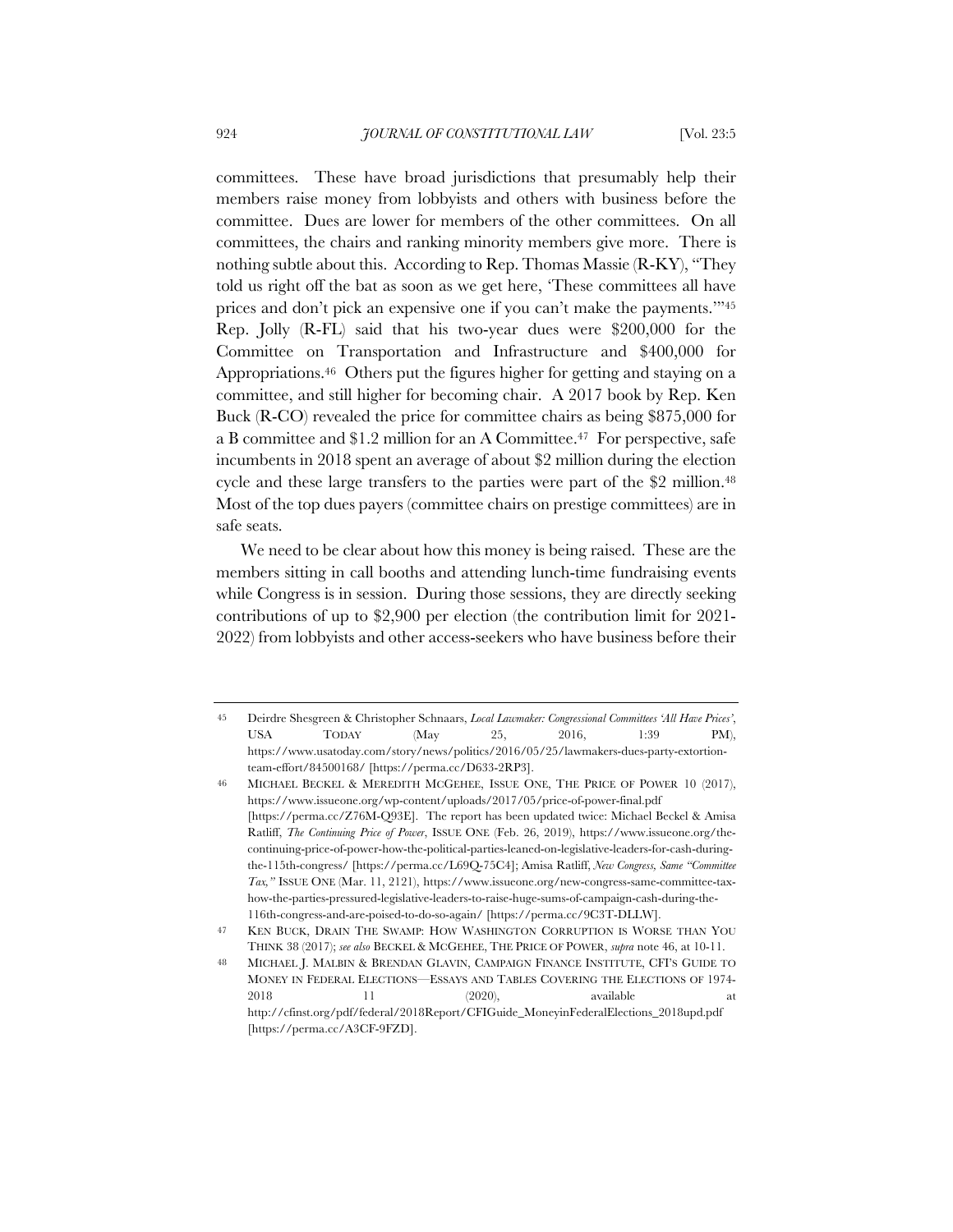committees. These have broad jurisdictions that presumably help their members raise money from lobbyists and others with business before the committee. Dues are lower for members of the other committees. On all committees, the chairs and ranking minority members give more. There is nothing subtle about this. According to Rep. Thomas Massie (R-KY), "They told us right off the bat as soon as we get here, 'These committees all have prices and don't pick an expensive one if you can't make the payments.'"[45] Rep. Jolly (R-FL) said that his two-year dues were $200,000 for the Committee on Transportation and Infrastructure and $400,000 for Appropriations.[46] Others put the figures higher for getting and staying on a committee, and still higher for becoming chair. A 2017 book by Rep. Ken Buck (R-CO) revealed the price for committee chairs as being $875,000 for a B committee and $1.2 million for an A Committee.[47] For perspective, safe incumbents in 2018 spent an average of about $2 million during the election cycle and these large transfers to the parties were part of the $2 million.[48] Most of the top dues payers (committee chairs on prestige committees) are in safe seats.

We need to be clear about how this money is being raised. These are the members sitting in call booths and attending lunch-time fundraising events while Congress is in session. During those sessions, they are directly seeking contributions of up to $2,900 per election (the contribution limit for 2021-2022) from lobbyists and other access-seekers who have business before their

---

45 Deirdre Shesgreen & Christopher Schnaars, *Local Lawmaker: Congressional Committees 'All Have Prices'*, USA TODAY (May 25, 2016, 1:39 PM), https://www.usatoday.com/story/news/politics/2016/05/25/lawmakers-dues-party-extortion-team-effort/84500168/ [https://perma.cc/D633-2RP3].

46 MICHAEL BECKEL & MEREDITH MCGEHEE, ISSUE ONE, THE PRICE OF POWER 10 (2017), https://www.issueone.org/wp-content/uploads/2017/05/price-of-power-final.pdf [https://perma.cc/Z76M-Q93E]. The report has been updated twice: Michael Beckel & Amisa Ratliff, *The Continuing Price of Power*, ISSUE ONE (Feb. 26, 2019), https://www.issueone.org/the-continuing-price-of-power-how-the-political-parties-leaned-on-legislative-leaders-for-cash-during-the-115th-congress/ [https://perma.cc/L69Q-75C4]; Amisa Ratliff, *New Congress, Same "Committee Tax,"* ISSUE ONE (Mar. 11, 2121), https://www.issueone.org/new-congress-same-committee-tax-how-the-parties-pressured-legislative-leaders-to-raise-huge-sums-of-campaign-cash-during-the-116th-congress-and-are-poised-to-do-so-again/ [https://perma.cc/9C3T-DLLW].

47 KEN BUCK, DRAIN THE SWAMP: HOW WASHINGTON CORRUPTION IS WORSE THAN YOU THINK 38 (2017); *see also* BECKEL & MCGEHEE, THE PRICE OF POWER, *supra* note 46, at 10-11.

48 MICHAEL J. MALBIN & BRENDAN GLAVIN, CAMPAIGN FINANCE INSTITUTE, CFI'S GUIDE TO MONEY IN FEDERAL ELECTIONS—ESSAYS AND TABLES COVERING THE ELECTIONS OF 1974-2018 11 (2020), available at http://cfinst.org/pdf/federal/2018Report/CFIGuide_MoneyinFederalElections_2018upd.pdf [https://perma.cc/A3CF-9FZD].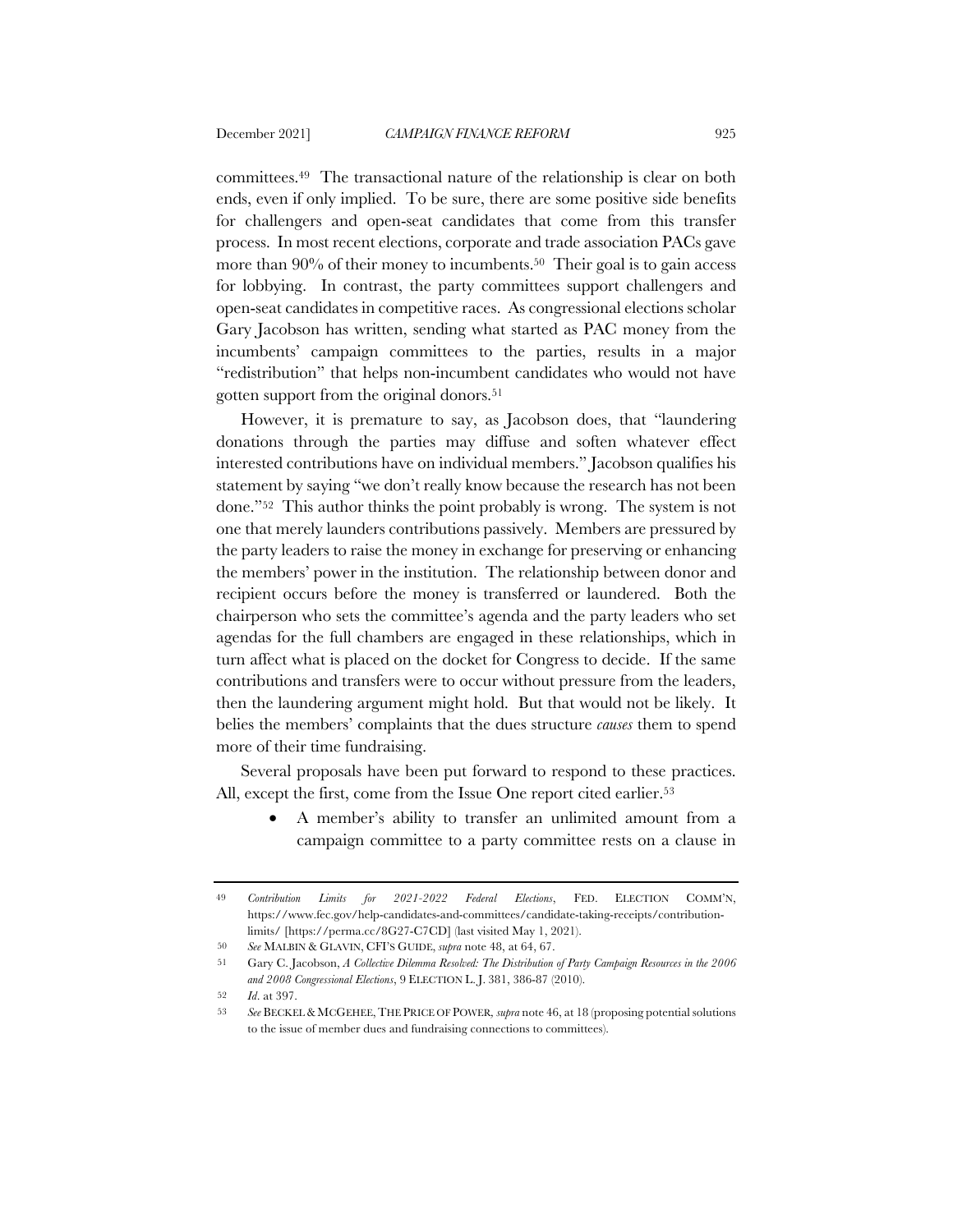committees.[49] The transactional nature of the relationship is clear on both ends, even if only implied. To be sure, there are some positive side benefits for challengers and open-seat candidates that come from this transfer process. In most recent elections, corporate and trade association PACs gave more than 90% of their money to incumbents.[50] Their goal is to gain access for lobbying. In contrast, the party committees support challengers and open-seat candidates in competitive races. As congressional elections scholar Gary Jacobson has written, sending what started as PAC money from the incumbents' campaign committees to the parties, results in a major "redistribution" that helps non-incumbent candidates who would not have gotten support from the original donors.[51]

However, it is premature to say, as Jacobson does, that "laundering donations through the parties may diffuse and soften whatever effect interested contributions have on individual members." Jacobson qualifies his statement by saying "we don't really know because the research has not been done."[52] This author thinks the point probably is wrong. The system is not one that merely launders contributions passively. Members are pressured by the party leaders to raise the money in exchange for preserving or enhancing the members' power in the institution. The relationship between donor and recipient occurs before the money is transferred or laundered. Both the chairperson who sets the committee's agenda and the party leaders who set agendas for the full chambers are engaged in these relationships, which in turn affect what is placed on the docket for Congress to decide. If the same contributions and transfers were to occur without pressure from the leaders, then the laundering argument might hold. But that would not be likely. It belies the members' complaints that the dues structure *causes* them to spend more of their time fundraising.

Several proposals have been put forward to respond to these practices. All, except the first, come from the Issue One report cited earlier.[53]

- A member's ability to transfer an unlimited amount from a campaign committee to a party committee rests on a clause in

---

49 *Contribution Limits for 2021-2022 Federal Elections*, FED. ELECTION COMM'N, https://www.fec.gov/help-candidates-and-committees/candidate-taking-receipts/contribution-limits/ [https://perma.cc/8G27-C7CD] (last visited May 1, 2021).

50 *See* MALBIN & GLAVIN, CFI'S GUIDE, *supra* note 48, at 64, 67.

51 Gary C. Jacobson, *A Collective Dilemma Resolved: The Distribution of Party Campaign Resources in the 2006 and 2008 Congressional Elections*, 9 ELECTION L. J. 381, 386-87 (2010).

52 *Id*. at 397.

53 *See* BECKEL & MCGEHEE, THE PRICE OF POWER, *supra* note 46, at 18 (proposing potential solutions to the issue of member dues and fundraising connections to committees).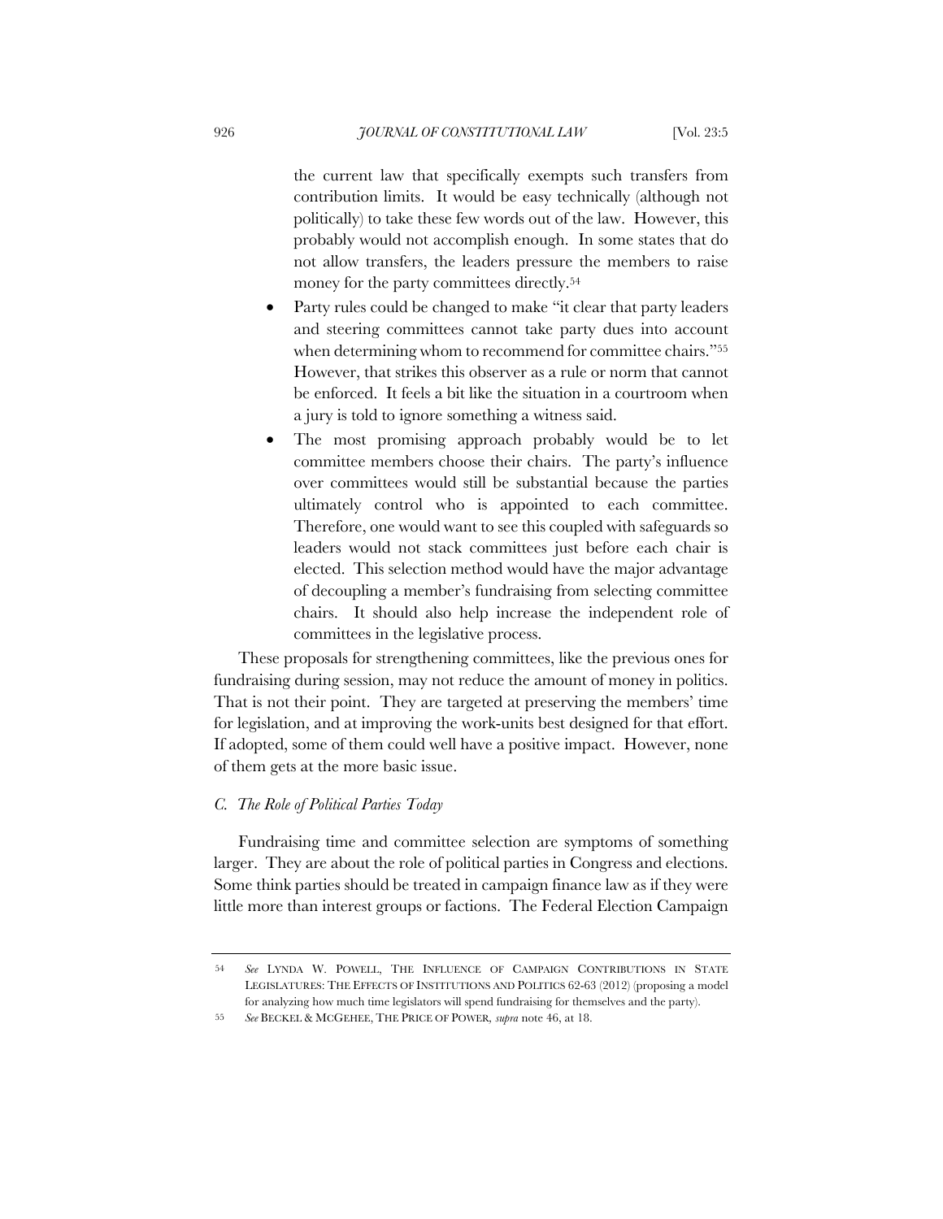the current law that specifically exempts such transfers from contribution limits. It would be easy technically (although not politically) to take these few words out of the law. However, this probably would not accomplish enough. In some states that do not allow transfers, the leaders pressure the members to raise money for the party committees directly.[54]

- Party rules could be changed to make "it clear that party leaders and steering committees cannot take party dues into account when determining whom to recommend for committee chairs."[55] However, that strikes this observer as a rule or norm that cannot be enforced. It feels a bit like the situation in a courtroom when a jury is told to ignore something a witness said.
- The most promising approach probably would be to let committee members choose their chairs. The party's influence over committees would still be substantial because the parties ultimately control who is appointed to each committee. Therefore, one would want to see this coupled with safeguards so leaders would not stack committees just before each chair is elected. This selection method would have the major advantage of decoupling a member's fundraising from selecting committee chairs. It should also help increase the independent role of committees in the legislative process.

These proposals for strengthening committees, like the previous ones for fundraising during session, may not reduce the amount of money in politics. That is not their point. They are targeted at preserving the members' time for legislation, and at improving the work-units best designed for that effort. If adopted, some of them could well have a positive impact. However, none of them gets at the more basic issue.

### *C. The Role of Political Parties Today*

Fundraising time and committee selection are symptoms of something larger. They are about the role of political parties in Congress and elections. Some think parties should be treated in campaign finance law as if they were little more than interest groups or factions. The Federal Election Campaign

---

54 *See* LYNDA W. POWELL, THE INFLUENCE OF CAMPAIGN CONTRIBUTIONS IN STATE LEGISLATURES: THE EFFECTS OF INSTITUTIONS AND POLITICS 62-63 (2012) (proposing a model for analyzing how much time legislators will spend fundraising for themselves and the party).

55 *See* BECKEL & MCGEHEE, THE PRICE OF POWER, *supra* note 46, at 18.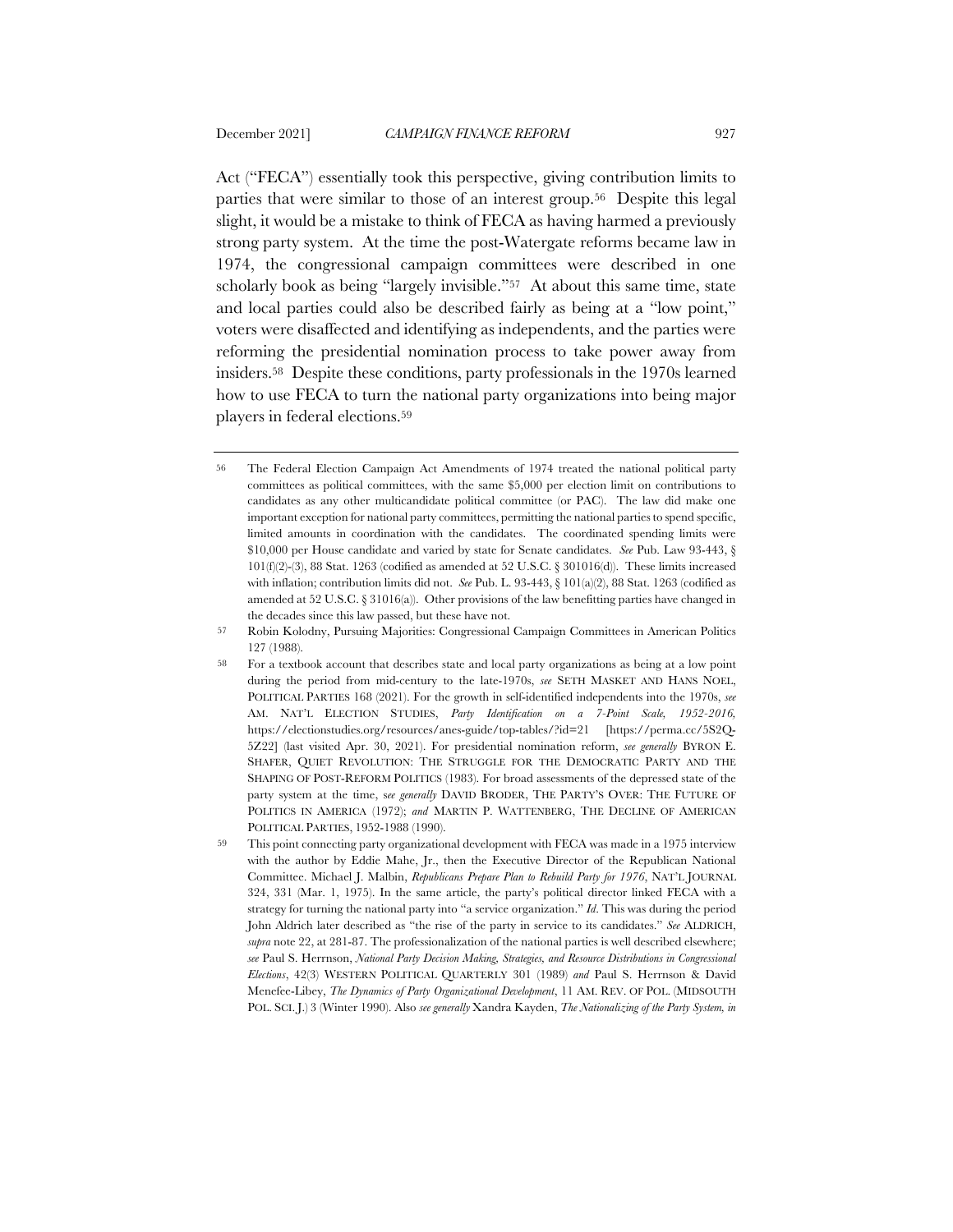Act ("FECA") essentially took this perspective, giving contribution limits to parties that were similar to those of an interest group.[56] Despite this legal slight, it would be a mistake to think of FECA as having harmed a previously strong party system. At the time the post-Watergate reforms became law in 1974, the congressional campaign committees were described in one scholarly book as being "largely invisible."[57] At about this same time, state and local parties could also be described fairly as being at a "low point," voters were disaffected and identifying as independents, and the parties were reforming the presidential nomination process to take power away from insiders.[58] Despite these conditions, party professionals in the 1970s learned how to use FECA to turn the national party organizations into being major players in federal elections.[59]

---

[56] The Federal Election Campaign Act Amendments of 1974 treated the national political party committees as political committees, with the same $5,000 per election limit on contributions to candidates as any other multicandidate political committee (or PAC). The law did make one important exception for national party committees, permitting the national parties to spend specific, limited amounts in coordination with the candidates. The coordinated spending limits were $10,000 per House candidate and varied by state for Senate candidates. *See* Pub. Law 93-443, § 101(f)(2)-(3), 88 Stat. 1263 (codified as amended at 52 U.S.C. § 301016(d)). These limits increased with inflation; contribution limits did not. *See* Pub. L. 93-443, § 101(a)(2), 88 Stat. 1263 (codified as amended at 52 U.S.C. § 31016(a)). Other provisions of the law benefitting parties have changed in the decades since this law passed, but these have not.

[57] Robin Kolodny, Pursuing Majorities: Congressional Campaign Committees in American Politics 127 (1988).

[58] For a textbook account that describes state and local party organizations as being at a low point during the period from mid-century to the late-1970s, *see* SETH MASKET AND HANS NOEL, POLITICAL PARTIES 168 (2021). For the growth in self-identified independents into the 1970s, *see* AM. NAT'L ELECTION STUDIES, *Party Identification on a 7-Point Scale, 1952-2016,* https://electionstudies.org/resources/anes-guide/top-tables/?id=21 [https://perma.cc/5S2Q-5Z22] (last visited Apr. 30, 2021). For presidential nomination reform, *see generally* BYRON E. SHAFER, QUIET REVOLUTION: THE STRUGGLE FOR THE DEMOCRATIC PARTY AND THE SHAPING OF POST-REFORM POLITICS (1983). For broad assessments of the depressed state of the party system at the time, *see generally* DAVID BRODER, THE PARTY'S OVER: THE FUTURE OF POLITICS IN AMERICA (1972); *and* MARTIN P. WATTENBERG, THE DECLINE OF AMERICAN POLITICAL PARTIES, 1952-1988 (1990).

[59] This point connecting party organizational development with FECA was made in a 1975 interview with the author by Eddie Mahe, Jr., then the Executive Director of the Republican National Committee. Michael J. Malbin, *Republicans Prepare Plan to Rebuild Party for 1976*, NAT'L JOURNAL 324, 331 (Mar. 1, 1975). In the same article, the party's political director linked FECA with a strategy for turning the national party into "a service organization." *Id*. This was during the period John Aldrich later described as "the rise of the party in service to its candidates." *See* ALDRICH, *supra* note 22, at 281-87. The professionalization of the national parties is well described elsewhere; *see* Paul S. Herrnson, *National Party Decision Making, Strategies, and Resource Distributions in Congressional Elections*, 42(3) WESTERN POLITICAL QUARTERLY 301 (1989) *and* Paul S. Herrnson & David Menefee-Libey, *The Dynamics of Party Organizational Development*, 11 AM. REV. OF POL. (MIDSOUTH POL. SCI. J.) 3 (Winter 1990). Also *see generally* Xandra Kayden, *The Nationalizing of the Party System, in*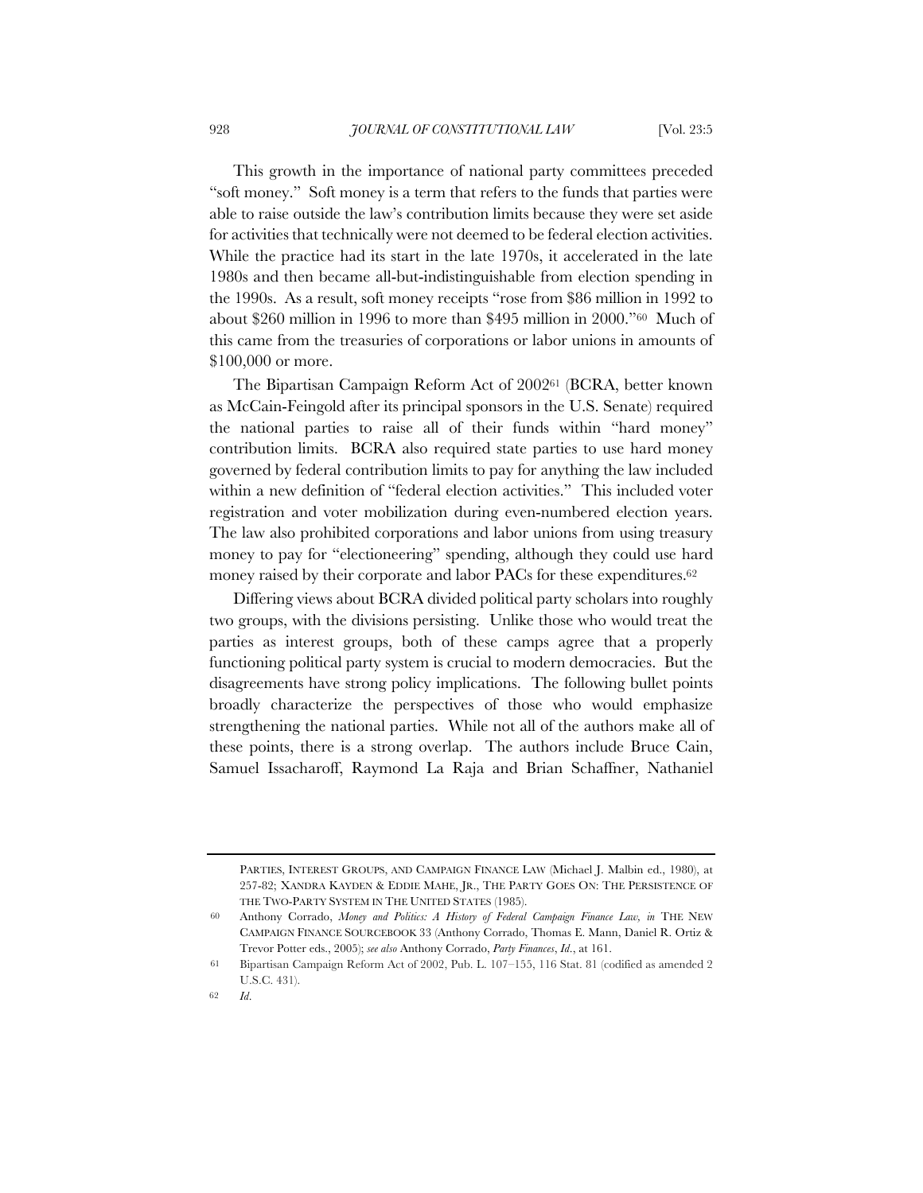This growth in the importance of national party committees preceded "soft money." Soft money is a term that refers to the funds that parties were able to raise outside the law's contribution limits because they were set aside for activities that technically were not deemed to be federal election activities. While the practice had its start in the late 1970s, it accelerated in the late 1980s and then became all-but-indistinguishable from election spending in the 1990s. As a result, soft money receipts "rose from $86 million in 1992 to about $260 million in 1996 to more than $495 million in 2000."[60] Much of this came from the treasuries of corporations or labor unions in amounts of $100,000 or more.

The Bipartisan Campaign Reform Act of 2002[61] (BCRA, better known as McCain-Feingold after its principal sponsors in the U.S. Senate) required the national parties to raise all of their funds within "hard money" contribution limits. BCRA also required state parties to use hard money governed by federal contribution limits to pay for anything the law included within a new definition of "federal election activities." This included voter registration and voter mobilization during even-numbered election years. The law also prohibited corporations and labor unions from using treasury money to pay for "electioneering" spending, although they could use hard money raised by their corporate and labor PACs for these expenditures.[62]

Differing views about BCRA divided political party scholars into roughly two groups, with the divisions persisting. Unlike those who would treat the parties as interest groups, both of these camps agree that a properly functioning political party system is crucial to modern democracies. But the disagreements have strong policy implications. The following bullet points broadly characterize the perspectives of those who would emphasize strengthening the national parties. While not all of the authors make all of these points, there is a strong overlap. The authors include Bruce Cain, Samuel Issacharoff, Raymond La Raja and Brian Schaffner, Nathaniel

---

PARTIES, INTEREST GROUPS, AND CAMPAIGN FINANCE LAW (Michael J. Malbin ed., 1980), at 257-82; XANDRA KAYDEN & EDDIE MAHE, JR., THE PARTY GOES ON: THE PERSISTENCE OF THE TWO-PARTY SYSTEM IN THE UNITED STATES (1985).

60 Anthony Corrado, *Money and Politics: A History of Federal Campaign Finance Law, in* THE NEW CAMPAIGN FINANCE SOURCEBOOK 33 (Anthony Corrado, Thomas E. Mann, Daniel R. Ortiz & Trevor Potter eds., 2005); *see also* Anthony Corrado, *Party Finances*, *Id.*, at 161.

61 Bipartisan Campaign Reform Act of 2002, Pub. L. 107–155, 116 Stat. 81 (codified as amended 2 U.S.C. 431).

62 *Id.*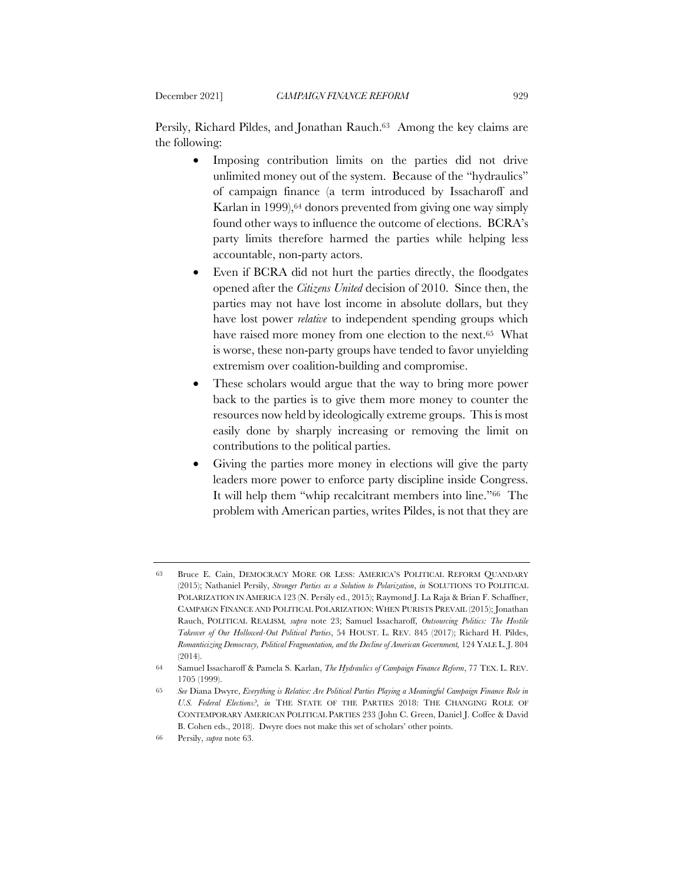Persily, Richard Pildes, and Jonathan Rauch.[63] Among the key claims are the following:

- Imposing contribution limits on the parties did not drive unlimited money out of the system. Because of the "hydraulics" of campaign finance (a term introduced by Issacharoff and Karlan in 1999),[64] donors prevented from giving one way simply found other ways to influence the outcome of elections. BCRA's party limits therefore harmed the parties while helping less accountable, non-party actors.
- Even if BCRA did not hurt the parties directly, the floodgates opened after the *Citizens United* decision of 2010. Since then, the parties may not have lost income in absolute dollars, but they have lost power *relative* to independent spending groups which have raised more money from one election to the next.[65] What is worse, these non-party groups have tended to favor unyielding extremism over coalition-building and compromise.
- These scholars would argue that the way to bring more power back to the parties is to give them more money to counter the resources now held by ideologically extreme groups. This is most easily done by sharply increasing or removing the limit on contributions to the political parties.
- Giving the parties more money in elections will give the party leaders more power to enforce party discipline inside Congress. It will help them "whip recalcitrant members into line."[66] The problem with American parties, writes Pildes, is not that they are

---

63 Bruce E. Cain, DEMOCRACY MORE OR LESS: AMERICA'S POLITICAL REFORM QUANDARY (2015); Nathaniel Persily, *Stronger Parties as a Solution to Polarization*, *in* SOLUTIONS TO POLITICAL POLARIZATION IN AMERICA 123 (N. Persily ed., 2015); Raymond J. La Raja & Brian F. Schaffner, CAMPAIGN FINANCE AND POLITICAL POLARIZATION: WHEN PURISTS PREVAIL (2015); Jonathan Rauch, POLITICAL REALISM, *supra* note 23; Samuel Issacharoff, *Outsourcing Politics: The Hostile Takeover of Our Hollowed-Out Political Parties*, 54 HOUST. L. REV. 845 (2017); Richard H. Pildes, *Romanticizing Democracy, Political Fragmentation, and the Decline of American Government,* 124 YALE L. J. 804 (2014).

64 Samuel Issacharoff & Pamela S. Karlan, *The Hydraulics of Campaign Finance Reform*, 77 TEX. L. REV. 1705 (1999).

65 *See* Diana Dwyre, *Everything is Relative: Are Political Parties Playing a Meaningful Campaign Finance Role in U.S. Federal Elections?*, *in* THE STATE OF THE PARTIES 2018: THE CHANGING ROLE OF CONTEMPORARY AMERICAN POLITICAL PARTIES 233 (John C. Green, Daniel J. Coffee & David B. Cohen eds., 2018). Dwyre does not make this set of scholars' other points.

66 Persily, *supra* note 63.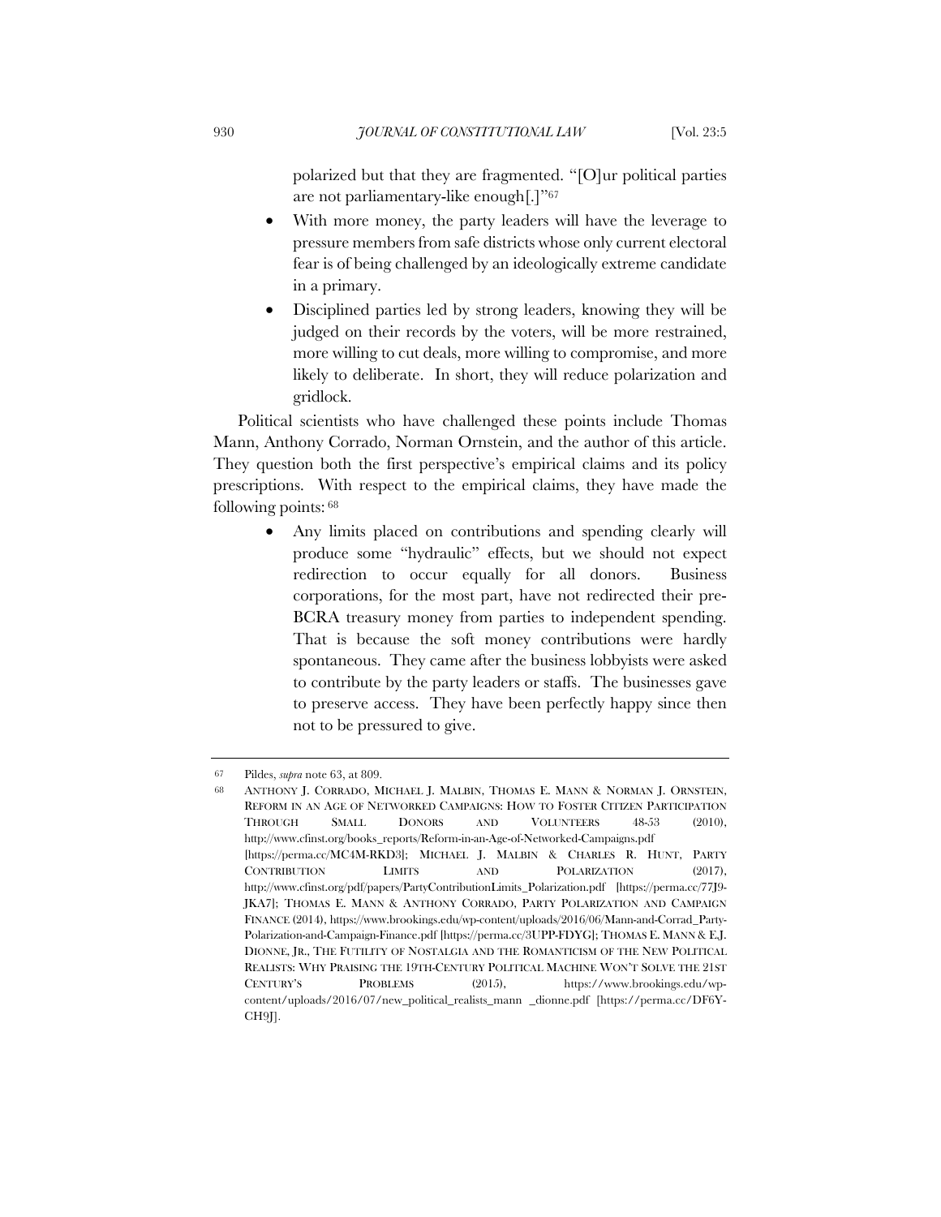polarized but that they are fragmented. "[O]ur political parties are not parliamentary-like enough[.]"[67]

- With more money, the party leaders will have the leverage to pressure members from safe districts whose only current electoral fear is of being challenged by an ideologically extreme candidate in a primary.
- Disciplined parties led by strong leaders, knowing they will be judged on their records by the voters, will be more restrained, more willing to cut deals, more willing to compromise, and more likely to deliberate. In short, they will reduce polarization and gridlock.

Political scientists who have challenged these points include Thomas Mann, Anthony Corrado, Norman Ornstein, and the author of this article. They question both the first perspective's empirical claims and its policy prescriptions. With respect to the empirical claims, they have made the following points:[68]

- Any limits placed on contributions and spending clearly will produce some "hydraulic" effects, but we should not expect redirection to occur equally for all donors. Business corporations, for the most part, have not redirected their pre-BCRA treasury money from parties to independent spending. That is because the soft money contributions were hardly spontaneous. They came after the business lobbyists were asked to contribute by the party leaders or staffs. The businesses gave to preserve access. They have been perfectly happy since then not to be pressured to give.

---

[67] Pildes, *supra* note 63, at 809.

[68] ANTHONY J. CORRADO, MICHAEL J. MALBIN, THOMAS E. MANN & NORMAN J. ORNSTEIN, REFORM IN AN AGE OF NETWORKED CAMPAIGNS: HOW TO FOSTER CITIZEN PARTICIPATION THROUGH SMALL DONORS AND VOLUNTEERS 48-53 (2010), http://www.cfinst.org/books_reports/Reform-in-an-Age-of-Networked-Campaigns.pdf [https://perma.cc/MC4M-RKD3]; MICHAEL J. MALBIN & CHARLES R. HUNT, PARTY CONTRIBUTION LIMITS AND POLARIZATION (2017), http://www.cfinst.org/pdf/papers/PartyContributionLimits_Polarization.pdf [https://perma.cc/77J9-JKA7]; THOMAS E. MANN & ANTHONY CORRADO, PARTY POLARIZATION AND CAMPAIGN FINANCE (2014), https://www.brookings.edu/wp-content/uploads/2016/06/Mann-and-Corrad_Party-Polarization-and-Campaign-Finance.pdf [https://perma.cc/3UPP-FDYG]; THOMAS E. MANN & E.J. DIONNE, JR., THE FUTILITY OF NOSTALGIA AND THE ROMANTICISM OF THE NEW POLITICAL REALISTS: WHY PRAISING THE 19TH-CENTURY POLITICAL MACHINE WON'T SOLVE THE 21ST CENTURY'S PROBLEMS (2015), https://www.brookings.edu/wp-content/uploads/2016/07/new_political_realists_mann _dionne.pdf [https://perma.cc/DF6Y-CH9J].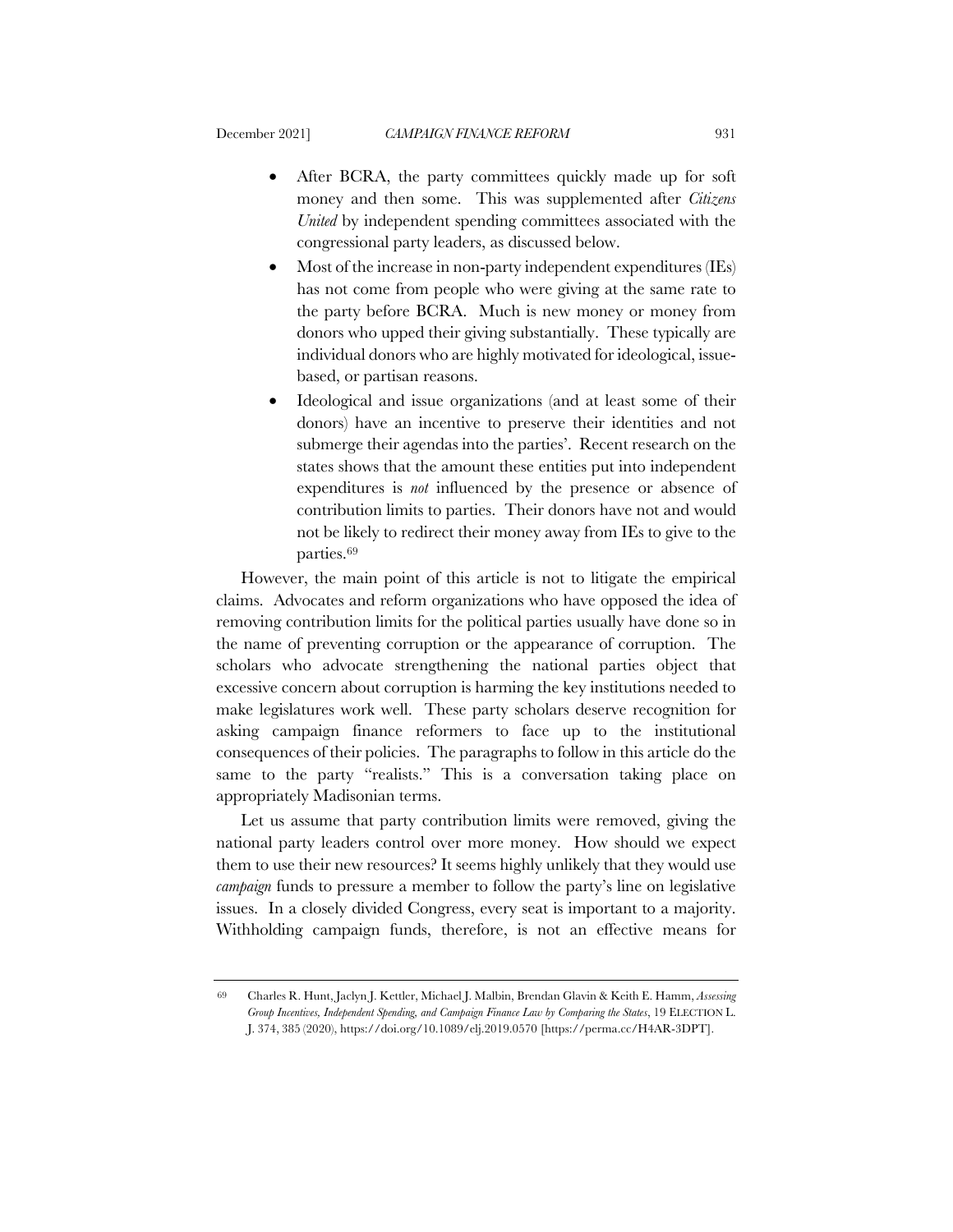- After BCRA, the party committees quickly made up for soft money and then some. This was supplemented after *Citizens United* by independent spending committees associated with the congressional party leaders, as discussed below.
- Most of the increase in non-party independent expenditures (IEs) has not come from people who were giving at the same rate to the party before BCRA. Much is new money or money from donors who upped their giving substantially. These typically are individual donors who are highly motivated for ideological, issue-based, or partisan reasons.
- Ideological and issue organizations (and at least some of their donors) have an incentive to preserve their identities and not submerge their agendas into the parties'. Recent research on the states shows that the amount these entities put into independent expenditures is *not* influenced by the presence or absence of contribution limits to parties. Their donors have not and would not be likely to redirect their money away from IEs to give to the parties.[69]

However, the main point of this article is not to litigate the empirical claims. Advocates and reform organizations who have opposed the idea of removing contribution limits for the political parties usually have done so in the name of preventing corruption or the appearance of corruption. The scholars who advocate strengthening the national parties object that excessive concern about corruption is harming the key institutions needed to make legislatures work well. These party scholars deserve recognition for asking campaign finance reformers to face up to the institutional consequences of their policies. The paragraphs to follow in this article do the same to the party "realists." This is a conversation taking place on appropriately Madisonian terms.

Let us assume that party contribution limits were removed, giving the national party leaders control over more money. How should we expect them to use their new resources? It seems highly unlikely that they would use *campaign* funds to pressure a member to follow the party's line on legislative issues. In a closely divided Congress, every seat is important to a majority. Withholding campaign funds, therefore, is not an effective means for

---

[69] Charles R. Hunt, Jaclyn J. Kettler, Michael J. Malbin, Brendan Glavin & Keith E. Hamm, *Assessing Group Incentives, Independent Spending, and Campaign Finance Law by Comparing the States*, 19 ELECTION L. J. 374, 385 (2020), https://doi.org/10.1089/elj.2019.0570 [https://perma.cc/H4AR-3DPT].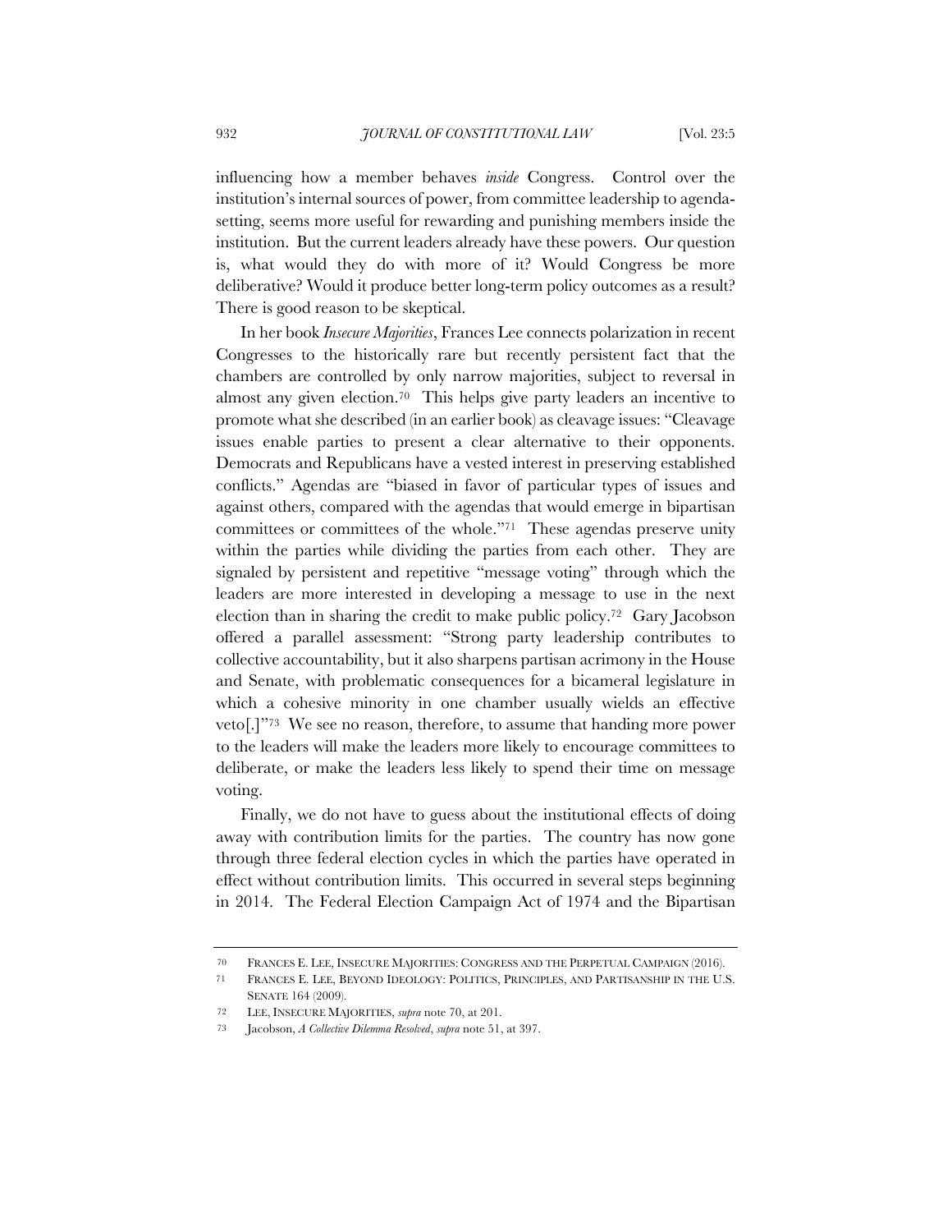influencing how a member behaves *inside* Congress. Control over the institution's internal sources of power, from committee leadership to agenda-setting, seems more useful for rewarding and punishing members inside the institution. But the current leaders already have these powers. Our question is, what would they do with more of it? Would Congress be more deliberative? Would it produce better long-term policy outcomes as a result? There is good reason to be skeptical.

In her book *Insecure Majorities*, Frances Lee connects polarization in recent Congresses to the historically rare but recently persistent fact that the chambers are controlled by only narrow majorities, subject to reversal in almost any given election.[70] This helps give party leaders an incentive to promote what she described (in an earlier book) as cleavage issues: "Cleavage issues enable parties to present a clear alternative to their opponents. Democrats and Republicans have a vested interest in preserving established conflicts." Agendas are "biased in favor of particular types of issues and against others, compared with the agendas that would emerge in bipartisan committees or committees of the whole."[71] These agendas preserve unity within the parties while dividing the parties from each other. They are signaled by persistent and repetitive "message voting" through which the leaders are more interested in developing a message to use in the next election than in sharing the credit to make public policy.[72] Gary Jacobson offered a parallel assessment: "Strong party leadership contributes to collective accountability, but it also sharpens partisan acrimony in the House and Senate, with problematic consequences for a bicameral legislature in which a cohesive minority in one chamber usually wields an effective veto[.]"[73] We see no reason, therefore, to assume that handing more power to the leaders will make the leaders more likely to encourage committees to deliberate, or make the leaders less likely to spend their time on message voting.

Finally, we do not have to guess about the institutional effects of doing away with contribution limits for the parties. The country has now gone through three federal election cycles in which the parties have operated in effect without contribution limits. This occurred in several steps beginning in 2014. The Federal Election Campaign Act of 1974 and the Bipartisan

---

70 FRANCES E. LEE, INSECURE MAJORITIES: CONGRESS AND THE PERPETUAL CAMPAIGN (2016).

71 FRANCES E. LEE, BEYOND IDEOLOGY: POLITICS, PRINCIPLES, AND PARTISANSHIP IN THE U.S. SENATE 164 (2009).

72 LEE, INSECURE MAJORITIES, *supra* note 70, at 201.

73 Jacobson, *A Collective Dilemma Resolved*, *supra* note 51, at 397.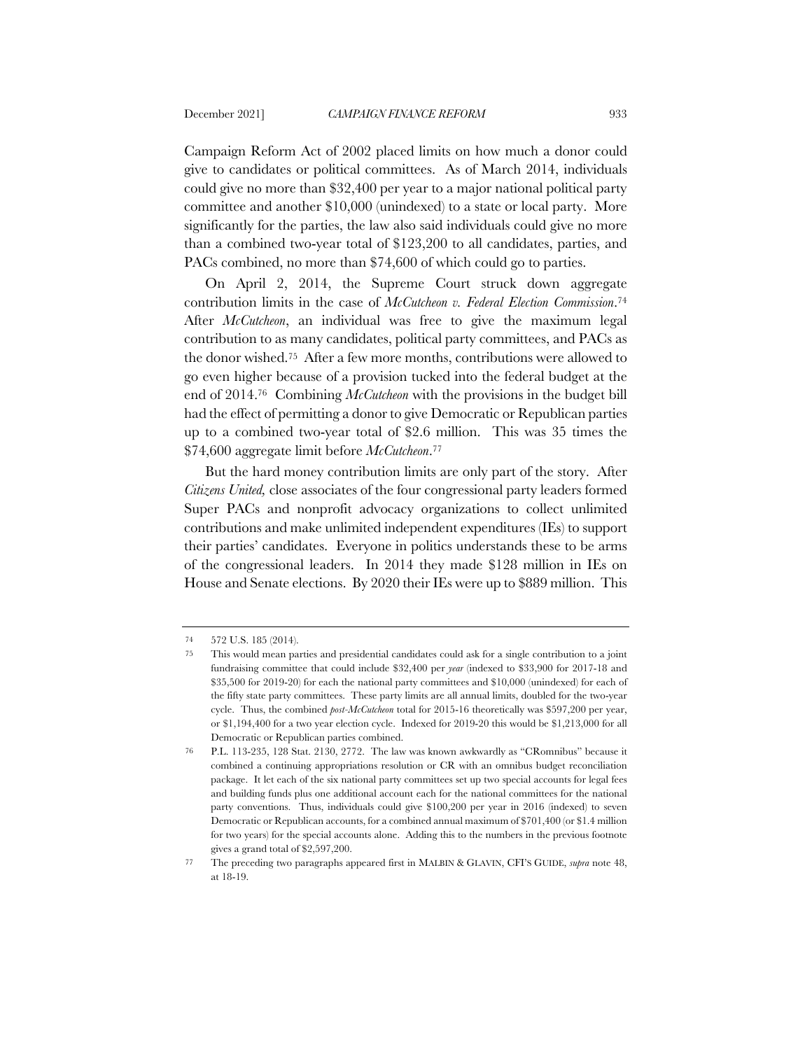Campaign Reform Act of 2002 placed limits on how much a donor could give to candidates or political committees. As of March 2014, individuals could give no more than $32,400 per year to a major national political party committee and another $10,000 (unindexed) to a state or local party. More significantly for the parties, the law also said individuals could give no more than a combined two-year total of $123,200 to all candidates, parties, and PACs combined, no more than $74,600 of which could go to parties.

On April 2, 2014, the Supreme Court struck down aggregate contribution limits in the case of *McCutcheon v. Federal Election Commission*.[74] After *McCutcheon*, an individual was free to give the maximum legal contribution to as many candidates, political party committees, and PACs as the donor wished.[75] After a few more months, contributions were allowed to go even higher because of a provision tucked into the federal budget at the end of 2014.[76] Combining *McCutcheon* with the provisions in the budget bill had the effect of permitting a donor to give Democratic or Republican parties up to a combined two-year total of $2.6 million. This was 35 times the $74,600 aggregate limit before *McCutcheon*.[77]

But the hard money contribution limits are only part of the story. After *Citizens United,* close associates of the four congressional party leaders formed Super PACs and nonprofit advocacy organizations to collect unlimited contributions and make unlimited independent expenditures (IEs) to support their parties' candidates. Everyone in politics understands these to be arms of the congressional leaders. In 2014 they made $128 million in IEs on House and Senate elections. By 2020 their IEs were up to $889 million. This

---

74 572 U.S. 185 (2014).

75 This would mean parties and presidential candidates could ask for a single contribution to a joint fundraising committee that could include $32,400 per *year* (indexed to $33,900 for 2017-18 and $35,500 for 2019-20) for each the national party committees and $10,000 (unindexed) for each of the fifty state party committees. These party limits are all annual limits, doubled for the two-year cycle. Thus, the combined *post-McCutcheon* total for 2015-16 theoretically was $597,200 per year, or $1,194,400 for a two year election cycle. Indexed for 2019-20 this would be $1,213,000 for all Democratic or Republican parties combined.

76 P.L. 113-235, 128 Stat. 2130, 2772. The law was known awkwardly as "CRomnibus" because it combined a continuing appropriations resolution or CR with an omnibus budget reconciliation package. It let each of the six national party committees set up two special accounts for legal fees and building funds plus one additional account each for the national committees for the national party conventions. Thus, individuals could give $100,200 per year in 2016 (indexed) to seven Democratic or Republican accounts, for a combined annual maximum of $701,400 (or $1.4 million for two years) for the special accounts alone. Adding this to the numbers in the previous footnote gives a grand total of $2,597,200.

77 The preceding two paragraphs appeared first in MALBIN & GLAVIN, CFI'S GUIDE, *supra* note 48, at 18-19.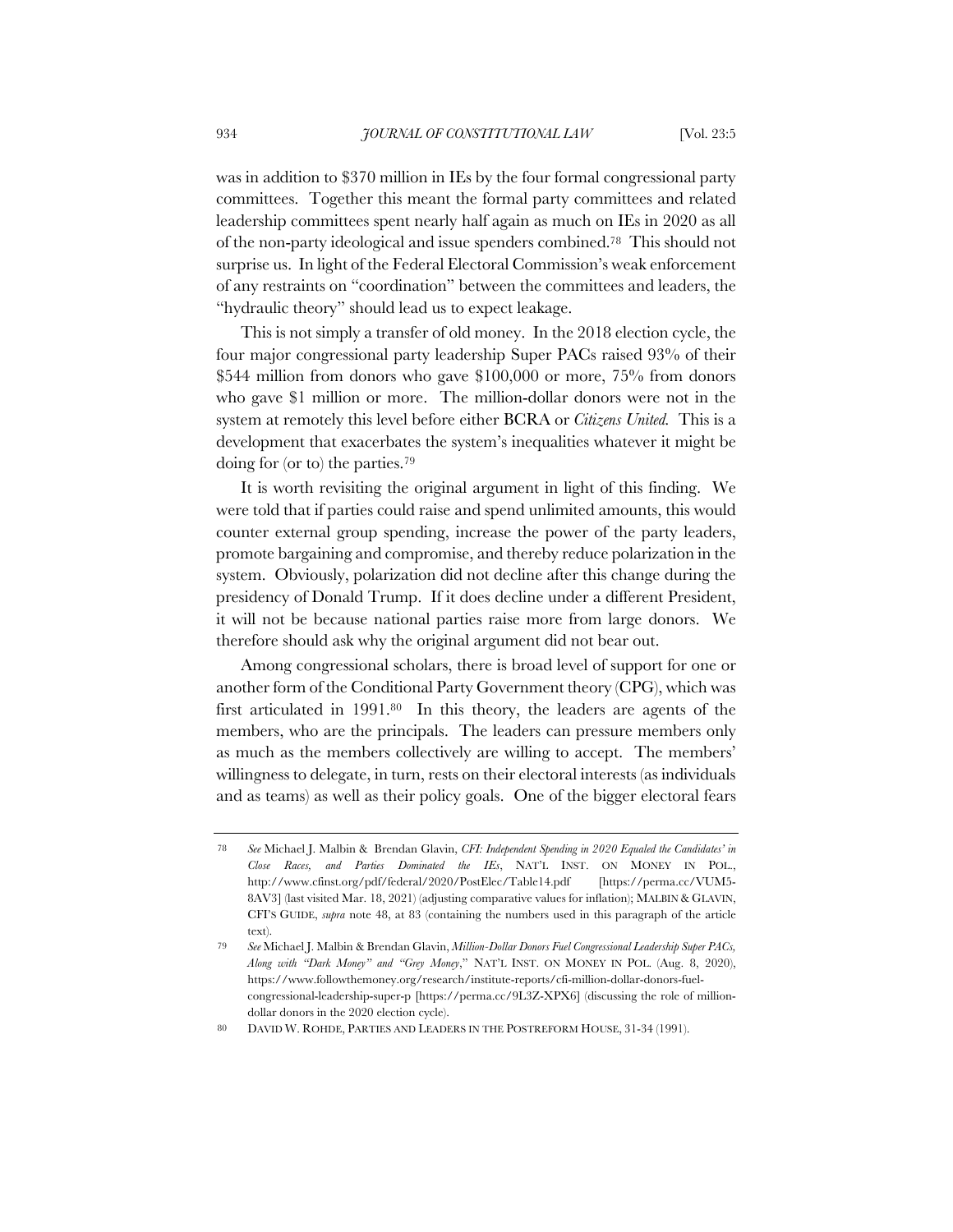was in addition to $370 million in IEs by the four formal congressional party committees. Together this meant the formal party committees and related leadership committees spent nearly half again as much on IEs in 2020 as all of the non-party ideological and issue spenders combined.[78] This should not surprise us. In light of the Federal Electoral Commission's weak enforcement of any restraints on "coordination" between the committees and leaders, the "hydraulic theory" should lead us to expect leakage.

This is not simply a transfer of old money. In the 2018 election cycle, the four major congressional party leadership Super PACs raised 93% of their $544 million from donors who gave $100,000 or more, 75% from donors who gave $1 million or more. The million-dollar donors were not in the system at remotely this level before either BCRA or *Citizens United.* This is a development that exacerbates the system's inequalities whatever it might be doing for (or to) the parties.[79]

It is worth revisiting the original argument in light of this finding. We were told that if parties could raise and spend unlimited amounts, this would counter external group spending, increase the power of the party leaders, promote bargaining and compromise, and thereby reduce polarization in the system. Obviously, polarization did not decline after this change during the presidency of Donald Trump. If it does decline under a different President, it will not be because national parties raise more from large donors. We therefore should ask why the original argument did not bear out.

Among congressional scholars, there is broad level of support for one or another form of the Conditional Party Government theory (CPG), which was first articulated in 1991.[80] In this theory, the leaders are agents of the members, who are the principals. The leaders can pressure members only as much as the members collectively are willing to accept. The members' willingness to delegate, in turn, rests on their electoral interests (as individuals and as teams) as well as their policy goals. One of the bigger electoral fears

---

78 *See* Michael J. Malbin & Brendan Glavin, *CFI: Independent Spending in 2020 Equaled the Candidates' in Close Races, and Parties Dominated the IEs*, NAT'L INST. ON MONEY IN POL., http://www.cfinst.org/pdf/federal/2020/PostElec/Table14.pdf [https://perma.cc/VUM5-8AV3] (last visited Mar. 18, 2021) (adjusting comparative values for inflation); MALBIN & GLAVIN, CFI'S GUIDE, *supra* note 48, at 83 (containing the numbers used in this paragraph of the article text).

79 *See* Michael J. Malbin & Brendan Glavin, *Million-Dollar Donors Fuel Congressional Leadership Super PACs, Along with "Dark Money" and "Grey Money*," NAT'L INST. ON MONEY IN POL. (Aug. 8, 2020), https://www.followthemoney.org/research/institute-reports/cfi-million-dollar-donors-fuel-congressional-leadership-super-p [https://perma.cc/9L3Z-XPX6] (discussing the role of million-dollar donors in the 2020 election cycle).

80 DAVID W. ROHDE, PARTIES AND LEADERS IN THE POSTREFORM HOUSE, 31-34 (1991).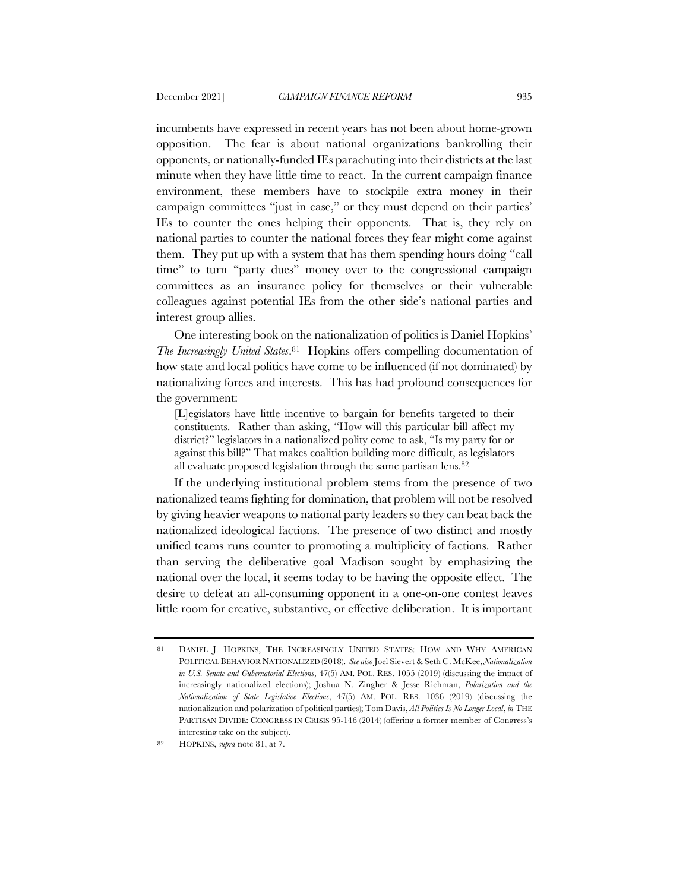incumbents have expressed in recent years has not been about home-grown opposition. The fear is about national organizations bankrolling their opponents, or nationally-funded IEs parachuting into their districts at the last minute when they have little time to react. In the current campaign finance environment, these members have to stockpile extra money in their campaign committees "just in case," or they must depend on their parties' IEs to counter the ones helping their opponents. That is, they rely on national parties to counter the national forces they fear might come against them. They put up with a system that has them spending hours doing "call time" to turn "party dues" money over to the congressional campaign committees as an insurance policy for themselves or their vulnerable colleagues against potential IEs from the other side's national parties and interest group allies.

One interesting book on the nationalization of politics is Daniel Hopkins' *The Increasingly United States*.[81] Hopkins offers compelling documentation of how state and local politics have come to be influenced (if not dominated) by nationalizing forces and interests. This has had profound consequences for the government:

> [L]egislators have little incentive to bargain for benefits targeted to their constituents. Rather than asking, "How will this particular bill affect my district?" legislators in a nationalized polity come to ask, "Is my party for or against this bill?" That makes coalition building more difficult, as legislators all evaluate proposed legislation through the same partisan lens.[82]

If the underlying institutional problem stems from the presence of two nationalized teams fighting for domination, that problem will not be resolved by giving heavier weapons to national party leaders so they can beat back the nationalized ideological factions. The presence of two distinct and mostly unified teams runs counter to promoting a multiplicity of factions. Rather than serving the deliberative goal Madison sought by emphasizing the national over the local, it seems today to be having the opposite effect. The desire to defeat an all-consuming opponent in a one-on-one contest leaves little room for creative, substantive, or effective deliberation. It is important

---

81 DANIEL J. HOPKINS, THE INCREASINGLY UNITED STATES: HOW AND WHY AMERICAN POLITICAL BEHAVIOR NATIONALIZED (2018). *See also* Joel Sievert & Seth C. McKee, *Nationalization in U.S. Senate and Gubernatorial Elections*, 47(5) AM. POL. RES. 1055 (2019) (discussing the impact of increasingly nationalized elections); Joshua N. Zingher & Jesse Richman, *Polarization and the Nationalization of State Legislative Elections*, 47(5) AM. POL. RES. 1036 (2019) (discussing the nationalization and polarization of political parties); Tom Davis, *All Politics Is No Longer Local*, *in* THE PARTISAN DIVIDE: CONGRESS IN CRISIS 95-146 (2014) (offering a former member of Congress's interesting take on the subject).

82 HOPKINS, *supra* note 81, at 7.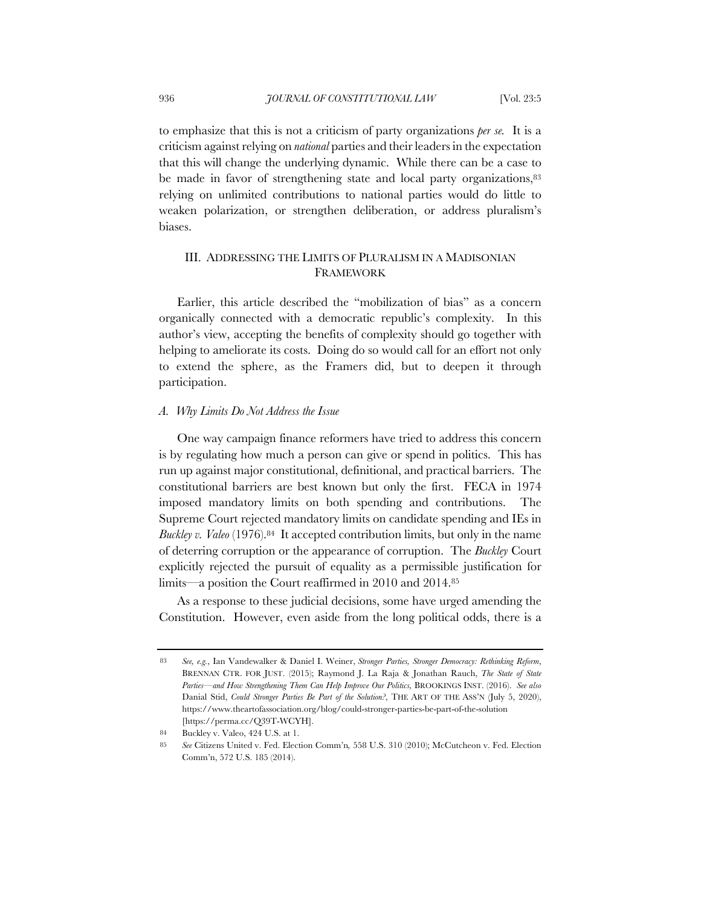to emphasize that this is not a criticism of party organizations *per se.* It is a criticism against relying on *national* parties and their leaders in the expectation that this will change the underlying dynamic. While there can be a case to be made in favor of strengthening state and local party organizations,[83] relying on unlimited contributions to national parties would do little to weaken polarization, or strengthen deliberation, or address pluralism's biases.

## III. ADDRESSING THE LIMITS OF PLURALISM IN A MADISONIAN FRAMEWORK

Earlier, this article described the "mobilization of bias" as a concern organically connected with a democratic republic's complexity. In this author's view, accepting the benefits of complexity should go together with helping to ameliorate its costs. Doing do so would call for an effort not only to extend the sphere, as the Framers did, but to deepen it through participation.

### *A. Why Limits Do Not Address the Issue*

One way campaign finance reformers have tried to address this concern is by regulating how much a person can give or spend in politics. This has run up against major constitutional, definitional, and practical barriers. The constitutional barriers are best known but only the first. FECA in 1974 imposed mandatory limits on both spending and contributions. The Supreme Court rejected mandatory limits on candidate spending and IEs in *Buckley v. Valeo* (1976).[84] It accepted contribution limits, but only in the name of deterring corruption or the appearance of corruption. The *Buckley* Court explicitly rejected the pursuit of equality as a permissible justification for limits—a position the Court reaffirmed in 2010 and 2014.[85]

As a response to these judicial decisions, some have urged amending the Constitution. However, even aside from the long political odds, there is a

---

83 *See, e.g.*, Ian Vandewalker & Daniel I. Weiner, *Stronger Parties, Stronger Democracy: Rethinking Reform*, BRENNAN CTR. FOR JUST. (2015); Raymond J. La Raja & Jonathan Rauch, *The State of State Parties—and How Strengthening Them Can Help Improve Our Politics,* BROOKINGS INST. (2016). *See also* Danial Stid, *Could Stronger Parties Be Part of the Solution?*, THE ART OF THE ASS'N (July 5, 2020), https://www.theartofassociation.org/blog/could-stronger-parties-be-part-of-the-solution [https://perma.cc/Q39T-WCYH].

84 Buckley v. Valeo, 424 U.S. at 1.

85 *See* Citizens United v. Fed. Election Comm'n*,* 558 U.S. 310 (2010); McCutcheon v. Fed. Election Comm'n, 572 U.S. 185 (2014).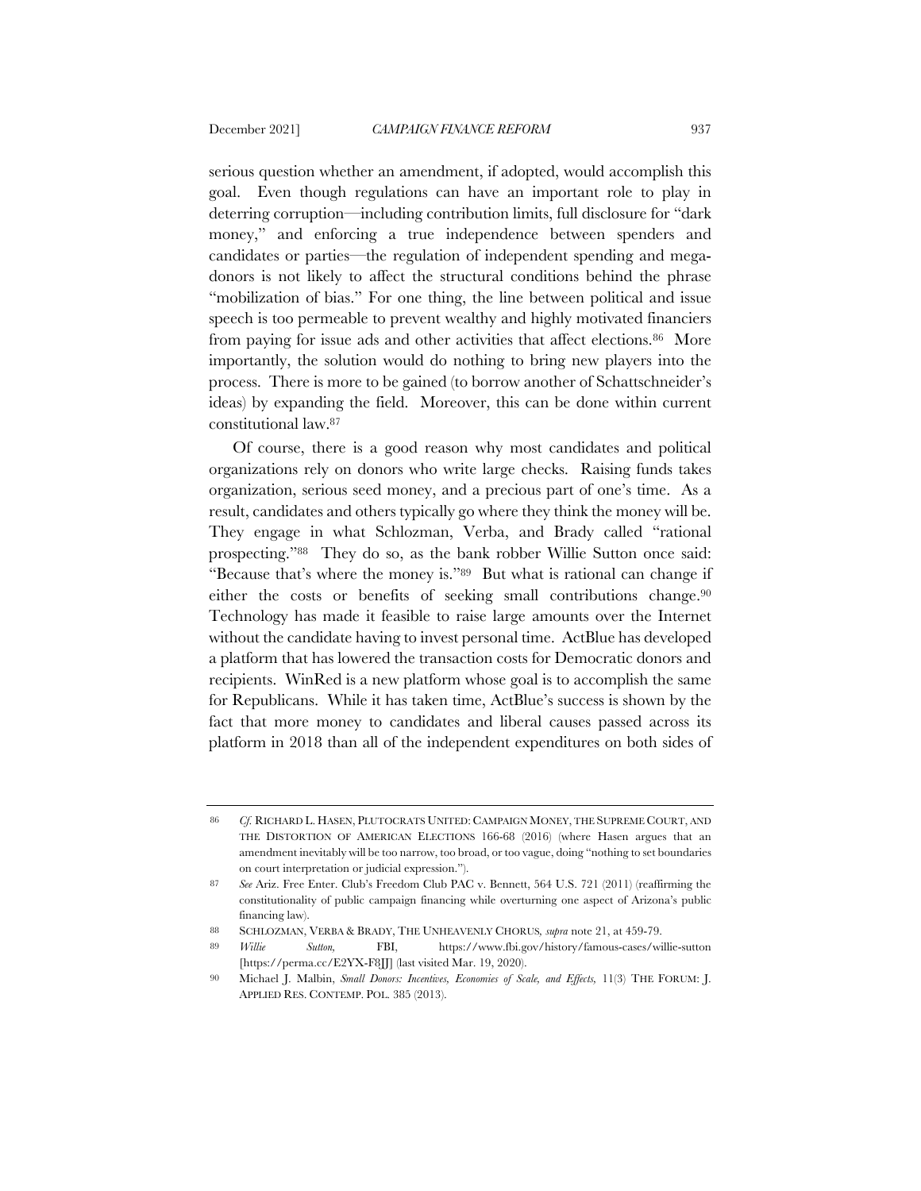serious question whether an amendment, if adopted, would accomplish this goal. Even though regulations can have an important role to play in deterring corruption—including contribution limits, full disclosure for "dark money," and enforcing a true independence between spenders and candidates or parties—the regulation of independent spending and mega-donors is not likely to affect the structural conditions behind the phrase "mobilization of bias." For one thing, the line between political and issue speech is too permeable to prevent wealthy and highly motivated financiers from paying for issue ads and other activities that affect elections.[86] More importantly, the solution would do nothing to bring new players into the process. There is more to be gained (to borrow another of Schattschneider's ideas) by expanding the field. Moreover, this can be done within current constitutional law.[87]

Of course, there is a good reason why most candidates and political organizations rely on donors who write large checks. Raising funds takes organization, serious seed money, and a precious part of one's time. As a result, candidates and others typically go where they think the money will be. They engage in what Schlozman, Verba, and Brady called "rational prospecting."[88] They do so, as the bank robber Willie Sutton once said: "Because that's where the money is."[89] But what is rational can change if either the costs or benefits of seeking small contributions change.[90] Technology has made it feasible to raise large amounts over the Internet without the candidate having to invest personal time. ActBlue has developed a platform that has lowered the transaction costs for Democratic donors and recipients. WinRed is a new platform whose goal is to accomplish the same for Republicans. While it has taken time, ActBlue's success is shown by the fact that more money to candidates and liberal causes passed across its platform in 2018 than all of the independent expenditures on both sides of

---

86 *Cf.* RICHARD L. HASEN, PLUTOCRATS UNITED: CAMPAIGN MONEY, THE SUPREME COURT, AND THE DISTORTION OF AMERICAN ELECTIONS 166-68 (2016) (where Hasen argues that an amendment inevitably will be too narrow, too broad, or too vague, doing "nothing to set boundaries on court interpretation or judicial expression.").

87 *See* Ariz. Free Enter. Club's Freedom Club PAC v. Bennett, 564 U.S. 721 (2011) (reaffirming the constitutionality of public campaign financing while overturning one aspect of Arizona's public financing law).

88 SCHLOZMAN, VERBA & BRADY, THE UNHEAVENLY CHORUS, *supra* note 21, at 459-79.

89 *Willie Sutton*, FBI, https://www.fbi.gov/history/famous-cases/willie-sutton [https://perma.cc/E2YX-F8JJ] (last visited Mar. 19, 2020).

90 Michael J. Malbin, *Small Donors: Incentives, Economies of Scale, and Effects*, 11(3) THE FORUM: J. APPLIED RES. CONTEMP. POL. 385 (2013).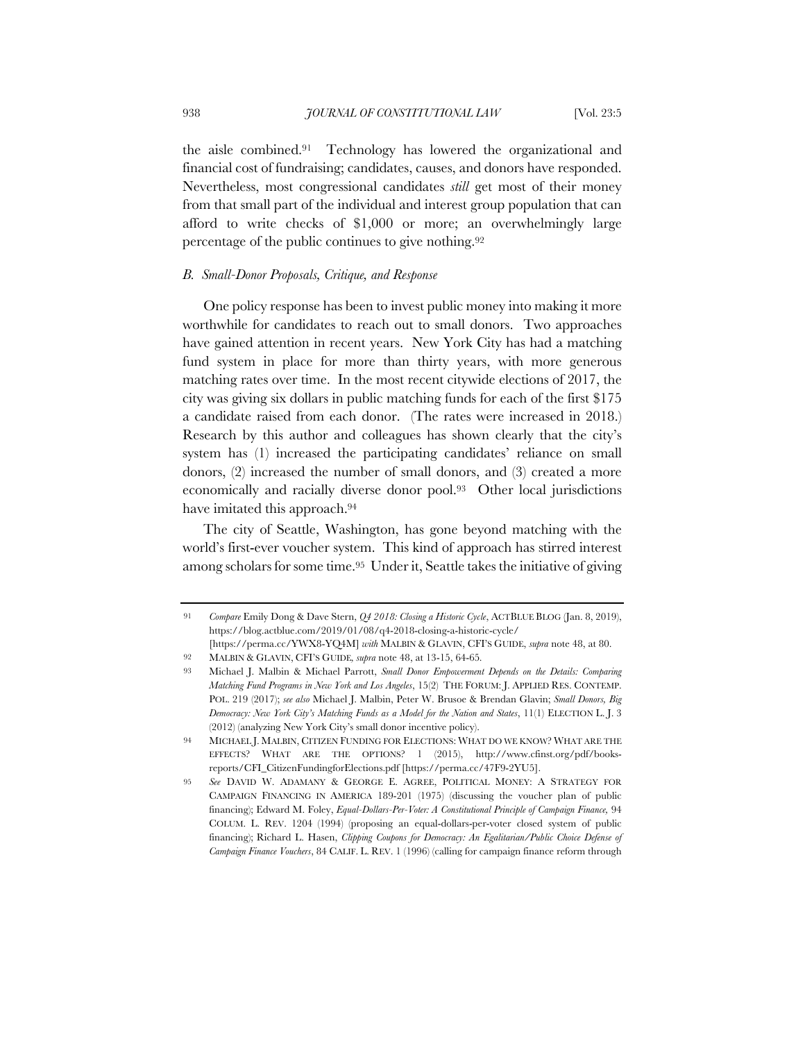the aisle combined.[91] Technology has lowered the organizational and financial cost of fundraising; candidates, causes, and donors have responded. Nevertheless, most congressional candidates *still* get most of their money from that small part of the individual and interest group population that can afford to write checks of $1,000 or more; an overwhelmingly large percentage of the public continues to give nothing.[92]

### *B. Small-Donor Proposals, Critique, and Response*

One policy response has been to invest public money into making it more worthwhile for candidates to reach out to small donors. Two approaches have gained attention in recent years. New York City has had a matching fund system in place for more than thirty years, with more generous matching rates over time. In the most recent citywide elections of 2017, the city was giving six dollars in public matching funds for each of the first $175 a candidate raised from each donor. (The rates were increased in 2018.) Research by this author and colleagues has shown clearly that the city's system has (1) increased the participating candidates' reliance on small donors, (2) increased the number of small donors, and (3) created a more economically and racially diverse donor pool.[93] Other local jurisdictions have imitated this approach.[94]

The city of Seattle, Washington, has gone beyond matching with the world's first-ever voucher system. This kind of approach has stirred interest among scholars for some time.[95] Under it, Seattle takes the initiative of giving

---

91 *Compare* Emily Dong & Dave Stern, *Q4 2018: Closing a Historic Cycle*, ACTBLUE BLOG (Jan. 8, 2019), https://blog.actblue.com/2019/01/08/q4-2018-closing-a-historic-cycle/ [https://perma.cc/YWX8-YQ4M] *with* MALBIN & GLAVIN, CFI'S GUIDE, *supra* note 48, at 80.

92 MALBIN & GLAVIN, CFI'S GUIDE, *supra* note 48, at 13-15, 64-65.

93 Michael J. Malbin & Michael Parrott, *Small Donor Empowerment Depends on the Details: Comparing Matching Fund Programs in New York and Los Angeles*, 15(2) THE FORUM: J. APPLIED RES. CONTEMP. POL. 219 (2017); *see also* Michael J. Malbin, Peter W. Brusoe & Brendan Glavin; *Small Donors, Big Democracy: New York City's Matching Funds as a Model for the Nation and States*, 11(1) ELECTION L. J. 3 (2012) (analyzing New York City's small donor incentive policy).

94 MICHAEL J. MALBIN, CITIZEN FUNDING FOR ELECTIONS: WHAT DO WE KNOW? WHAT ARE THE EFFECTS? WHAT ARE THE OPTIONS? 1 (2015), http://www.cfinst.org/pdf/books-reports/CFI_CitizenFundingforElections.pdf [https://perma.cc/47F9-2YU5].

95 *See* DAVID W. ADAMANY & GEORGE E. AGREE, POLITICAL MONEY: A STRATEGY FOR CAMPAIGN FINANCING IN AMERICA 189-201 (1975) (discussing the voucher plan of public financing); Edward M. Foley, *Equal-Dollars-Per-Voter: A Constitutional Principle of Campaign Finance,* 94 COLUM. L. REV. 1204 (1994) (proposing an equal-dollars-per-voter closed system of public financing); Richard L. Hasen, *Clipping Coupons for Democracy: An Egalitarian/Public Choice Defense of Campaign Finance Vouchers*, 84 CALIF. L. REV. 1 (1996) (calling for campaign finance reform through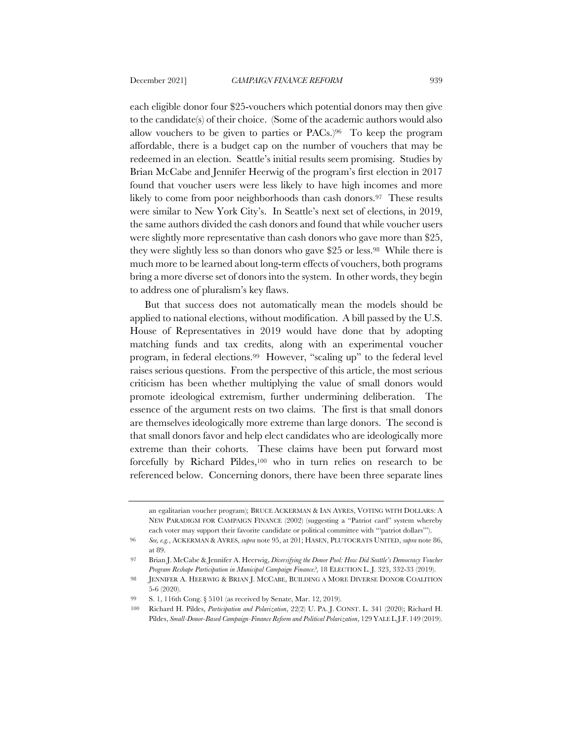each eligible donor four $25-vouchers which potential donors may then give to the candidate(s) of their choice. (Some of the academic authors would also allow vouchers to be given to parties or PACs.)[96] To keep the program affordable, there is a budget cap on the number of vouchers that may be redeemed in an election. Seattle's initial results seem promising. Studies by Brian McCabe and Jennifer Heerwig of the program's first election in 2017 found that voucher users were less likely to have high incomes and more likely to come from poor neighborhoods than cash donors.[97] These results were similar to New York City's. In Seattle's next set of elections, in 2019, the same authors divided the cash donors and found that while voucher users were slightly more representative than cash donors who gave more than $25, they were slightly less so than donors who gave $25 or less.[98] While there is much more to be learned about long-term effects of vouchers, both programs bring a more diverse set of donors into the system. In other words, they begin to address one of pluralism's key flaws.

But that success does not automatically mean the models should be applied to national elections, without modification. A bill passed by the U.S. House of Representatives in 2019 would have done that by adopting matching funds and tax credits, along with an experimental voucher program, in federal elections.[99] However, "scaling up" to the federal level raises serious questions. From the perspective of this article, the most serious criticism has been whether multiplying the value of small donors would promote ideological extremism, further undermining deliberation. The essence of the argument rests on two claims. The first is that small donors are themselves ideologically more extreme than large donors. The second is that small donors favor and help elect candidates who are ideologically more extreme than their cohorts. These claims have been put forward most forcefully by Richard Pildes,[100] who in turn relies on research to be referenced below. Concerning donors, there have been three separate lines

---

an egalitarian voucher program); BRUCE ACKERMAN & IAN AYRES, VOTING WITH DOLLARS: A NEW PARADIGM FOR CAMPAIGN FINANCE (2002) (suggesting a "Patriot card" system whereby each voter may support their favorite candidate or political committee with "'patriot dollars'").

96 *See, e.g.*, ACKERMAN & AYRES, *supra* note 95, at 201; HASEN, PLUTOCRATS UNITED, *supra* note 86, at 89.

97 Brian J. McCabe & Jennifer A. Heerwig, *Diversifying the Donor Pool: How Did Seattle's Democracy Voucher Program Reshape Participation in Municipal Campaign Finance?*, 18 ELECTION L. J. 323, 332-33 (2019).

98 JENNIFER A. HEERWIG & BRIAN J. MCCABE, BUILDING A MORE DIVERSE DONOR COALITION 5-6 (2020).

99 S. 1, 116th Cong. § 5101 (as received by Senate, Mar. 12, 2019).

100 Richard H. Pildes, *Participation and Polarization*, 22(2) U. PA. J. CONST. L. 341 (2020); Richard H. Pildes, *Small-Donor-Based Campaign-Finance Reform and Political Polarization*, 129 YALE L.J.F. 149 (2019).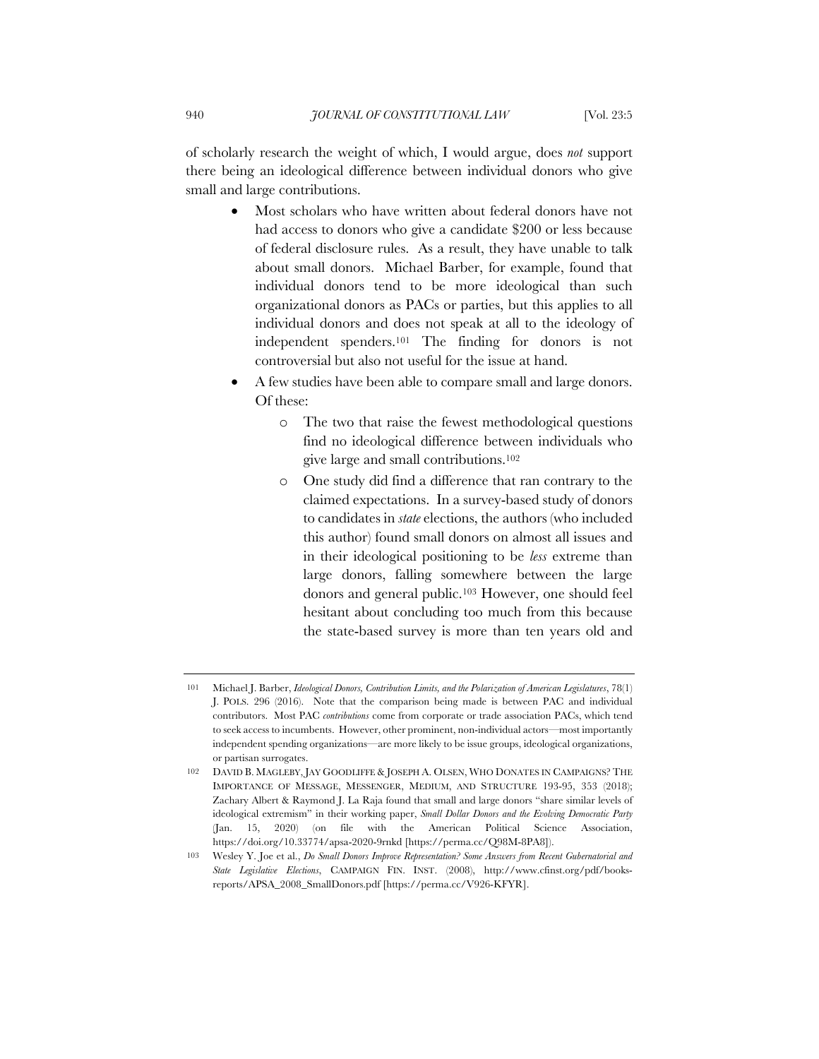of scholarly research the weight of which, I would argue, does *not* support there being an ideological difference between individual donors who give small and large contributions.

- Most scholars who have written about federal donors have not had access to donors who give a candidate $200 or less because of federal disclosure rules. As a result, they have unable to talk about small donors. Michael Barber, for example, found that individual donors tend to be more ideological than such organizational donors as PACs or parties, but this applies to all individual donors and does not speak at all to the ideology of independent spenders.[101] The finding for donors is not controversial but also not useful for the issue at hand.
- A few studies have been able to compare small and large donors. Of these:
    - The two that raise the fewest methodological questions find no ideological difference between individuals who give large and small contributions.[102]
    - One study did find a difference that ran contrary to the claimed expectations. In a survey-based study of donors to candidates in *state* elections, the authors (who included this author) found small donors on almost all issues and in their ideological positioning to be *less* extreme than large donors, falling somewhere between the large donors and general public.[103] However, one should feel hesitant about concluding too much from this because the state-based survey is more than ten years old and

---

101 Michael J. Barber, *Ideological Donors, Contribution Limits, and the Polarization of American Legislatures*, 78(1) J. POLS. 296 (2016). Note that the comparison being made is between PAC and individual contributors. Most PAC *contributions* come from corporate or trade association PACs, which tend to seek access to incumbents. However, other prominent, non-individual actors—most importantly independent spending organizations—are more likely to be issue groups, ideological organizations, or partisan surrogates.

102 DAVID B. MAGLEBY, JAY GOODLIFFE & JOSEPH A. OLSEN, WHO DONATES IN CAMPAIGNS? THE IMPORTANCE OF MESSAGE, MESSENGER, MEDIUM, AND STRUCTURE 193-95, 353 (2018); Zachary Albert & Raymond J. La Raja found that small and large donors "share similar levels of ideological extremism" in their working paper, *Small Dollar Donors and the Evolving Democratic Party* (Jan. 15, 2020) (on file with the American Political Science Association, https://doi.org/10.33774/apsa-2020-9rnkd [https://perma.cc/Q98M-8PA8]).

103 Wesley Y. Joe et al., *Do Small Donors Improve Representation? Some Answers from Recent Gubernatorial and State Legislative Elections*, CAMPAIGN FIN. INST. (2008), http://www.cfinst.org/pdf/books-reports/APSA_2008_SmallDonors.pdf [https://perma.cc/V926-KFYR].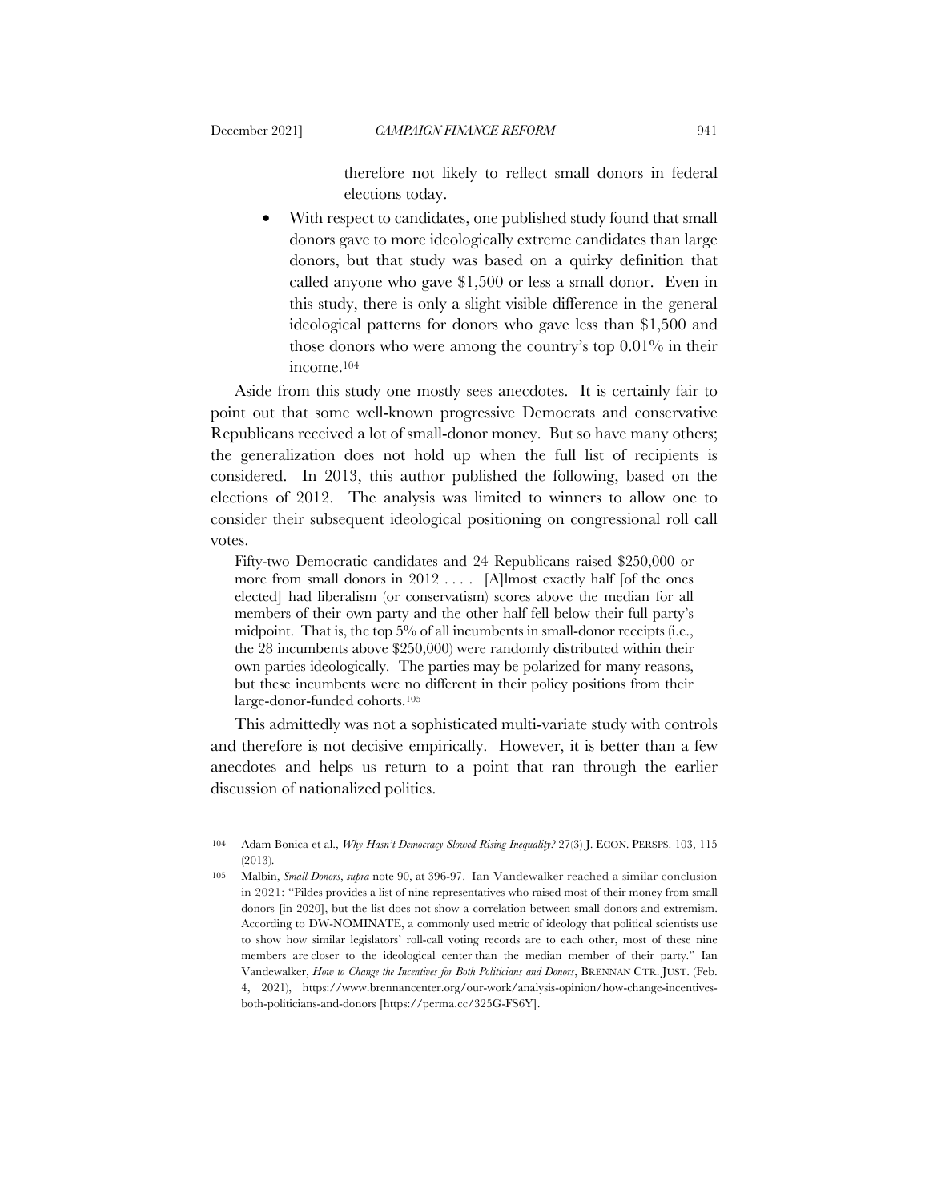therefore not likely to reflect small donors in federal elections today.

- With respect to candidates, one published study found that small donors gave to more ideologically extreme candidates than large donors, but that study was based on a quirky definition that called anyone who gave $1,500 or less a small donor. Even in this study, there is only a slight visible difference in the general ideological patterns for donors who gave less than $1,500 and those donors who were among the country's top 0.01% in their income.[104]

Aside from this study one mostly sees anecdotes. It is certainly fair to point out that some well-known progressive Democrats and conservative Republicans received a lot of small-donor money. But so have many others; the generalization does not hold up when the full list of recipients is considered. In 2013, this author published the following, based on the elections of 2012. The analysis was limited to winners to allow one to consider their subsequent ideological positioning on congressional roll call votes.

> Fifty-two Democratic candidates and 24 Republicans raised $250,000 or more from small donors in 2012 . . . . [A]lmost exactly half [of the ones elected] had liberalism (or conservatism) scores above the median for all members of their own party and the other half fell below their full party's midpoint. That is, the top 5% of all incumbents in small-donor receipts (i.e., the 28 incumbents above $250,000) were randomly distributed within their own parties ideologically. The parties may be polarized for many reasons, but these incumbents were no different in their policy positions from their large-donor-funded cohorts.[105]

This admittedly was not a sophisticated multi-variate study with controls and therefore is not decisive empirically. However, it is better than a few anecdotes and helps us return to a point that ran through the earlier discussion of nationalized politics.

---

[104] Adam Bonica et al., *Why Hasn't Democracy Slowed Rising Inequality?* 27(3) J. ECON. PERSPS. 103, 115 (2013).

[105] Malbin, *Small Donors*, *supra* note 90, at 396-97. Ian Vandewalker reached a similar conclusion in 2021: "Pildes provides a list of nine representatives who raised most of their money from small donors [in 2020], but the list does not show a correlation between small donors and extremism. According to DW-NOMINATE, a commonly used metric of ideology that political scientists use to show how similar legislators' roll-call voting records are to each other, most of these nine members are closer to the ideological center than the median member of their party." Ian Vandewalker, *How to Change the Incentives for Both Politicians and Donors*, BRENNAN CTR. JUST. (Feb. 4, 2021), https://www.brennancenter.org/our-work/analysis-opinion/how-change-incentives-both-politicians-and-donors [https://perma.cc/325G-FS6Y].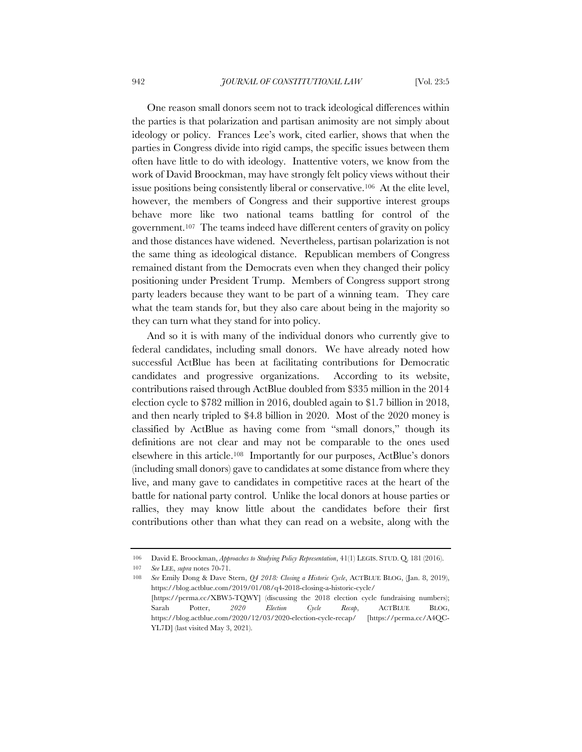One reason small donors seem not to track ideological differences within the parties is that polarization and partisan animosity are not simply about ideology or policy. Frances Lee's work, cited earlier, shows that when the parties in Congress divide into rigid camps, the specific issues between them often have little to do with ideology. Inattentive voters, we know from the work of David Broockman, may have strongly felt policy views without their issue positions being consistently liberal or conservative.[106] At the elite level, however, the members of Congress and their supportive interest groups behave more like two national teams battling for control of the government.[107] The teams indeed have different centers of gravity on policy and those distances have widened. Nevertheless, partisan polarization is not the same thing as ideological distance. Republican members of Congress remained distant from the Democrats even when they changed their policy positioning under President Trump. Members of Congress support strong party leaders because they want to be part of a winning team. They care what the team stands for, but they also care about being in the majority so they can turn what they stand for into policy.

And so it is with many of the individual donors who currently give to federal candidates, including small donors. We have already noted how successful ActBlue has been at facilitating contributions for Democratic candidates and progressive organizations. According to its website, contributions raised through ActBlue doubled from $335 million in the 2014 election cycle to $782 million in 2016, doubled again to $1.7 billion in 2018, and then nearly tripled to $4.8 billion in 2020. Most of the 2020 money is classified by ActBlue as having come from "small donors," though its definitions are not clear and may not be comparable to the ones used elsewhere in this article.[108] Importantly for our purposes, ActBlue's donors (including small donors) gave to candidates at some distance from where they live, and many gave to candidates in competitive races at the heart of the battle for national party control. Unlike the local donors at house parties or rallies, they may know little about the candidates before their first contributions other than what they can read on a website, along with the

---

106 David E. Broockman, *Approaches to Studying Policy Representation*, 41(1) LEGIS. STUD. Q. 181 (2016).

107 *See* LEE, *supra* notes 70-71.

108 *See* Emily Dong & Dave Stern, *Q4 2018: Closing a Historic Cycle*, ACTBLUE BLOG, (Jan. 8, 2019), https://blog.actblue.com/2019/01/08/q4-2018-closing-a-historic-cycle/ [https://perma.cc/XBW5-TQWY] (discussing the 2018 election cycle fundraising numbers); Sarah Potter, *2020 Election Cycle Recap*, ACTBLUE BLOG, https://blog.actblue.com/2020/12/03/2020-election-cycle-recap/ [https://perma.cc/A4QC-YL7D] (last visited May 3, 2021).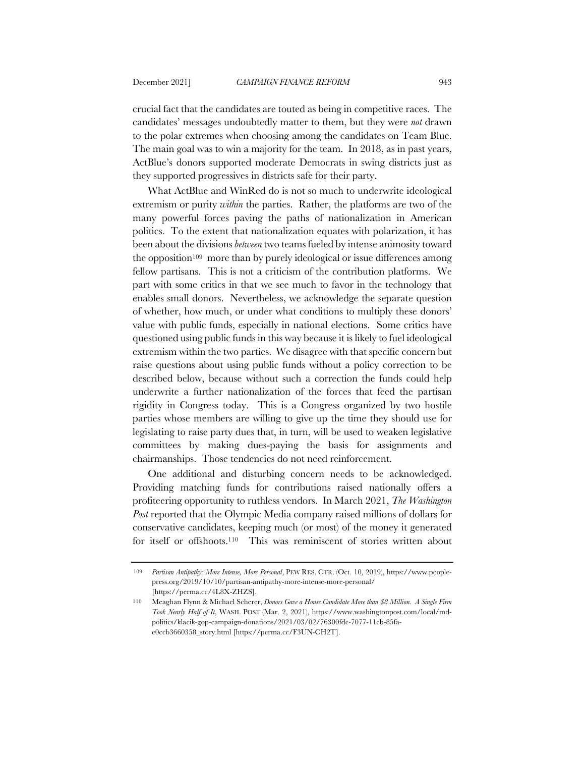crucial fact that the candidates are touted as being in competitive races. The candidates' messages undoubtedly matter to them, but they were *not* drawn to the polar extremes when choosing among the candidates on Team Blue. The main goal was to win a majority for the team. In 2018, as in past years, ActBlue's donors supported moderate Democrats in swing districts just as they supported progressives in districts safe for their party.

What ActBlue and WinRed do is not so much to underwrite ideological extremism or purity *within* the parties. Rather, the platforms are two of the many powerful forces paving the paths of nationalization in American politics. To the extent that nationalization equates with polarization, it has been about the divisions *between* two teams fueled by intense animosity toward the opposition[109] more than by purely ideological or issue differences among fellow partisans. This is not a criticism of the contribution platforms. We part with some critics in that we see much to favor in the technology that enables small donors. Nevertheless, we acknowledge the separate question of whether, how much, or under what conditions to multiply these donors' value with public funds, especially in national elections. Some critics have questioned using public funds in this way because it is likely to fuel ideological extremism within the two parties. We disagree with that specific concern but raise questions about using public funds without a policy correction to be described below, because without such a correction the funds could help underwrite a further nationalization of the forces that feed the partisan rigidity in Congress today. This is a Congress organized by two hostile parties whose members are willing to give up the time they should use for legislating to raise party dues that, in turn, will be used to weaken legislative committees by making dues-paying the basis for assignments and chairmanships. Those tendencies do not need reinforcement.

One additional and disturbing concern needs to be acknowledged. Providing matching funds for contributions raised nationally offers a profiteering opportunity to ruthless vendors. In March 2021, *The Washington Post* reported that the Olympic Media company raised millions of dollars for conservative candidates, keeping much (or most) of the money it generated for itself or offshoots.[110] This was reminiscent of stories written about

---

109 *Partisan Antipathy: More Intense, More Personal*, PEW RES. CTR. (Oct. 10, 2019), https://www.people-press.org/2019/10/10/partisan-antipathy-more-intense-more-personal/ [https://perma.cc/4L8X-ZHZS].

110 Meaghan Flynn & Michael Scherer, *Donors Gave a House Candidate More than $8 Million. A Single Firm Took Nearly Half of It*, WASH. POST (Mar. 2, 2021), https://www.washingtonpost.com/local/md-politics/klacik-gop-campaign-donations/2021/03/02/76300fde-7077-11eb-85fa-e0ccb3660358_story.html [https://perma.cc/F3UN-CH2T].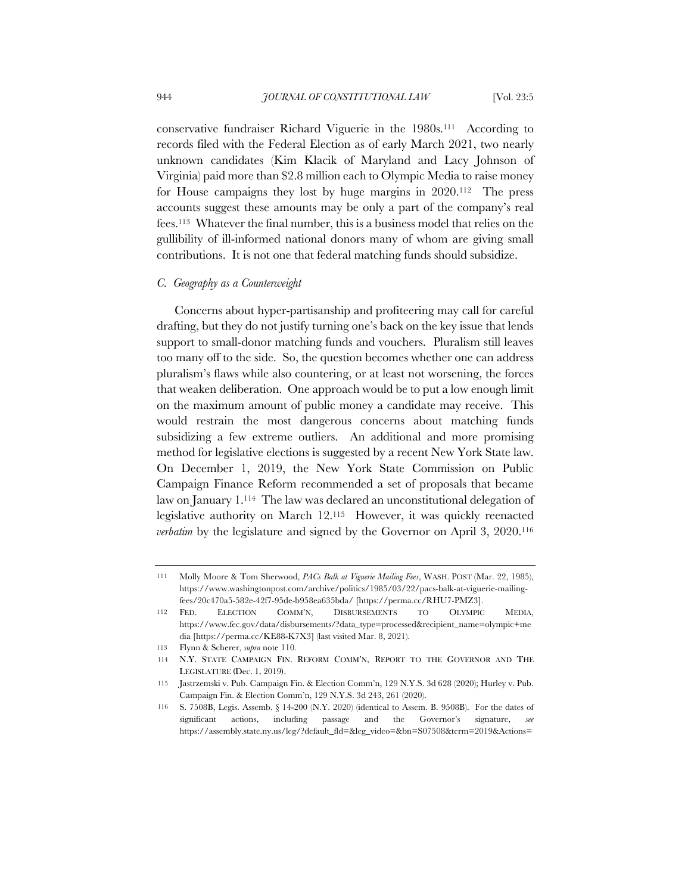conservative fundraiser Richard Viguerie in the 1980s.[111] According to records filed with the Federal Election as of early March 2021, two nearly unknown candidates (Kim Klacik of Maryland and Lacy Johnson of Virginia) paid more than $2.8 million each to Olympic Media to raise money for House campaigns they lost by huge margins in 2020.[112] The press accounts suggest these amounts may be only a part of the company's real fees.[113] Whatever the final number, this is a business model that relies on the gullibility of ill-informed national donors many of whom are giving small contributions. It is not one that federal matching funds should subsidize.

### *C. Geography as a Counterweight*

Concerns about hyper-partisanship and profiteering may call for careful drafting, but they do not justify turning one's back on the key issue that lends support to small-donor matching funds and vouchers. Pluralism still leaves too many off to the side. So, the question becomes whether one can address pluralism's flaws while also countering, or at least not worsening, the forces that weaken deliberation. One approach would be to put a low enough limit on the maximum amount of public money a candidate may receive. This would restrain the most dangerous concerns about matching funds subsidizing a few extreme outliers. An additional and more promising method for legislative elections is suggested by a recent New York State law. On December 1, 2019, the New York State Commission on Public Campaign Finance Reform recommended a set of proposals that became law on January 1.[114] The law was declared an unconstitutional delegation of legislative authority on March 12.[115] However, it was quickly reenacted *verbatim* by the legislature and signed by the Governor on April 3, 2020.[116]

---

111 Molly Moore & Tom Sherwood, *PACs Balk at Viguerie Mailing Fees*, WASH. POST (Mar. 22, 1985), https://www.washingtonpost.com/archive/politics/1985/03/22/pacs-balk-at-viguerie-mailing-fees/20c470a5-582e-42f7-95de-b958ea635bda/ [https://perma.cc/RHU7-PMZ3].

112 FED. ELECTION COMM'N, DISBURSEMENTS TO OLYMPIC MEDIA, https://www.fec.gov/data/disbursements/?data_type=processed&recipient_name=olympic+media [https://perma.cc/KE88-K7X3] (last visited Mar. 8, 2021).

113 Flynn & Scherer, *supra* note 110.

114 N.Y. STATE CAMPAIGN FIN. REFORM COMM'N, REPORT TO THE GOVERNOR AND THE LEGISLATURE (Dec. 1, 2019).

115 Jastrzemski v. Pub. Campaign Fin. & Election Comm'n, 129 N.Y.S. 3d 628 (2020); Hurley v. Pub. Campaign Fin. & Election Comm'n, 129 N.Y.S. 3d 243, 261 (2020).

116 S. 7508B, Legis. Assemb. § 14-200 (N.Y. 2020) (identical to Assem. B. 9508B). For the dates of significant actions, including passage and the Governor's signature, *see* https://assembly.state.ny.us/leg/?default_fld=&leg_video=&bn=S07508&term=2019&Actions=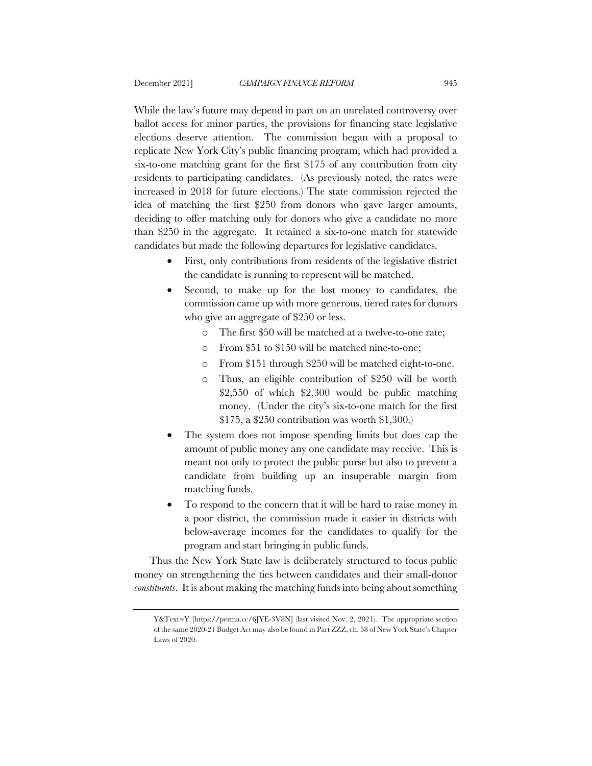While the law's future may depend in part on an unrelated controversy over ballot access for minor parties, the provisions for financing state legislative elections deserve attention. The commission began with a proposal to replicate New York City's public financing program, which had provided a six-to-one matching grant for the first $175 of any contribution from city residents to participating candidates. (As previously noted, the rates were increased in 2018 for future elections.) The state commission rejected the idea of matching the first $250 from donors who gave larger amounts, deciding to offer matching only for donors who give a candidate no more than $250 in the aggregate. It retained a six-to-one match for statewide candidates but made the following departures for legislative candidates.

- First, only contributions from residents of the legislative district the candidate is running to represent will be matched.
- Second, to make up for the lost money to candidates, the commission came up with more generous, tiered rates for donors who give an aggregate of $250 or less.
  - The first $50 will be matched at a twelve-to-one rate;
  - From $51 to $150 will be matched nine-to-one;
  - From $151 through $250 will be matched eight-to-one.
  - Thus, an eligible contribution of $250 will be worth $2,550 of which $2,300 would be public matching money. (Under the city's six-to-one match for the first $175, a $250 contribution was worth $1,300.)
- The system does not impose spending limits but does cap the amount of public money any one candidate may receive. This is meant not only to protect the public purse but also to prevent a candidate from building up an insuperable margin from matching funds.
- To respond to the concern that it will be hard to raise money in a poor district, the commission made it easier in districts with below-average incomes for the candidates to qualify for the program and start bringing in public funds.

Thus the New York State law is deliberately structured to focus public money on strengthening the ties between candidates and their small-donor *constituents*. It is about making the matching funds into being about something

Y&Text=Y [https://perma.cc/6JYE-3V8N] (last visited Nov. 2, 2021). The appropriate section of the same 2020-21 Budget Act may also be found in Part ZZZ, ch. 58 of New York State's Chapter Laws of 2020.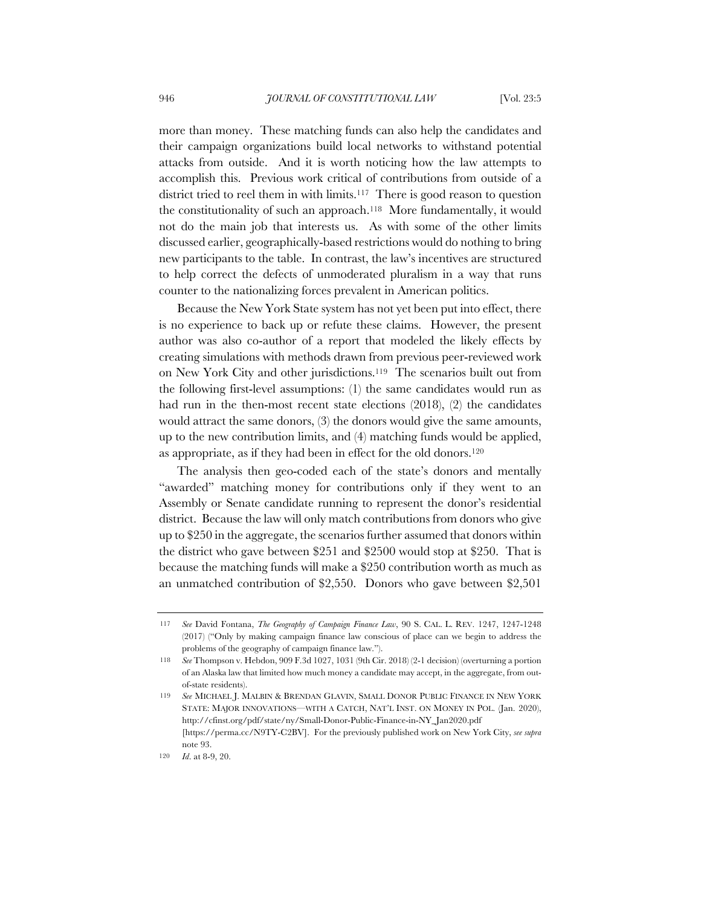more than money. These matching funds can also help the candidates and their campaign organizations build local networks to withstand potential attacks from outside. And it is worth noticing how the law attempts to accomplish this. Previous work critical of contributions from outside of a district tried to reel them in with limits.[117] There is good reason to question the constitutionality of such an approach.[118] More fundamentally, it would not do the main job that interests us. As with some of the other limits discussed earlier, geographically-based restrictions would do nothing to bring new participants to the table. In contrast, the law's incentives are structured to help correct the defects of unmoderated pluralism in a way that runs counter to the nationalizing forces prevalent in American politics.

Because the New York State system has not yet been put into effect, there is no experience to back up or refute these claims. However, the present author was also co-author of a report that modeled the likely effects by creating simulations with methods drawn from previous peer-reviewed work on New York City and other jurisdictions.[119] The scenarios built out from the following first-level assumptions: (1) the same candidates would run as had run in the then-most recent state elections (2018), (2) the candidates would attract the same donors, (3) the donors would give the same amounts, up to the new contribution limits, and (4) matching funds would be applied, as appropriate, as if they had been in effect for the old donors.[120]

The analysis then geo-coded each of the state's donors and mentally "awarded" matching money for contributions only if they went to an Assembly or Senate candidate running to represent the donor's residential district. Because the law will only match contributions from donors who give up to $250 in the aggregate, the scenarios further assumed that donors within the district who gave between $251 and $2500 would stop at $250. That is because the matching funds will make a $250 contribution worth as much as an unmatched contribution of $2,550. Donors who gave between $2,501

---

117 *See* David Fontana, *The Geography of Campaign Finance Law*, 90 S. CAL. L. REV. 1247, 1247-1248 (2017) ("Only by making campaign finance law conscious of place can we begin to address the problems of the geography of campaign finance law.").

118 *See* Thompson v. Hebdon, 909 F.3d 1027, 1031 (9th Cir. 2018) (2-1 decision) (overturning a portion of an Alaska law that limited how much money a candidate may accept, in the aggregate, from out-of-state residents).

119 *See* MICHAEL J. MALBIN & BRENDAN GLAVIN, SMALL DONOR PUBLIC FINANCE IN NEW YORK STATE: MAJOR INNOVATIONS—WITH A CATCH, NAT'L INST. ON MONEY IN POL. (Jan. 2020), http://cfinst.org/pdf/state/ny/Small-Donor-Public-Finance-in-NY_Jan2020.pdf [https://perma.cc/N9TY-C2BV]. For the previously published work on New York City, *see supra* note 93.

120 *Id.* at 8-9, 20.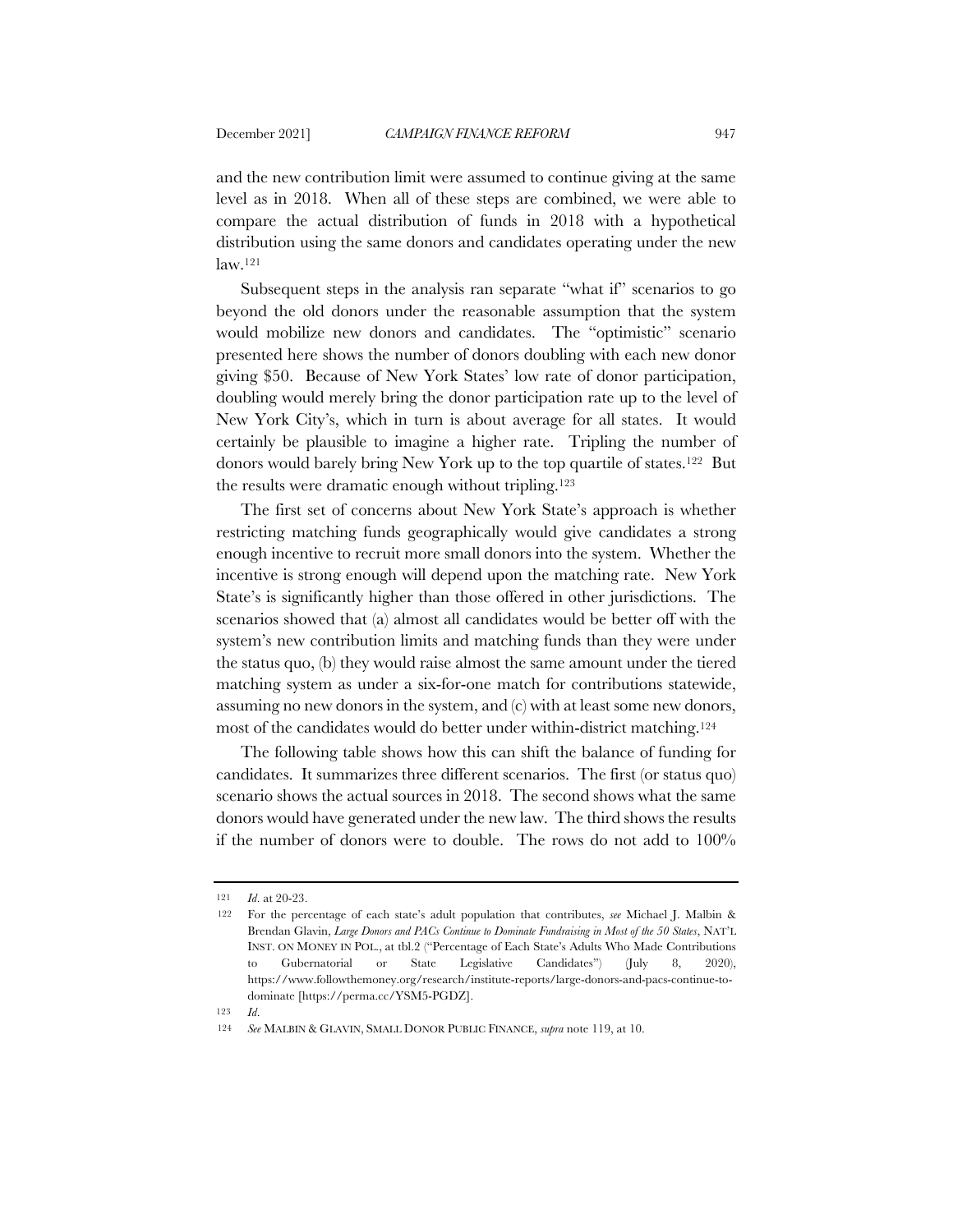and the new contribution limit were assumed to continue giving at the same level as in 2018. When all of these steps are combined, we were able to compare the actual distribution of funds in 2018 with a hypothetical distribution using the same donors and candidates operating under the new law.[121]

Subsequent steps in the analysis ran separate "what if" scenarios to go beyond the old donors under the reasonable assumption that the system would mobilize new donors and candidates. The "optimistic" scenario presented here shows the number of donors doubling with each new donor giving $50. Because of New York States' low rate of donor participation, doubling would merely bring the donor participation rate up to the level of New York City's, which in turn is about average for all states. It would certainly be plausible to imagine a higher rate. Tripling the number of donors would barely bring New York up to the top quartile of states.[122] But the results were dramatic enough without tripling.[123]

The first set of concerns about New York State's approach is whether restricting matching funds geographically would give candidates a strong enough incentive to recruit more small donors into the system. Whether the incentive is strong enough will depend upon the matching rate. New York State's is significantly higher than those offered in other jurisdictions. The scenarios showed that (a) almost all candidates would be better off with the system's new contribution limits and matching funds than they were under the status quo, (b) they would raise almost the same amount under the tiered matching system as under a six-for-one match for contributions statewide, assuming no new donors in the system, and (c) with at least some new donors, most of the candidates would do better under within-district matching.[124]

The following table shows how this can shift the balance of funding for candidates. It summarizes three different scenarios. The first (or status quo) scenario shows the actual sources in 2018. The second shows what the same donors would have generated under the new law. The third shows the results if the number of donors were to double. The rows do not add to 100%

---

121 *Id.* at 20-23.

122 For the percentage of each state's adult population that contributes, *see* Michael J. Malbin & Brendan Glavin, *Large Donors and PACs Continue to Dominate Fundraising in Most of the 50 States*, NAT'L INST. ON MONEY IN POL., at tbl.2 ("Percentage of Each State's Adults Who Made Contributions to Gubernatorial or State Legislative Candidates") (July 8, 2020), https://www.followthemoney.org/research/institute-reports/large-donors-and-pacs-continue-to-dominate [https://perma.cc/YSM5-PGDZ].

123 *Id.*

124 *See* MALBIN & GLAVIN, SMALL DONOR PUBLIC FINANCE, *supra* note 119, at 10.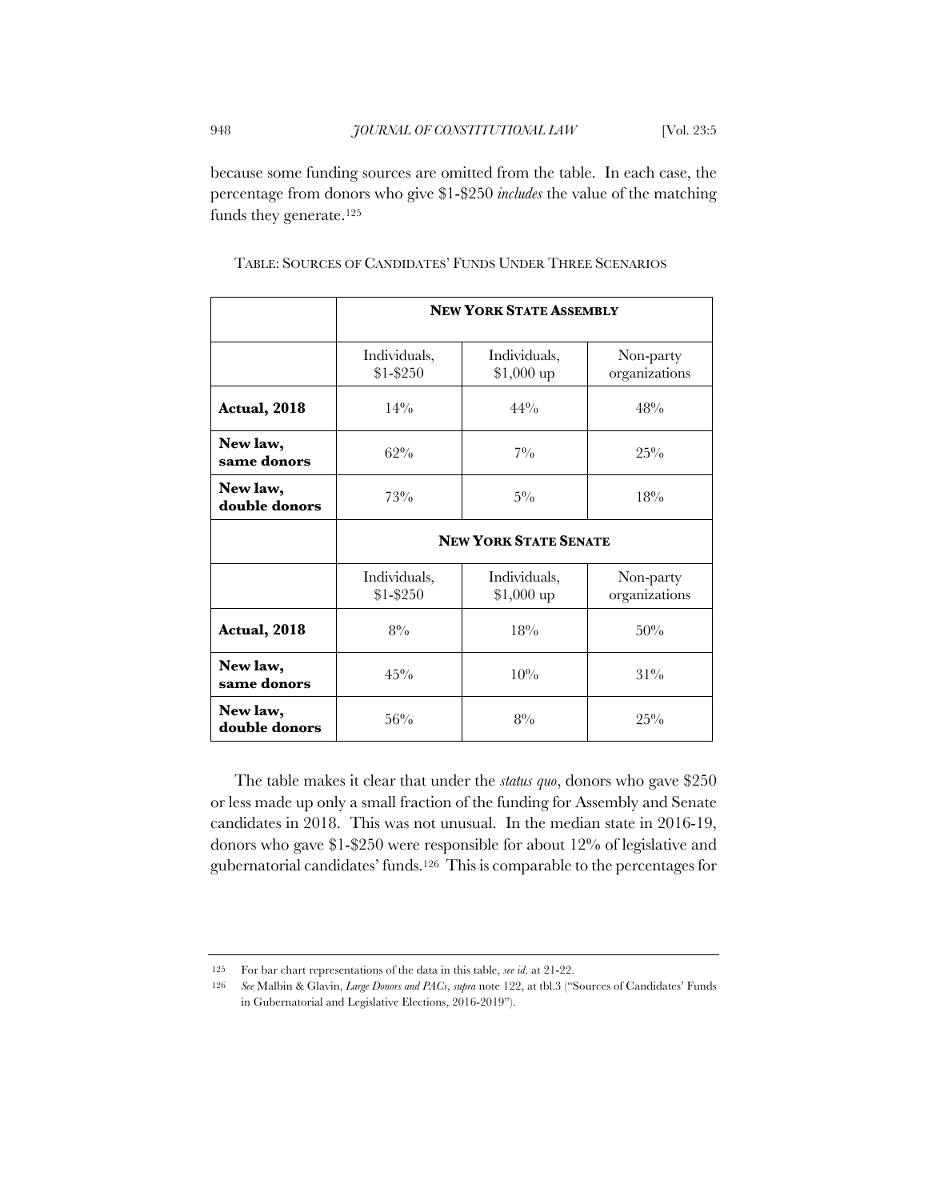because some funding sources are omitted from the table. In each case, the percentage from donors who give $1-$250 *includes* the value of the matching funds they generate.[125]

TABLE: SOURCES OF CANDIDATES' FUNDS UNDER THREE SCENARIOS

| | **NEW YORK STATE ASSEMBLY** | | |
|---|---|---|---|
| | Individuals, $1-$250 | Individuals, $1,000 up | Non-party organizations |
| **Actual, 2018** | 14% | 44% | 48% |
| **New law, same donors** | 62% | 7% | 25% |
| **New law, double donors** | 73% | 5% | 18% |
| | **NEW YORK STATE SENATE** | | |
| | Individuals, $1-$250 | Individuals, $1,000 up | Non-party organizations |
| **Actual, 2018** | 8% | 18% | 50% |
| **New law, same donors** | 45% | 10% | 31% |
| **New law, double donors** | 56% | 8% | 25% |

The table makes it clear that under the *status quo*, donors who gave $250 or less made up only a small fraction of the funding for Assembly and Senate candidates in 2018. This was not unusual. In the median state in 2016-19, donors who gave $1-$250 were responsible for about 12% of legislative and gubernatorial candidates' funds.[126] This is comparable to the percentages for

---

125 For bar chart representations of the data in this table, *see id.* at 21-22.

126 *See* Malbin & Glavin, *Large Donors and PACs*, *supra* note 122, at tbl.3 ("Sources of Candidates' Funds in Gubernatorial and Legislative Elections, 2016-2019").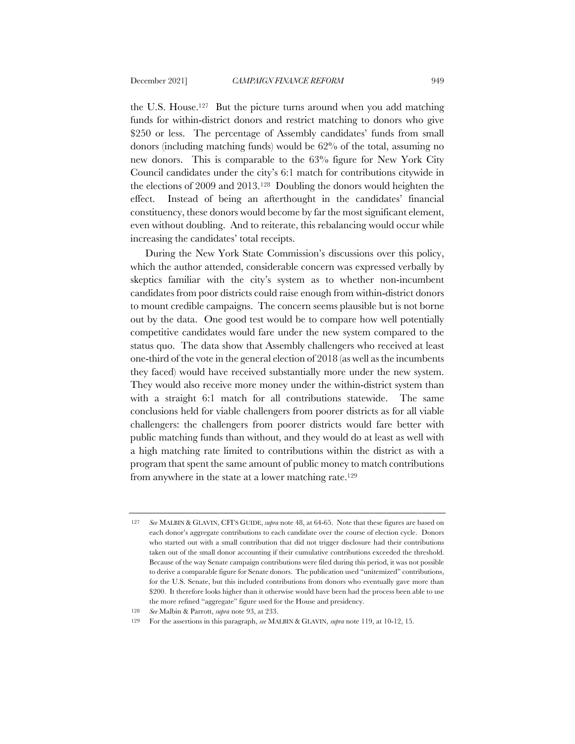the U.S. House.[127] But the picture turns around when you add matching funds for within-district donors and restrict matching to donors who give $250 or less. The percentage of Assembly candidates' funds from small donors (including matching funds) would be 62% of the total, assuming no new donors. This is comparable to the 63% figure for New York City Council candidates under the city's 6:1 match for contributions citywide in the elections of 2009 and 2013.[128] Doubling the donors would heighten the effect. Instead of being an afterthought in the candidates' financial constituency, these donors would become by far the most significant element, even without doubling. And to reiterate, this rebalancing would occur while increasing the candidates' total receipts.

During the New York State Commission's discussions over this policy, which the author attended, considerable concern was expressed verbally by skeptics familiar with the city's system as to whether non-incumbent candidates from poor districts could raise enough from within-district donors to mount credible campaigns. The concern seems plausible but is not borne out by the data. One good test would be to compare how well potentially competitive candidates would fare under the new system compared to the status quo. The data show that Assembly challengers who received at least one-third of the vote in the general election of 2018 (as well as the incumbents they faced) would have received substantially more under the new system. They would also receive more money under the within-district system than with a straight 6:1 match for all contributions statewide. The same conclusions held for viable challengers from poorer districts as for all viable challengers: the challengers from poorer districts would fare better with public matching funds than without, and they would do at least as well with a high matching rate limited to contributions within the district as with a program that spent the same amount of public money to match contributions from anywhere in the state at a lower matching rate.[129]

---

[127] *See* MALBIN & GLAVIN, CFI'S GUIDE, *supra* note 48, at 64-65. Note that these figures are based on each donor's aggregate contributions to each candidate over the course of election cycle. Donors who started out with a small contribution that did not trigger disclosure had their contributions taken out of the small donor accounting if their cumulative contributions exceeded the threshold. Because of the way Senate campaign contributions were filed during this period, it was not possible to derive a comparable figure for Senate donors. The publication used "unitemized" contributions, for the U.S. Senate, but this included contributions from donors who eventually gave more than $200. It therefore looks higher than it otherwise would have been had the process been able to use the more refined "aggregate" figure used for the House and presidency.

[128] *See* Malbin & Parrott, *supra* note 93, at 233.

[129] For the assertions in this paragraph, *see* MALBIN & GLAVIN, *supra* note 119, at 10-12, 15.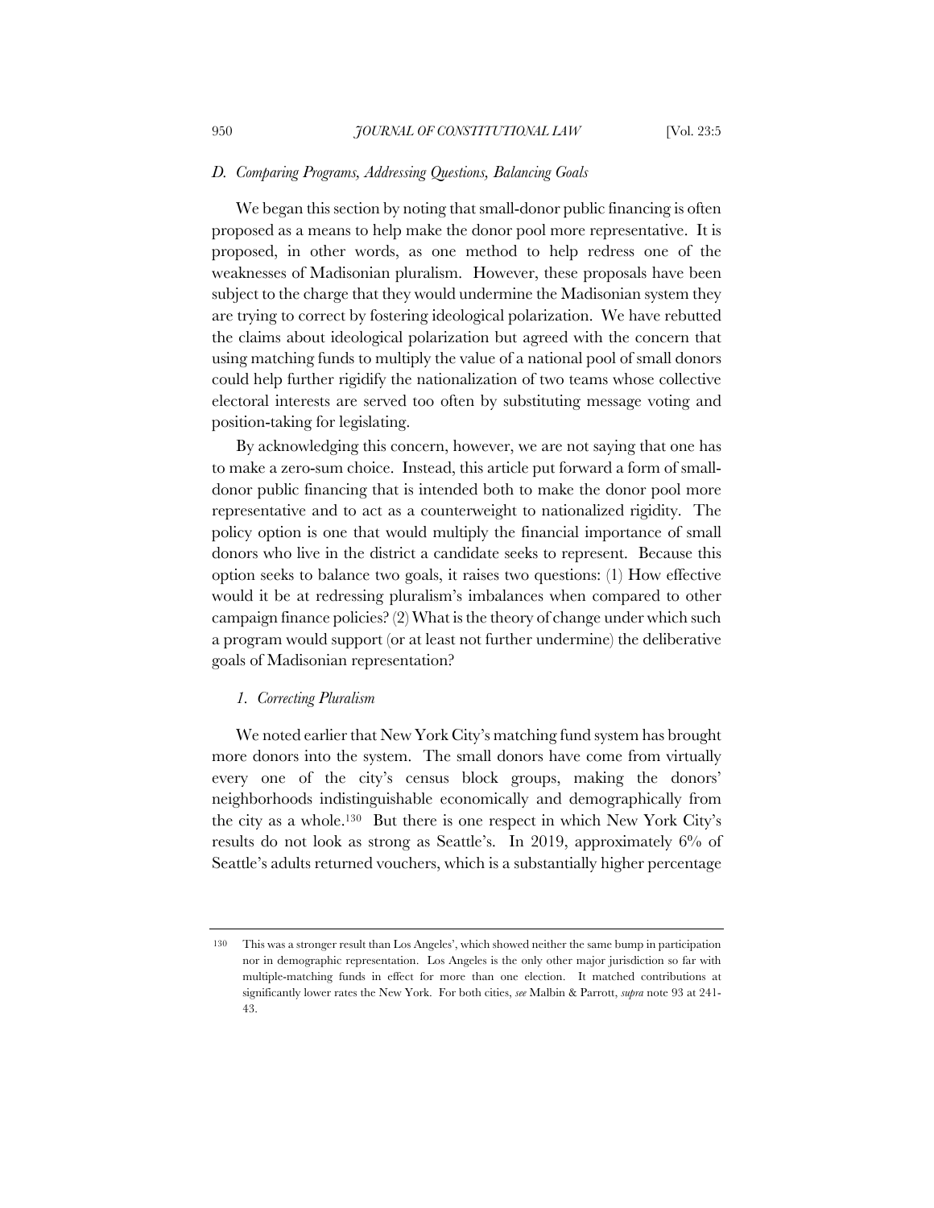### *D. Comparing Programs, Addressing Questions, Balancing Goals*

We began this section by noting that small-donor public financing is often proposed as a means to help make the donor pool more representative. It is proposed, in other words, as one method to help redress one of the weaknesses of Madisonian pluralism. However, these proposals have been subject to the charge that they would undermine the Madisonian system they are trying to correct by fostering ideological polarization. We have rebutted the claims about ideological polarization but agreed with the concern that using matching funds to multiply the value of a national pool of small donors could help further rigidify the nationalization of two teams whose collective electoral interests are served too often by substituting message voting and position-taking for legislating.

By acknowledging this concern, however, we are not saying that one has to make a zero-sum choice. Instead, this article put forward a form of small-donor public financing that is intended both to make the donor pool more representative and to act as a counterweight to nationalized rigidity. The policy option is one that would multiply the financial importance of small donors who live in the district a candidate seeks to represent. Because this option seeks to balance two goals, it raises two questions: (1) How effective would it be at redressing pluralism's imbalances when compared to other campaign finance policies? (2) What is the theory of change under which such a program would support (or at least not further undermine) the deliberative goals of Madisonian representation?

#### *1. Correcting Pluralism*

We noted earlier that New York City's matching fund system has brought more donors into the system. The small donors have come from virtually every one of the city's census block groups, making the donors' neighborhoods indistinguishable economically and demographically from the city as a whole.[130] But there is one respect in which New York City's results do not look as strong as Seattle's. In 2019, approximately 6% of Seattle's adults returned vouchers, which is a substantially higher percentage

---

[130] This was a stronger result than Los Angeles', which showed neither the same bump in participation nor in demographic representation. Los Angeles is the only other major jurisdiction so far with multiple-matching funds in effect for more than one election. It matched contributions at significantly lower rates the New York. For both cities, *see* Malbin & Parrott, *supra* note 93 at 241-43.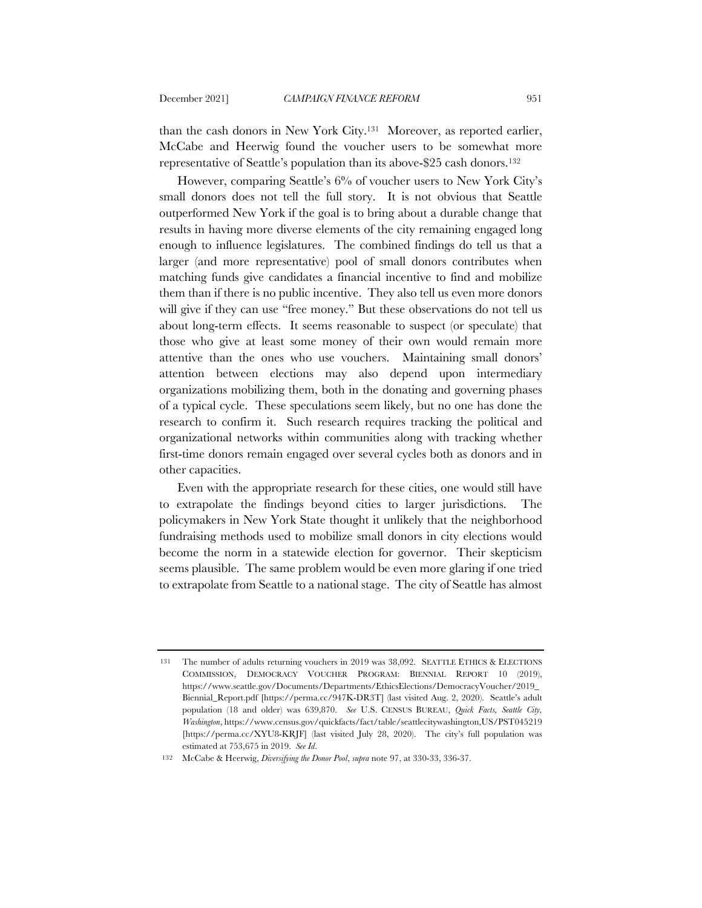than the cash donors in New York City.[131] Moreover, as reported earlier, McCabe and Heerwig found the voucher users to be somewhat more representative of Seattle's population than its above-$25 cash donors.[132]

However, comparing Seattle's 6% of voucher users to New York City's small donors does not tell the full story. It is not obvious that Seattle outperformed New York if the goal is to bring about a durable change that results in having more diverse elements of the city remaining engaged long enough to influence legislatures. The combined findings do tell us that a larger (and more representative) pool of small donors contributes when matching funds give candidates a financial incentive to find and mobilize them than if there is no public incentive. They also tell us even more donors will give if they can use "free money." But these observations do not tell us about long-term effects. It seems reasonable to suspect (or speculate) that those who give at least some money of their own would remain more attentive than the ones who use vouchers. Maintaining small donors' attention between elections may also depend upon intermediary organizations mobilizing them, both in the donating and governing phases of a typical cycle. These speculations seem likely, but no one has done the research to confirm it. Such research requires tracking the political and organizational networks within communities along with tracking whether first-time donors remain engaged over several cycles both as donors and in other capacities.

Even with the appropriate research for these cities, one would still have to extrapolate the findings beyond cities to larger jurisdictions. The policymakers in New York State thought it unlikely that the neighborhood fundraising methods used to mobilize small donors in city elections would become the norm in a statewide election for governor. Their skepticism seems plausible. The same problem would be even more glaring if one tried to extrapolate from Seattle to a national stage. The city of Seattle has almost

---

131 The number of adults returning vouchers in 2019 was 38,092. SEATTLE ETHICS & ELECTIONS COMMISSION, DEMOCRACY VOUCHER PROGRAM: BIENNIAL REPORT 10 (2019), https://www.seattle.gov/Documents/Departments/EthicsElections/DemocracyVoucher/2019_Biennial_Report.pdf [https://perma.cc/947K-DR3T] (last visited Aug. 2, 2020). Seattle's adult population (18 and older) was 639,870. *See* U.S. CENSUS BUREAU, *Quick Facts, Seattle City, Washington*, https://www.census.gov/quickfacts/fact/table/seattlecitywashington,US/PST045219 [https://perma.cc/XYU8-KRJF] (last visited July 28, 2020). The city's full population was estimated at 753,675 in 2019. *See Id.*

132 McCabe & Heerwig, *Diversifying the Donor Pool*, *supra* note 97, at 330-33, 336-37.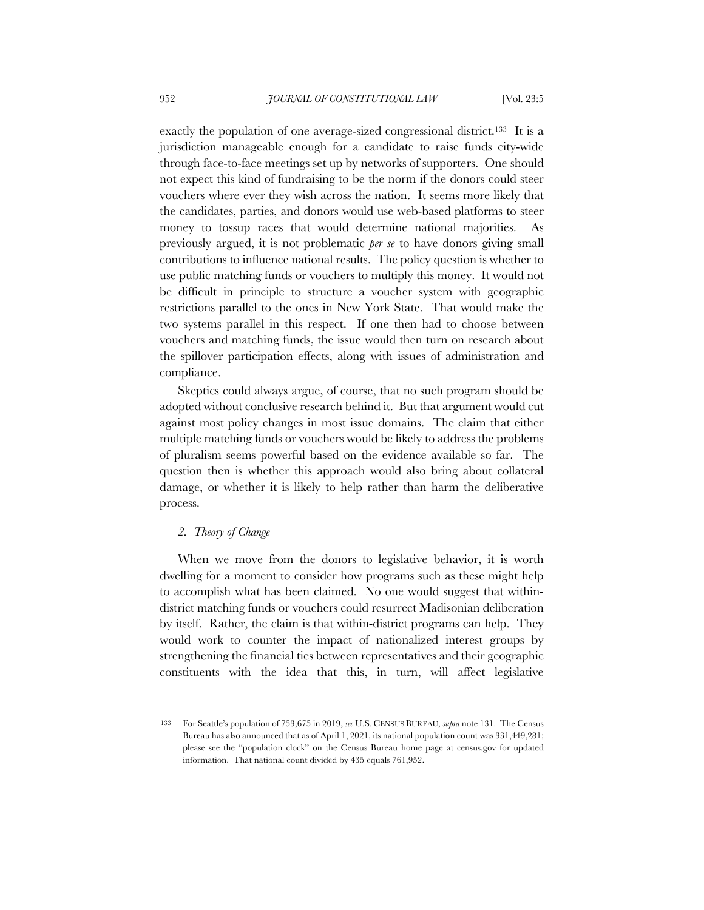exactly the population of one average-sized congressional district.[133] It is a jurisdiction manageable enough for a candidate to raise funds city-wide through face-to-face meetings set up by networks of supporters. One should not expect this kind of fundraising to be the norm if the donors could steer vouchers where ever they wish across the nation. It seems more likely that the candidates, parties, and donors would use web-based platforms to steer money to tossup races that would determine national majorities. As previously argued, it is not problematic *per se* to have donors giving small contributions to influence national results. The policy question is whether to use public matching funds or vouchers to multiply this money. It would not be difficult in principle to structure a voucher system with geographic restrictions parallel to the ones in New York State. That would make the two systems parallel in this respect. If one then had to choose between vouchers and matching funds, the issue would then turn on research about the spillover participation effects, along with issues of administration and compliance.

Skeptics could always argue, of course, that no such program should be adopted without conclusive research behind it. But that argument would cut against most policy changes in most issue domains. The claim that either multiple matching funds or vouchers would be likely to address the problems of pluralism seems powerful based on the evidence available so far. The question then is whether this approach would also bring about collateral damage, or whether it is likely to help rather than harm the deliberative process.

### *2. Theory of Change*

When we move from the donors to legislative behavior, it is worth dwelling for a moment to consider how programs such as these might help to accomplish what has been claimed. No one would suggest that within-district matching funds or vouchers could resurrect Madisonian deliberation by itself. Rather, the claim is that within-district programs can help. They would work to counter the impact of nationalized interest groups by strengthening the financial ties between representatives and their geographic constituents with the idea that this, in turn, will affect legislative

---

[133] For Seattle's population of 753,675 in 2019, *see* U.S. CENSUS BUREAU, *supra* note 131. The Census Bureau has also announced that as of April 1, 2021, its national population count was 331,449,281; please see the "population clock" on the Census Bureau home page at census.gov for updated information. That national count divided by 435 equals 761,952.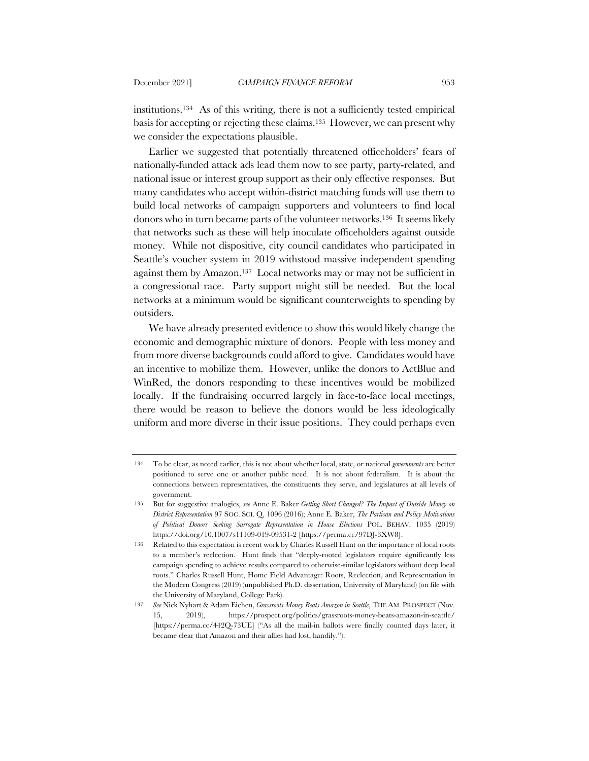institutions.[134] As of this writing, there is not a sufficiently tested empirical basis for accepting or rejecting these claims.[135] However, we can present why we consider the expectations plausible.

Earlier we suggested that potentially threatened officeholders' fears of nationally-funded attack ads lead them now to see party, party-related, and national issue or interest group support as their only effective responses. But many candidates who accept within-district matching funds will use them to build local networks of campaign supporters and volunteers to find local donors who in turn became parts of the volunteer networks.[136] It seems likely that networks such as these will help inoculate officeholders against outside money. While not dispositive, city council candidates who participated in Seattle's voucher system in 2019 withstood massive independent spending against them by Amazon.[137] Local networks may or may not be sufficient in a congressional race. Party support might still be needed. But the local networks at a minimum would be significant counterweights to spending by outsiders.

We have already presented evidence to show this would likely change the economic and demographic mixture of donors. People with less money and from more diverse backgrounds could afford to give. Candidates would have an incentive to mobilize them. However, unlike the donors to ActBlue and WinRed, the donors responding to these incentives would be mobilized locally. If the fundraising occurred largely in face-to-face local meetings, there would be reason to believe the donors would be less ideologically uniform and more diverse in their issue positions. They could perhaps even

---

[134] To be clear, as noted earlier, this is not about whether local, state, or national *governments* are better positioned to serve one or another public need. It is not about federalism. It is about the connections between representatives, the constituents they serve, and legislatures at all levels of government.

[135] But for suggestive analogies, *see* Anne E. Baker *Getting Short Changed? The Impact of Outside Money on District Representation* 97 SOC. SCI. Q. 1096 (2016); Anne E. Baker, *The Partisan and Policy Motivations of Political Donors Seeking Surrogate Representation in House Elections* POL. BEHAV. 1035 (2019) https://doi.org/10.1007/s11109-019-09531-2 [https://perma.cc/97DJ-3XW8].

[136] Related to this expectation is recent work by Charles Russell Hunt on the importance of local roots to a member's reelection. Hunt finds that "deeply-rooted legislators require significantly less campaign spending to achieve results compared to otherwise-similar legislators without deep local roots." Charles Russell Hunt, Home Field Advantage: Roots, Reelection, and Representation in the Modern Congress (2019) (unpublished Ph.D. dissertation, University of Maryland) (on file with the University of Maryland, College Park).

[137] *See* Nick Nyhart & Adam Eichen, *Grassroots Money Beats Amazon in Seattle*, THE AM. PROSPECT (Nov. 15, 2019), https://prospect.org/politics/grassroots-money-beats-amazon-in-seattle/ [https://perma.cc/442Q-73UE] ("As all the mail-in ballots were finally counted days later, it became clear that Amazon and their allies had lost, handily.").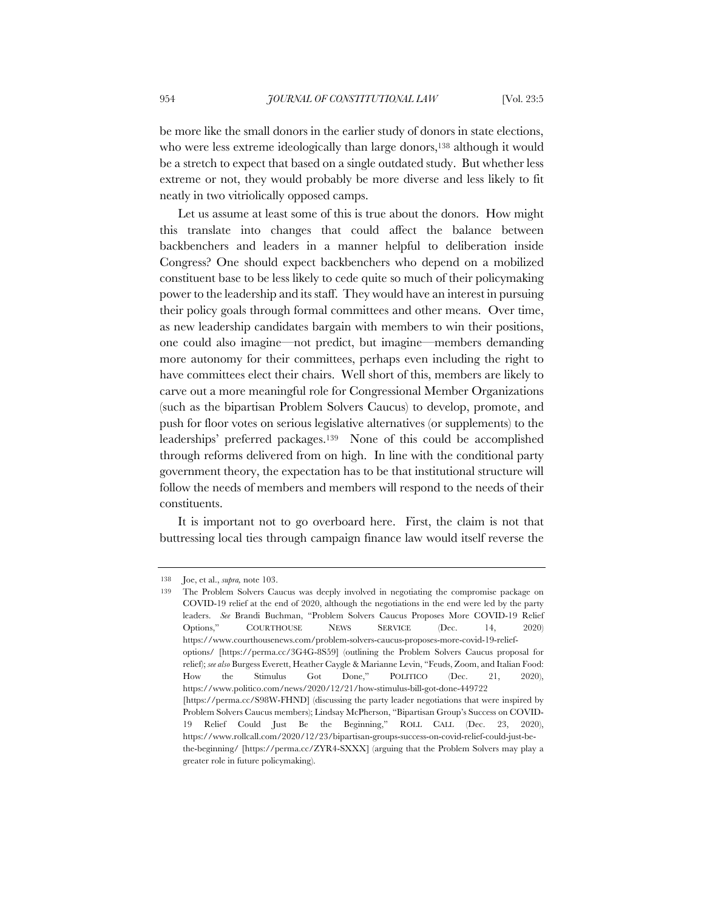be more like the small donors in the earlier study of donors in state elections, who were less extreme ideologically than large donors,[138] although it would be a stretch to expect that based on a single outdated study. But whether less extreme or not, they would probably be more diverse and less likely to fit neatly in two vitriolically opposed camps.

Let us assume at least some of this is true about the donors. How might this translate into changes that could affect the balance between backbenchers and leaders in a manner helpful to deliberation inside Congress? One should expect backbenchers who depend on a mobilized constituent base to be less likely to cede quite so much of their policymaking power to the leadership and its staff. They would have an interest in pursuing their policy goals through formal committees and other means. Over time, as new leadership candidates bargain with members to win their positions, one could also imagine—not predict, but imagine—members demanding more autonomy for their committees, perhaps even including the right to have committees elect their chairs. Well short of this, members are likely to carve out a more meaningful role for Congressional Member Organizations (such as the bipartisan Problem Solvers Caucus) to develop, promote, and push for floor votes on serious legislative alternatives (or supplements) to the leaderships' preferred packages.[139] None of this could be accomplished through reforms delivered from on high. In line with the conditional party government theory, the expectation has to be that institutional structure will follow the needs of members and members will respond to the needs of their constituents.

It is important not to go overboard here. First, the claim is not that buttressing local ties through campaign finance law would itself reverse the

---

138 Joe, et al., *supra*, note 103.

139 The Problem Solvers Caucus was deeply involved in negotiating the compromise package on COVID-19 relief at the end of 2020, although the negotiations in the end were led by the party leaders. *See* Brandi Buchman, "Problem Solvers Caucus Proposes More COVID-19 Relief Options," COURTHOUSE NEWS SERVICE (Dec. 14, 2020) https://www.courthousenews.com/problem-solvers-caucus-proposes-more-covid-19-relief-options/ [https://perma.cc/3G4G-8S59] (outlining the Problem Solvers Caucus proposal for relief); *see also* Burgess Everett, Heather Caygle & Marianne Levin, "Feuds, Zoom, and Italian Food: How the Stimulus Got Done," POLITICO (Dec. 21, 2020), https://www.politico.com/news/2020/12/21/how-stimulus-bill-got-done-449722 [https://perma.cc/S98W-FHND] (discussing the party leader negotiations that were inspired by Problem Solvers Caucus members); Lindsay McPherson, "Bipartisan Group's Success on COVID-19 Relief Could Just Be the Beginning," ROLL CALL (Dec. 23, 2020), https://www.rollcall.com/2020/12/23/bipartisan-groups-success-on-covid-relief-could-just-be-the-beginning/ [https://perma.cc/ZYR4-SXXX] (arguing that the Problem Solvers may play a greater role in future policymaking).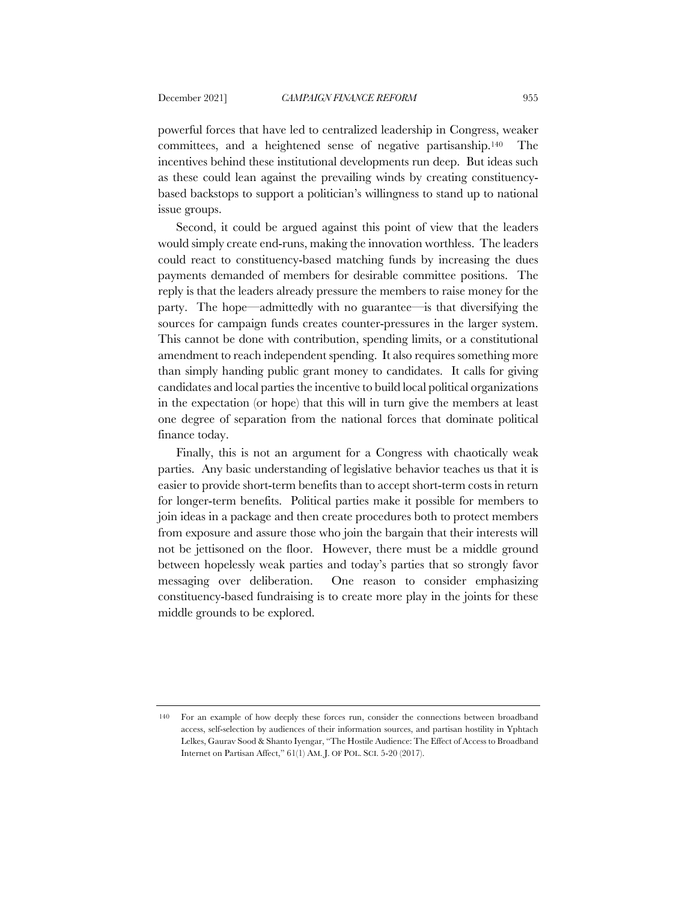powerful forces that have led to centralized leadership in Congress, weaker committees, and a heightened sense of negative partisanship.[140] The incentives behind these institutional developments run deep. But ideas such as these could lean against the prevailing winds by creating constituency-based backstops to support a politician's willingness to stand up to national issue groups.

Second, it could be argued against this point of view that the leaders would simply create end-runs, making the innovation worthless. The leaders could react to constituency-based matching funds by increasing the dues payments demanded of members for desirable committee positions. The reply is that the leaders already pressure the members to raise money for the party. The hope—admittedly with no guarantee—is that diversifying the sources for campaign funds creates counter-pressures in the larger system. This cannot be done with contribution, spending limits, or a constitutional amendment to reach independent spending. It also requires something more than simply handing public grant money to candidates. It calls for giving candidates and local parties the incentive to build local political organizations in the expectation (or hope) that this will in turn give the members at least one degree of separation from the national forces that dominate political finance today.

Finally, this is not an argument for a Congress with chaotically weak parties. Any basic understanding of legislative behavior teaches us that it is easier to provide short-term benefits than to accept short-term costs in return for longer-term benefits. Political parties make it possible for members to join ideas in a package and then create procedures both to protect members from exposure and assure those who join the bargain that their interests will not be jettisoned on the floor. However, there must be a middle ground between hopelessly weak parties and today's parties that so strongly favor messaging over deliberation. One reason to consider emphasizing constituency-based fundraising is to create more play in the joints for these middle grounds to be explored.

---

[140] For an example of how deeply these forces run, consider the connections between broadband access, self-selection by audiences of their information sources, and partisan hostility in Yphtach Lelkes, Gaurav Sood & Shanto Iyengar, "The Hostile Audience: The Effect of Access to Broadband Internet on Partisan Affect," 61(1) AM. J. OF POL. SCI. 5-20 (2017).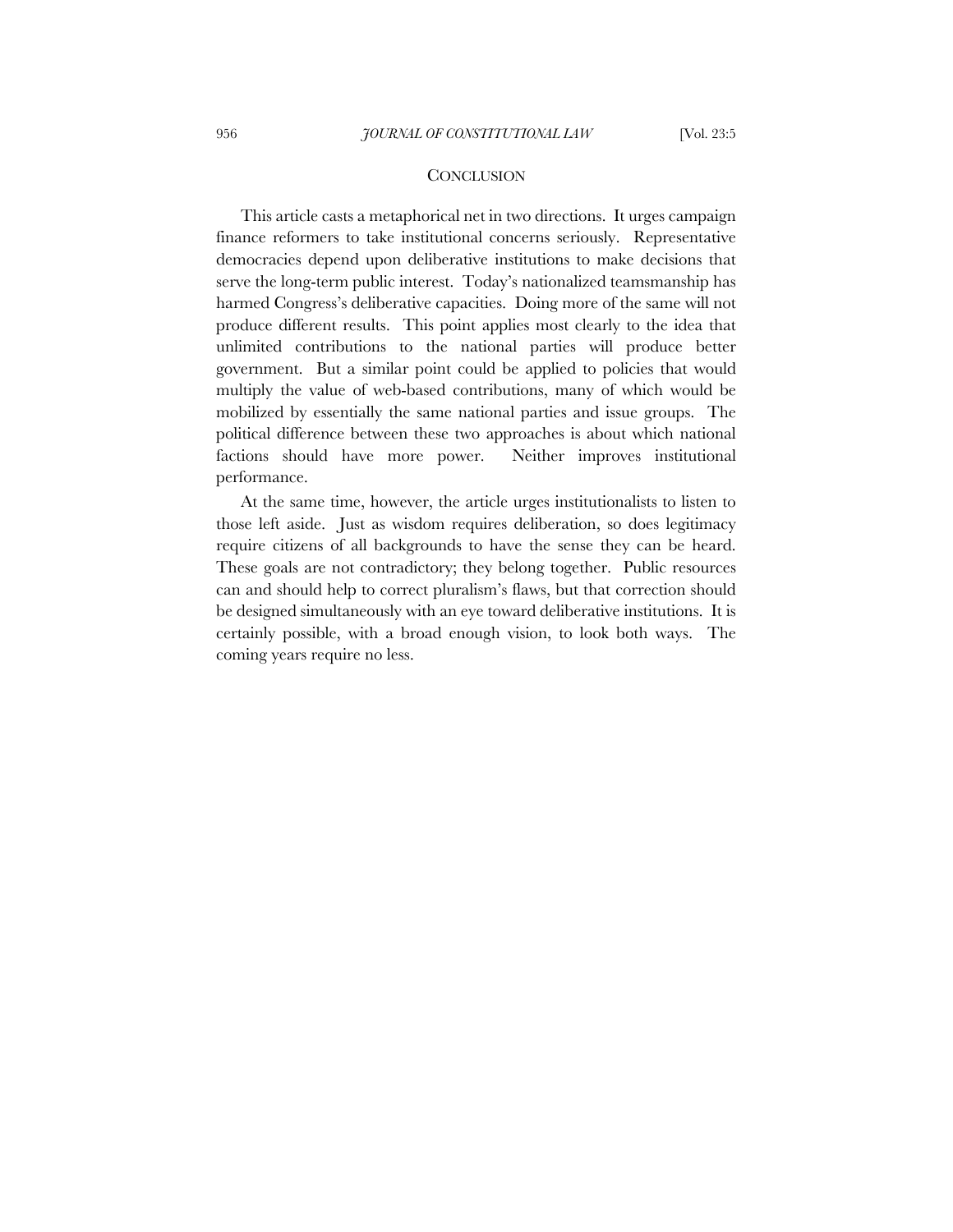## CONCLUSION

This article casts a metaphorical net in two directions. It urges campaign finance reformers to take institutional concerns seriously. Representative democracies depend upon deliberative institutions to make decisions that serve the long-term public interest. Today's nationalized teamsmanship has harmed Congress's deliberative capacities. Doing more of the same will not produce different results. This point applies most clearly to the idea that unlimited contributions to the national parties will produce better government. But a similar point could be applied to policies that would multiply the value of web-based contributions, many of which would be mobilized by essentially the same national parties and issue groups. The political difference between these two approaches is about which national factions should have more power. Neither improves institutional performance.

At the same time, however, the article urges institutionalists to listen to those left aside. Just as wisdom requires deliberation, so does legitimacy require citizens of all backgrounds to have the sense they can be heard. These goals are not contradictory; they belong together. Public resources can and should help to correct pluralism's flaws, but that correction should be designed simultaneously with an eye toward deliberative institutions. It is certainly possible, with a broad enough vision, to look both ways. The coming years require no less.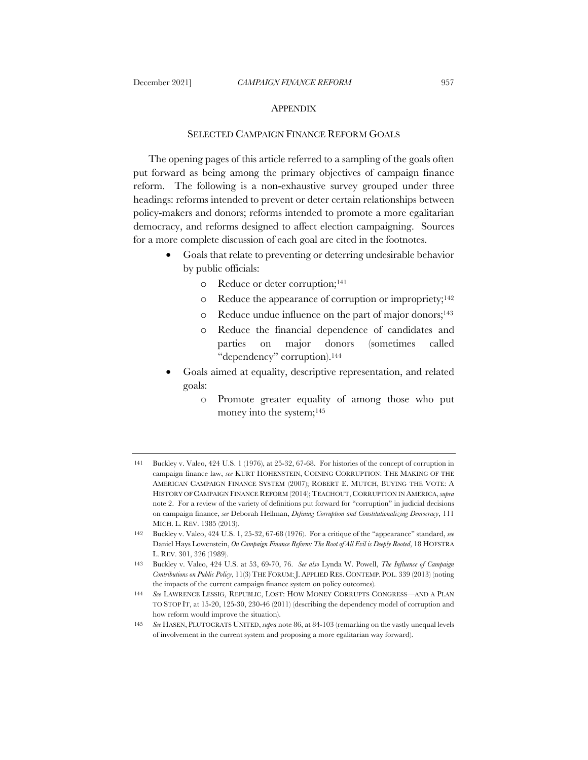## APPENDIX

### SELECTED CAMPAIGN FINANCE REFORM GOALS

The opening pages of this article referred to a sampling of the goals often put forward as being among the primary objectives of campaign finance reform. The following is a non-exhaustive survey grouped under three headings: reforms intended to prevent or deter certain relationships between policy-makers and donors; reforms intended to promote a more egalitarian democracy, and reforms designed to affect election campaigning. Sources for a more complete discussion of each goal are cited in the footnotes.

- Goals that relate to preventing or deterring undesirable behavior by public officials:
  - Reduce or deter corruption;[141]
  - Reduce the appearance of corruption or impropriety;[142]
  - Reduce undue influence on the part of major donors;[143]
  - Reduce the financial dependence of candidates and parties on major donors (sometimes called "dependency" corruption).[144]
- Goals aimed at equality, descriptive representation, and related goals:
  - Promote greater equality of among those who put money into the system;[145]

---

141 Buckley v. Valeo, 424 U.S. 1 (1976), at 25-32, 67-68. For histories of the concept of corruption in campaign finance law, *see* KURT HOHENSTEIN, COINING CORRUPTION: THE MAKING OF THE AMERICAN CAMPAIGN FINANCE SYSTEM (2007); ROBERT E. MUTCH, BUYING THE VOTE: A HISTORY OF CAMPAIGN FINANCE REFORM (2014); TEACHOUT, CORRUPTION IN AMERICA, *supra* note 2. For a review of the variety of definitions put forward for "corruption" in judicial decisions on campaign finance, *see* Deborah Hellman, *Defining Corruption and Constitutionalizing Democracy*, 111 MICH. L. REV. 1385 (2013).

142 Buckley v. Valeo, 424 U.S. 1, 25-32, 67-68 (1976). For a critique of the "appearance" standard, *see* Daniel Hays Lowenstein, *On Campaign Finance Reform: The Root of All Evil is Deeply Rooted*, 18 HOFSTRA L. REV. 301, 326 (1989).

143 Buckley v. Valeo, 424 U.S. at 53, 69-70, 76. *See also* Lynda W. Powell, *The Influence of Campaign Contributions on Public Policy*, 11(3) THE FORUM: J. APPLIED RES. CONTEMP. POL. 339 (2013) (noting the impacts of the current campaign finance system on policy outcomes).

144 *See* LAWRENCE LESSIG, REPUBLIC, LOST: HOW MONEY CORRUPTS CONGRESS—AND A PLAN TO STOP IT, at 15-20, 125-30, 230-46 (2011) (describing the dependency model of corruption and how reform would improve the situation).

145 *See* HASEN, PLUTOCRATS UNITED, *supra* note 86, at 84-103 (remarking on the vastly unequal levels of involvement in the current system and proposing a more egalitarian way forward).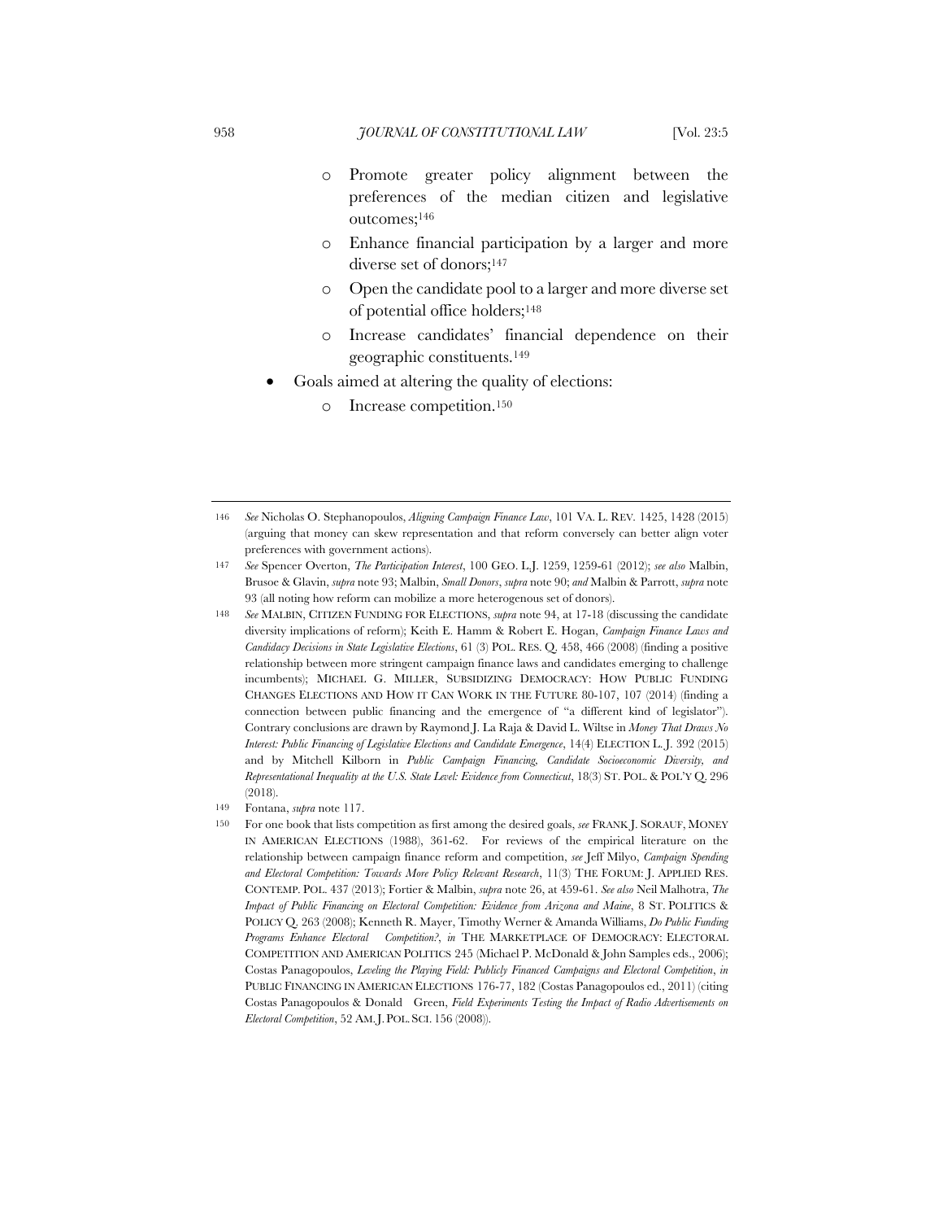- Promote greater policy alignment between the preferences of the median citizen and legislative outcomes;[146]
- Enhance financial participation by a larger and more diverse set of donors;[147]
- Open the candidate pool to a larger and more diverse set of potential office holders;[148]
- Increase candidates' financial dependence on their geographic constituents.[149]

- Goals aimed at altering the quality of elections:
  - Increase competition.[150]

---

146 *See* Nicholas O. Stephanopoulos, *Aligning Campaign Finance Law*, 101 VA. L. REV. 1425, 1428 (2015) (arguing that money can skew representation and that reform conversely can better align voter preferences with government actions).

147 *See* Spencer Overton, *The Participation Interest*, 100 GEO. L.J. 1259, 1259-61 (2012); *see also* Malbin, Brusoe & Glavin, *supra* note 93; Malbin, *Small Donors*, *supra* note 90; *and* Malbin & Parrott, *supra* note 93 (all noting how reform can mobilize a more heterogenous set of donors).

148 *See* MALBIN, CITIZEN FUNDING FOR ELECTIONS, *supra* note 94, at 17-18 (discussing the candidate diversity implications of reform); Keith E. Hamm & Robert E. Hogan, *Campaign Finance Laws and Candidacy Decisions in State Legislative Elections*, 61 (3) POL. RES. Q. 458, 466 (2008) (finding a positive relationship between more stringent campaign finance laws and candidates emerging to challenge incumbents); MICHAEL G. MILLER, SUBSIDIZING DEMOCRACY: HOW PUBLIC FUNDING CHANGES ELECTIONS AND HOW IT CAN WORK IN THE FUTURE 80-107, 107 (2014) (finding a connection between public financing and the emergence of "a different kind of legislator"). Contrary conclusions are drawn by Raymond J. La Raja & David L. Wiltse in *Money That Draws No Interest: Public Financing of Legislative Elections and Candidate Emergence*, 14(4) ELECTION L. J. 392 (2015) and by Mitchell Kilborn in *Public Campaign Financing, Candidate Socioeconomic Diversity, and Representational Inequality at the U.S. State Level: Evidence from Connecticut*, 18(3) ST. POL. & POL'Y Q. 296 (2018).

149 Fontana, *supra* note 117.

150 For one book that lists competition as first among the desired goals, *see* FRANK J. SORAUF, MONEY IN AMERICAN ELECTIONS (1988), 361-62. For reviews of the empirical literature on the relationship between campaign finance reform and competition, *see* Jeff Milyo, *Campaign Spending and Electoral Competition: Towards More Policy Relevant Research*, 11(3) THE FORUM: J. APPLIED RES. CONTEMP. POL. 437 (2013); Fortier & Malbin, *supra* note 26, at 459-61. *See also* Neil Malhotra, *The Impact of Public Financing on Electoral Competition: Evidence from Arizona and Maine*, 8 ST. POLITICS & POLICY Q. 263 (2008); Kenneth R. Mayer, Timothy Werner & Amanda Williams, *Do Public Funding Programs Enhance Electoral Competition?*, *in* THE MARKETPLACE OF DEMOCRACY: ELECTORAL COMPETITION AND AMERICAN POLITICS 245 (Michael P. McDonald & John Samples eds., 2006); Costas Panagopoulos, *Leveling the Playing Field: Publicly Financed Campaigns and Electoral Competition*, *in* PUBLIC FINANCING IN AMERICAN ELECTIONS 176-77, 182 (Costas Panagopoulos ed., 2011) (citing Costas Panagopoulos & Donald Green, *Field Experiments Testing the Impact of Radio Advertisements on Electoral Competition*, 52 AM. J. POL. SCI. 156 (2008)).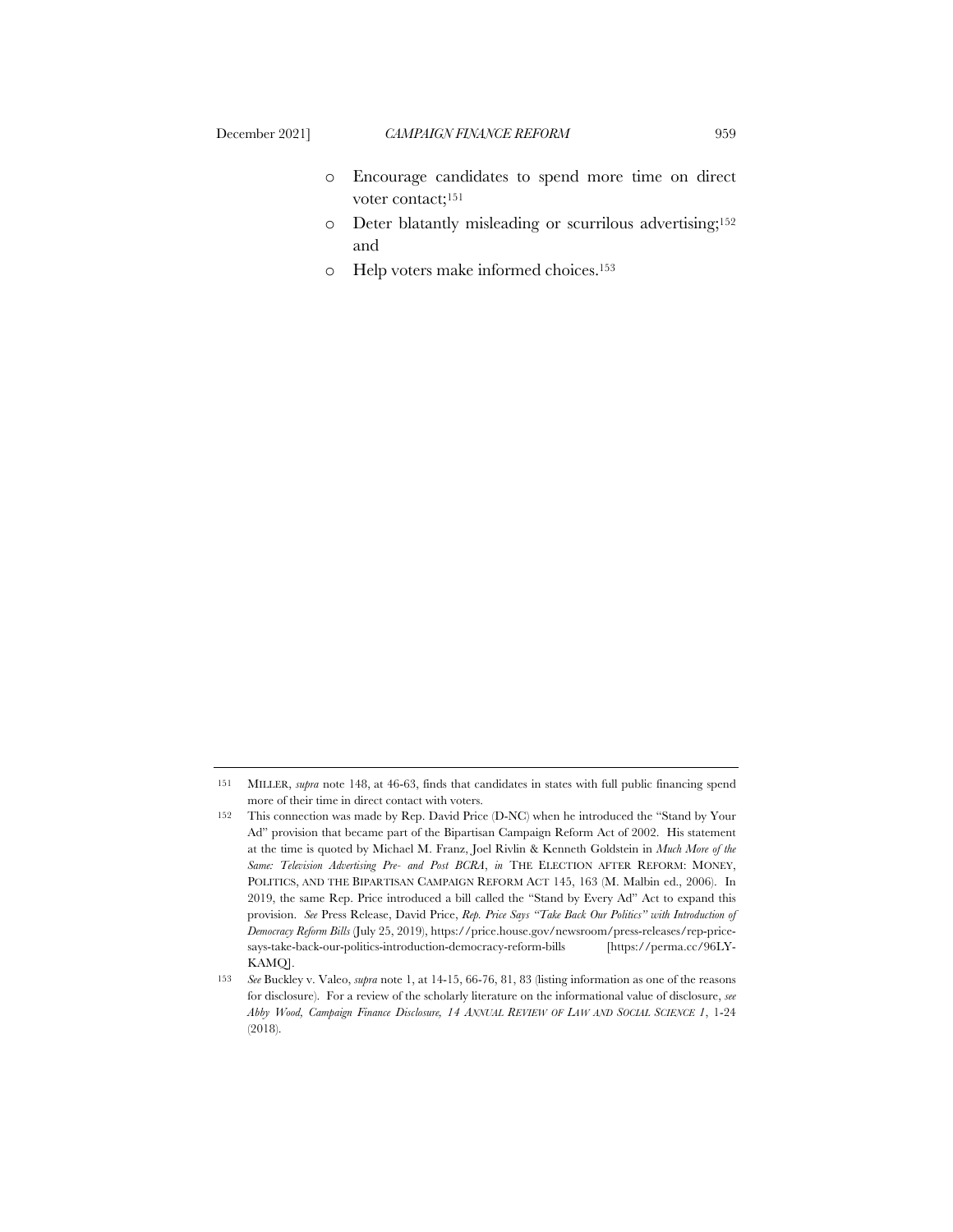- Encourage candidates to spend more time on direct voter contact;[151]
- Deter blatantly misleading or scurrilous advertising;[152] and
- Help voters make informed choices.[153]

---

[151] MILLER, *supra* note 148, at 46-63, finds that candidates in states with full public financing spend more of their time in direct contact with voters.

[152] This connection was made by Rep. David Price (D-NC) when he introduced the "Stand by Your Ad" provision that became part of the Bipartisan Campaign Reform Act of 2002. His statement at the time is quoted by Michael M. Franz, Joel Rivlin & Kenneth Goldstein in *Much More of the Same: Television Advertising Pre- and Post BCRA*, *in* THE ELECTION AFTER REFORM: MONEY, POLITICS, AND THE BIPARTISAN CAMPAIGN REFORM ACT 145, 163 (M. Malbin ed., 2006). In 2019, the same Rep. Price introduced a bill called the "Stand by Every Ad" Act to expand this provision. *See* Press Release, David Price, *Rep. Price Says "Take Back Our Politics" with Introduction of Democracy Reform Bills* (July 25, 2019), https://price.house.gov/newsroom/press-releases/rep-price-says-take-back-our-politics-introduction-democracy-reform-bills [https://perma.cc/96LY-KAMQ].

[153] *See* Buckley v. Valeo, *supra* note 1, at 14-15, 66-76, 81, 83 (listing information as one of the reasons for disclosure). For a review of the scholarly literature on the informational value of disclosure, *see Abby Wood, Campaign Finance Disclosure, 14 ANNUAL REVIEW OF LAW AND SOCIAL SCIENCE 1*, 1-24 (2018).